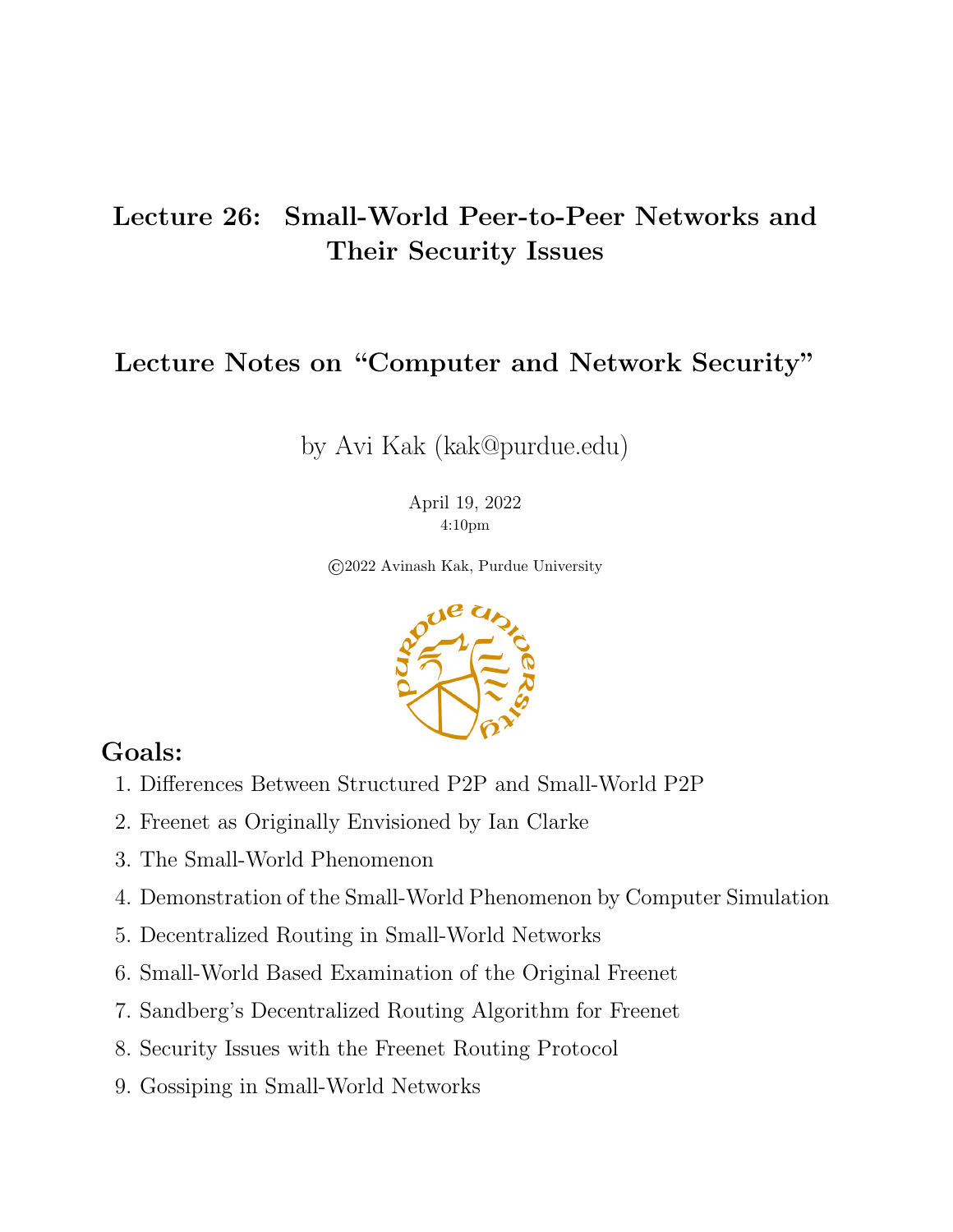# Lecture 26: Small-World Peer-to-Peer Networks and Their Security Issues

## Lecture Notes on "Computer and Network Security"

by Avi Kak (kak@purdue.edu)

April 19, 2022
4:10pm

©2022 Avinash Kak, Purdue University

## Goals:

1. Differences Between Structured P2P and Small-World P2P
2. Freenet as Originally Envisioned by Ian Clarke
3. The Small-World Phenomenon
4. Demonstration of the Small-World Phenomenon by Computer Simulation
5. Decentralized Routing in Small-World Networks
6. Small-World Based Examination of the Original Freenet
7. Sandberg's Decentralized Routing Algorithm for Freenet
8. Security Issues with the Freenet Routing Protocol
9. Gossiping in Small-World Networks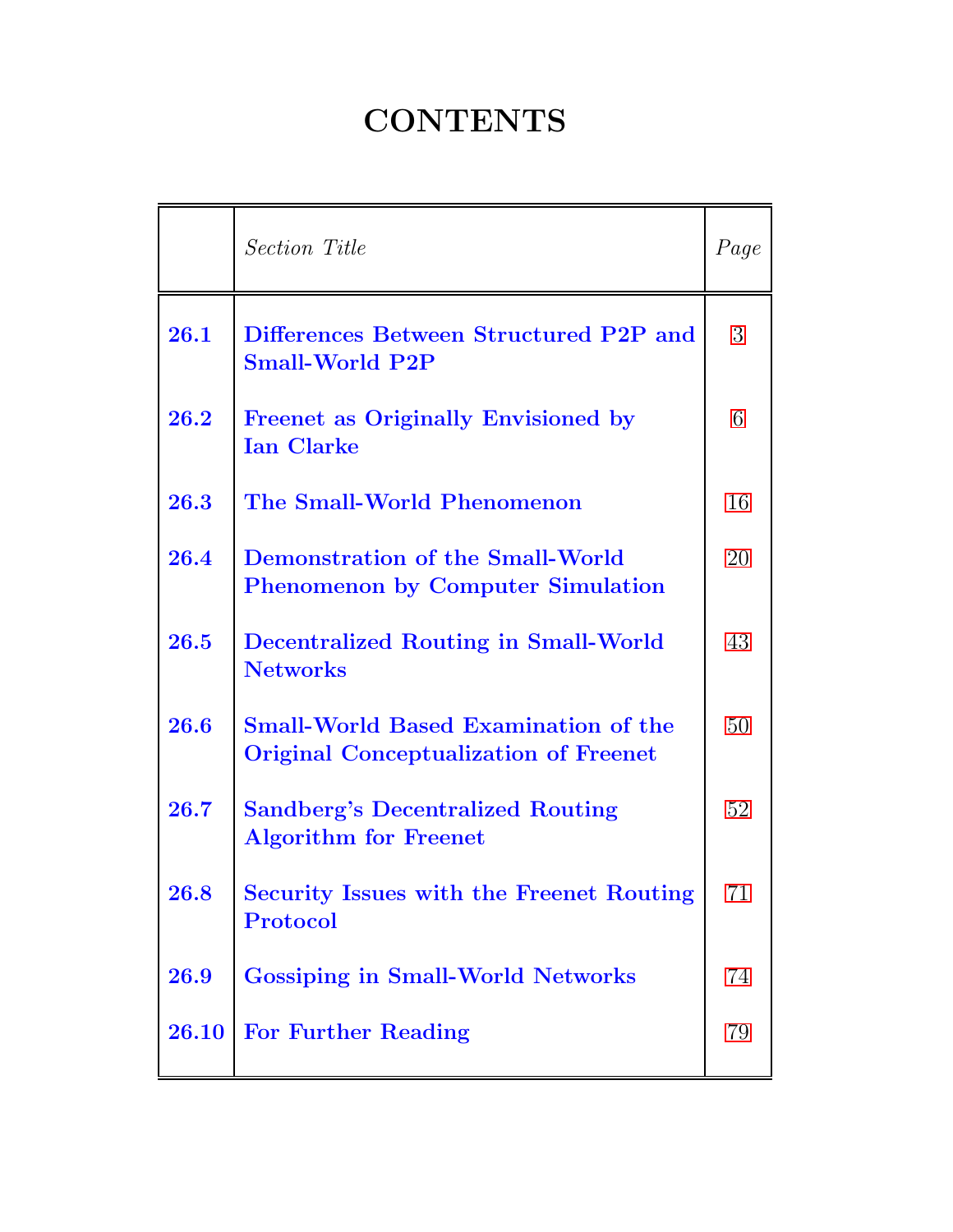# CONTENTS

| | *Section Title* | *Page* |
|---|---|---|
| **26.1** | **Differences Between Structured P2P and Small-World P2P** | 3 |
| **26.2** | **Freenet as Originally Envisioned by Ian Clarke** | 6 |
| **26.3** | **The Small-World Phenomenon** | 16 |
| **26.4** | **Demonstration of the Small-World Phenomenon by Computer Simulation** | 20 |
| **26.5** | **Decentralized Routing in Small-World Networks** | 43 |
| **26.6** | **Small-World Based Examination of the Original Conceptualization of Freenet** | 50 |
| **26.7** | **Sandberg's Decentralized Routing Algorithm for Freenet** | 52 |
| **26.8** | **Security Issues with the Freenet Routing Protocol** | 71 |
| **26.9** | **Gossiping in Small-World Networks** | 74 |
| **26.10** | **For Further Reading** | 79 |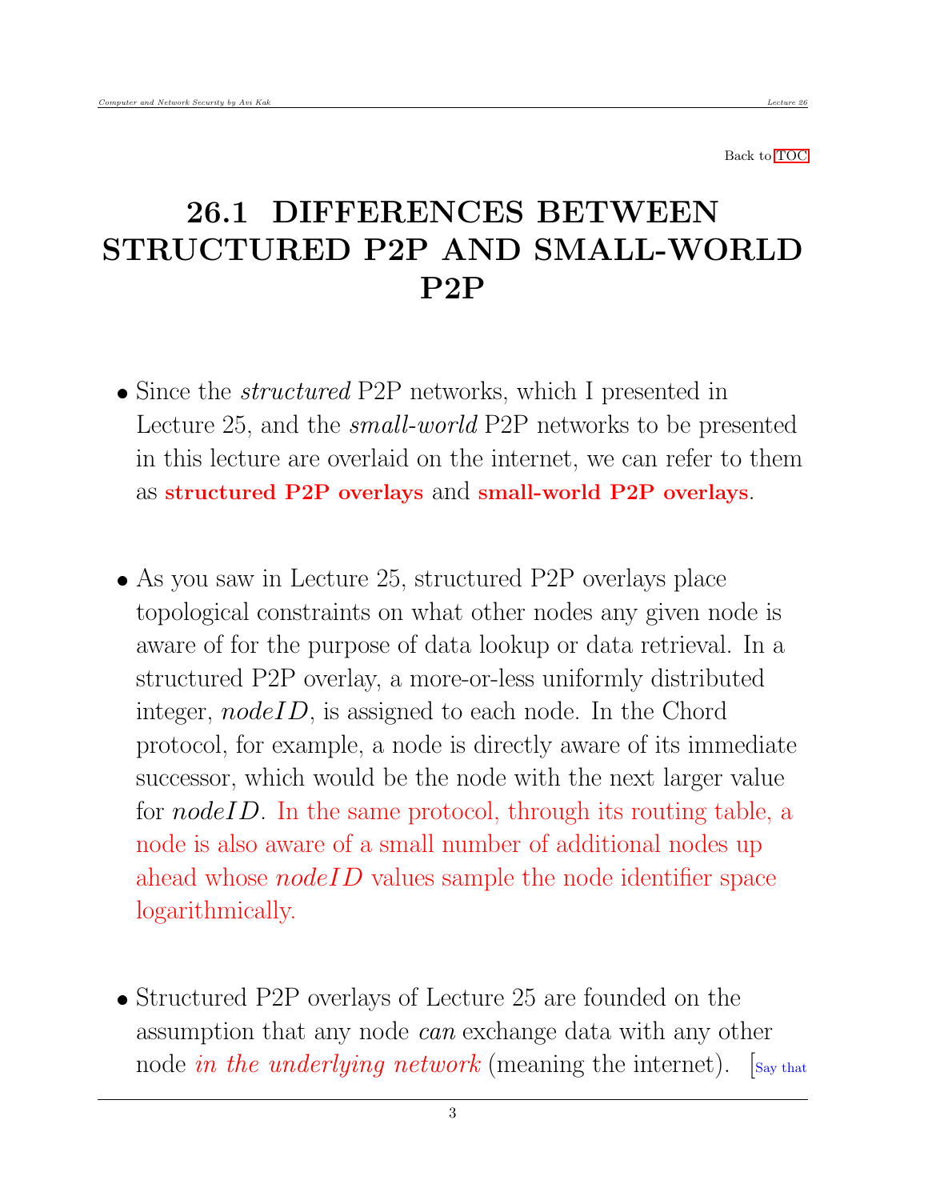Back to TOC

# 26.1 DIFFERENCES BETWEEN STRUCTURED P2P AND SMALL-WORLD P2P

- Since the *structured* P2P networks, which I presented in Lecture 25, and the *small-world* P2P networks to be presented in this lecture are overlaid on the internet, we can refer to them as **structured P2P overlays** and **small-world P2P overlays**.

- As you saw in Lecture 25, structured P2P overlays place topological constraints on what other nodes any given node is aware of for the purpose of data lookup or data retrieval. In a structured P2P overlay, a more-or-less uniformly distributed integer, *nodeID*, is assigned to each node. In the Chord protocol, for example, a node is directly aware of its immediate successor, which would be the node with the next larger value for *nodeID*. In the same protocol, through its routing table, a node is also aware of a small number of additional nodes up ahead whose *nodeID* values sample the node identifier space logarithmically.

- Structured P2P overlays of Lecture 25 are founded on the assumption that any node *can* exchange data with any other node *in the underlying network* (meaning the internet). [Say that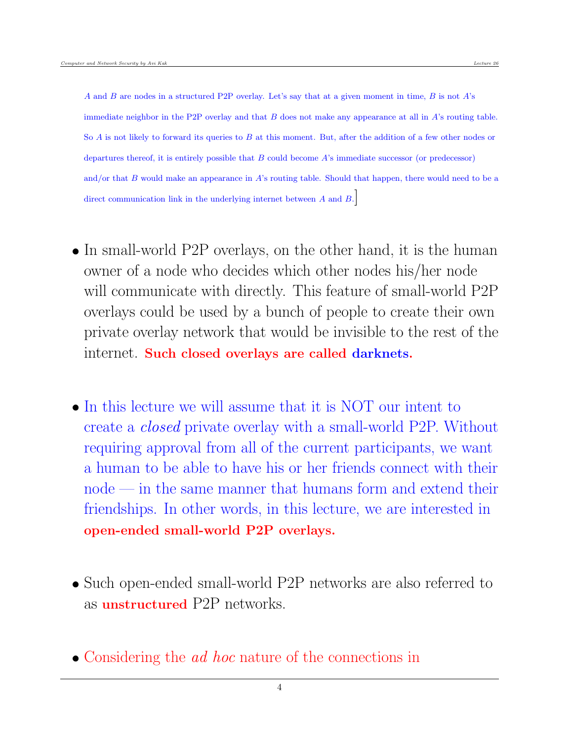$A$ and $B$ are nodes in a structured P2P overlay. Let's say that at a given moment in time, $B$ is not $A$'s immediate neighbor in the P2P overlay and that $B$ does not make any appearance at all in $A$'s routing table. So $A$ is not likely to forward its queries to $B$ at this moment. But, after the addition of a few other nodes or departures thereof, it is entirely possible that $B$ could become $A$'s immediate successor (or predecessor) and/or that $B$ would make an appearance in $A$'s routing table. Should that happen, there would need to be a direct communication link in the underlying internet between $A$ and $B$.]

- In small-world P2P overlays, on the other hand, it is the human owner of a node who decides which other nodes his/her node will communicate with directly. This feature of small-world P2P overlays could be used by a bunch of people to create their own private overlay network that would be invisible to the rest of the internet. **Such closed overlays are called darknets.**

- In this lecture we will assume that it is NOT our intent to create a *closed* private overlay with a small-world P2P. Without requiring approval from all of the current participants, we want a human to be able to have his or her friends connect with their node — in the same manner that humans form and extend their friendships. In other words, in this lecture, we are interested in **open-ended small-world P2P overlays.**

- Such open-ended small-world P2P networks are also referred to as **unstructured** P2P networks.

- Considering the *ad hoc* nature of the connections in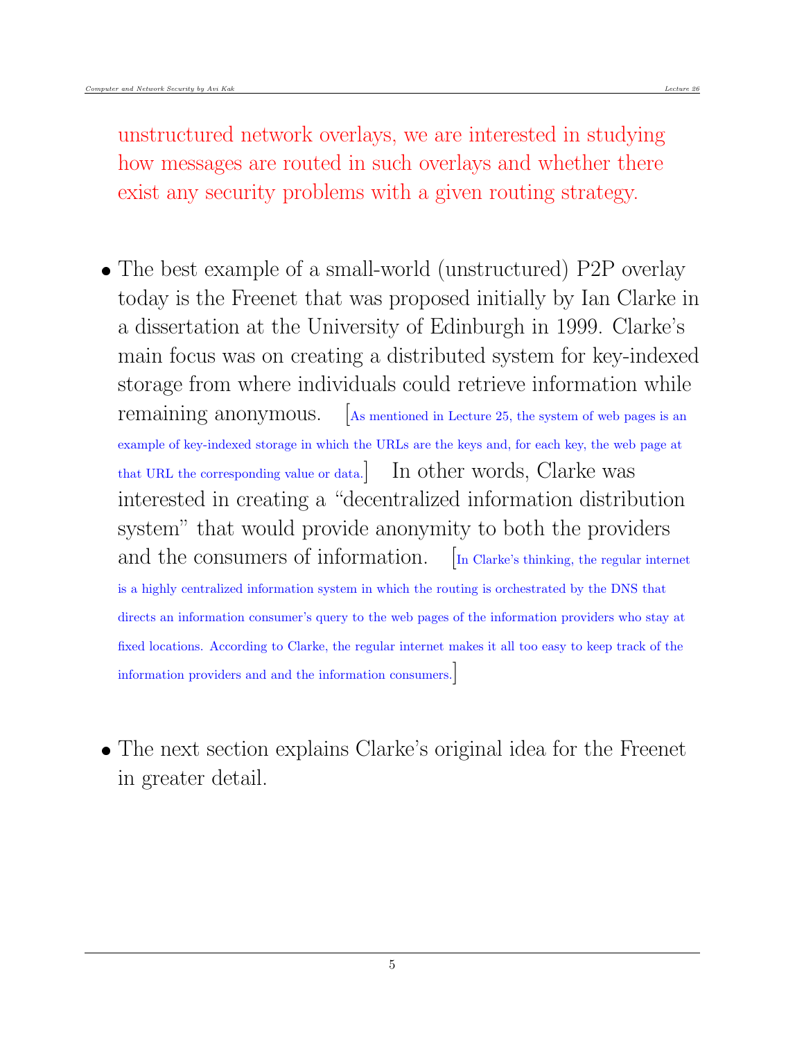unstructured network overlays, we are interested in studying how messages are routed in such overlays and whether there exist any security problems with a given routing strategy.

- The best example of a small-world (unstructured) P2P overlay today is the Freenet that was proposed initially by Ian Clarke in a dissertation at the University of Edinburgh in 1999. Clarke's main focus was on creating a distributed system for key-indexed storage from where individuals could retrieve information while remaining anonymous. [As mentioned in Lecture 25, the system of web pages is an example of key-indexed storage in which the URLs are the keys and, for each key, the web page at that URL the corresponding value or data.] In other words, Clarke was interested in creating a "decentralized information distribution system" that would provide anonymity to both the providers and the consumers of information. [In Clarke's thinking, the regular internet is a highly centralized information system in which the routing is orchestrated by the DNS that directs an information consumer's query to the web pages of the information providers who stay at fixed locations. According to Clarke, the regular internet makes it all too easy to keep track of the information providers and and the information consumers.]

- The next section explains Clarke's original idea for the Freenet in greater detail.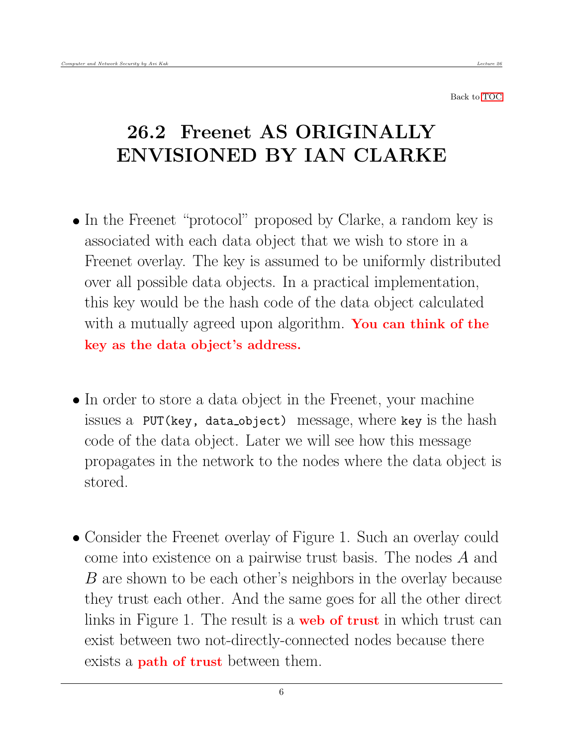Back to TOC

# 26.2 Freenet AS ORIGINALLY ENVISIONED BY IAN CLARKE

- In the Freenet "protocol" proposed by Clarke, a random key is associated with each data object that we wish to store in a Freenet overlay. The key is assumed to be uniformly distributed over all possible data objects. In a practical implementation, this key would be the hash code of the data object calculated with a mutually agreed upon algorithm. **You can think of the key as the data object's address.**

- In order to store a data object in the Freenet, your machine issues a `PUT(key, data_object)` message, where `key` is the hash code of the data object. Later we will see how this message propagates in the network to the nodes where the data object is stored.

- Consider the Freenet overlay of Figure 1. Such an overlay could come into existence on a pairwise trust basis. The nodes $A$ and $B$ are shown to be each other's neighbors in the overlay because they trust each other. And the same goes for all the other direct links in Figure 1. The result is a **web of trust** in which trust can exist between two not-directly-connected nodes because there exists a **path of trust** between them.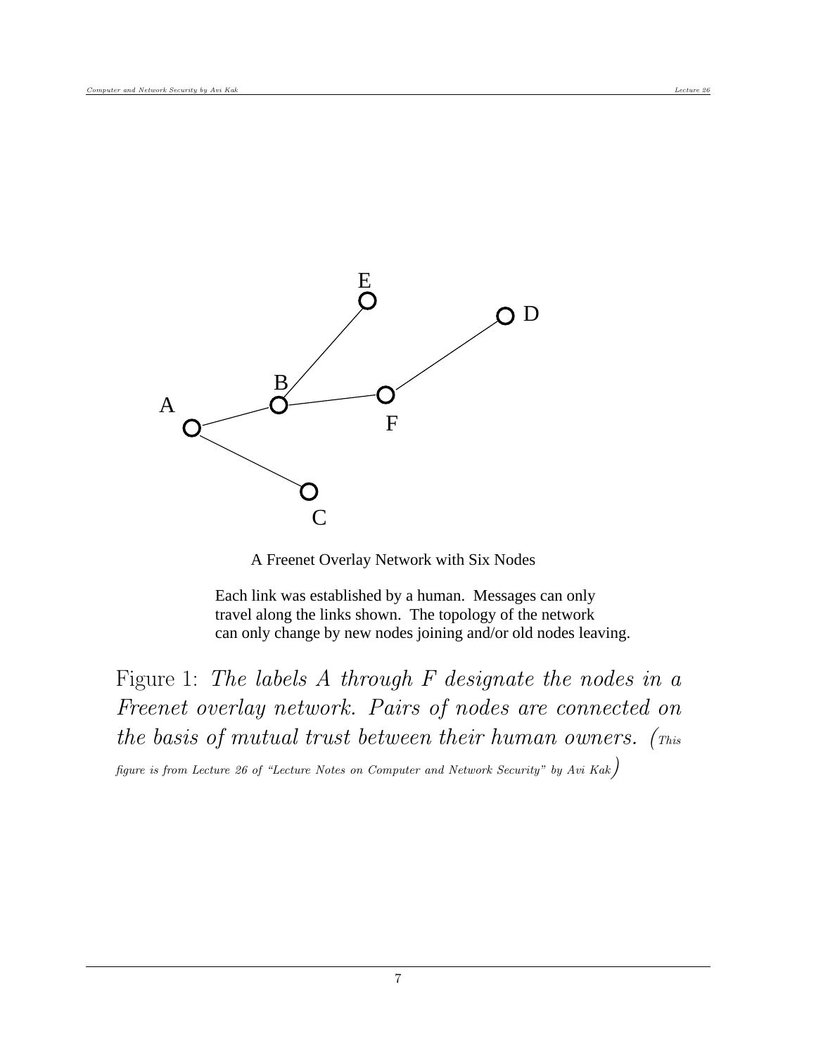A Freenet Overlay Network with Six Nodes

Each link was established by a human. Messages can only travel along the links shown. The topology of the network can only change by new nodes joining and/or old nodes leaving.

Figure 1: *The labels A through F designate the nodes in a Freenet overlay network. Pairs of nodes are connected on the basis of mutual trust between their human owners.* (*This figure is from Lecture 26 of "Lecture Notes on Computer and Network Security" by Avi Kak*)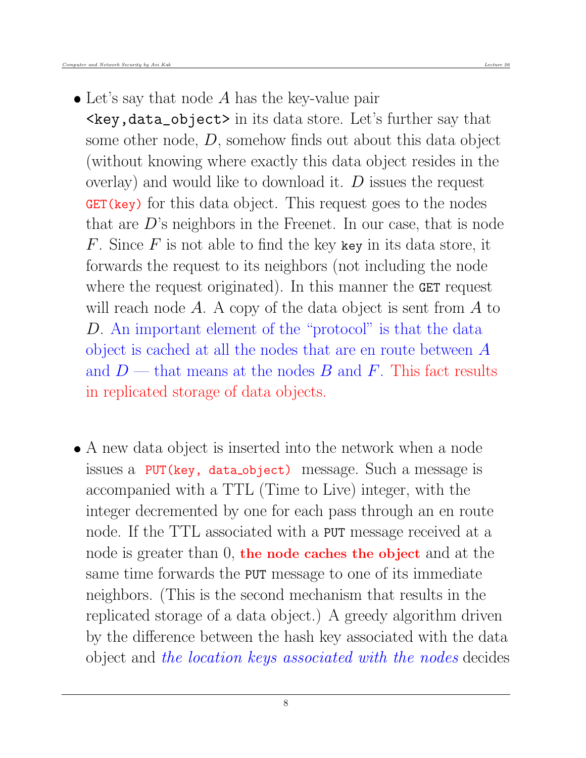- Let's say that node $A$ has the key-value pair `<key,data_object>` in its data store. Let's further say that some other node, $D$, somehow finds out about this data object (without knowing where exactly this data object resides in the overlay) and would like to download it. $D$ issues the request `GET(key)` for this data object. This request goes to the nodes that are $D$'s neighbors in the Freenet. In our case, that is node $F$. Since $F$ is not able to find the key `key` in its data store, it forwards the request to its neighbors (not including the node where the request originated). In this manner the `GET` request will reach node $A$. A copy of the data object is sent from $A$ to $D$. An important element of the "protocol" is that the data object is cached at all the nodes that are en route between $A$ and $D$ — that means at the nodes $B$ and $F$. This fact results in replicated storage of data objects.

- A new data object is inserted into the network when a node issues a `PUT(key, data_object)` message. Such a message is accompanied with a TTL (Time to Live) integer, with the integer decremented by one for each pass through an en route node. If the TTL associated with a `PUT` message received at a node is greater than 0, **the node caches the object** and at the same time forwards the `PUT` message to one of its immediate neighbors. (This is the second mechanism that results in the replicated storage of a data object.) A greedy algorithm driven by the difference between the hash key associated with the data object and *the location keys associated with the nodes* decides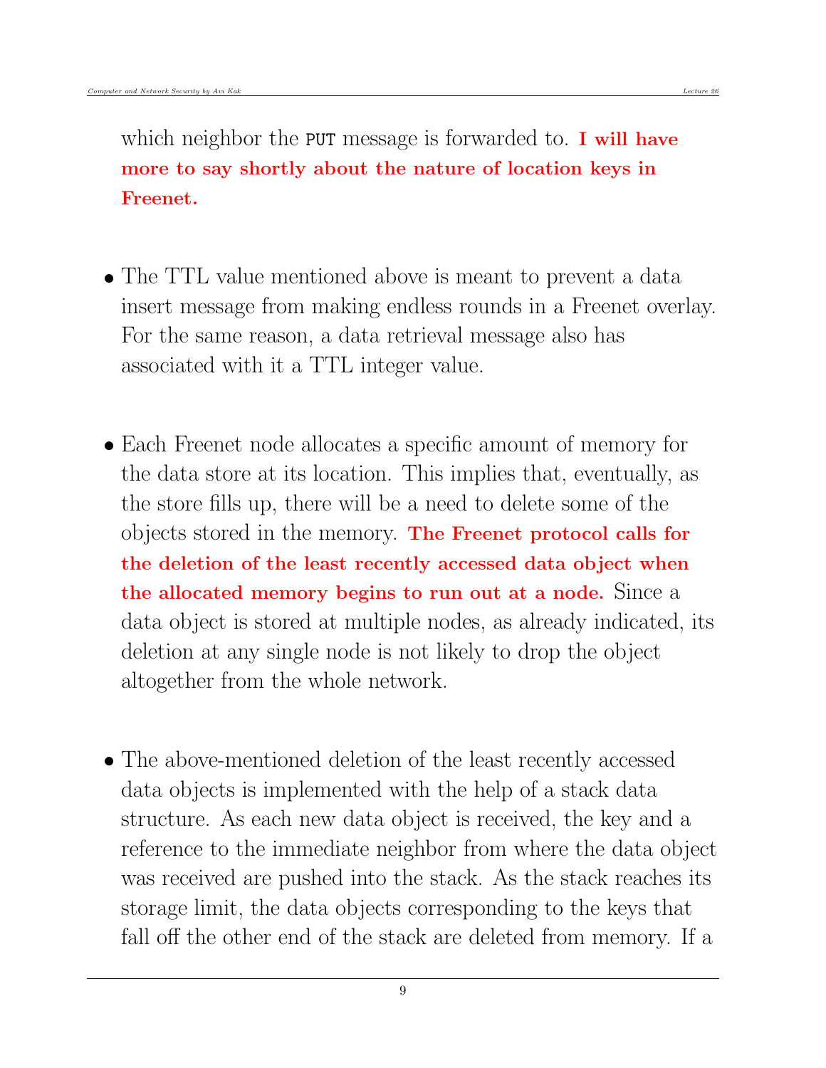which neighbor the `PUT` message is forwarded to. **I will have more to say shortly about the nature of location keys in Freenet.**

- The TTL value mentioned above is meant to prevent a data insert message from making endless rounds in a Freenet overlay. For the same reason, a data retrieval message also has associated with it a TTL integer value.

- Each Freenet node allocates a specific amount of memory for the data store at its location. This implies that, eventually, as the store fills up, there will be a need to delete some of the objects stored in the memory. **The Freenet protocol calls for the deletion of the least recently accessed data object when the allocated memory begins to run out at a node.** Since a data object is stored at multiple nodes, as already indicated, its deletion at any single node is not likely to drop the object altogether from the whole network.

- The above-mentioned deletion of the least recently accessed data objects is implemented with the help of a stack data structure. As each new data object is received, the key and a reference to the immediate neighbor from where the data object was received are pushed into the stack. As the stack reaches its storage limit, the data objects corresponding to the keys that fall off the other end of the stack are deleted from memory. If a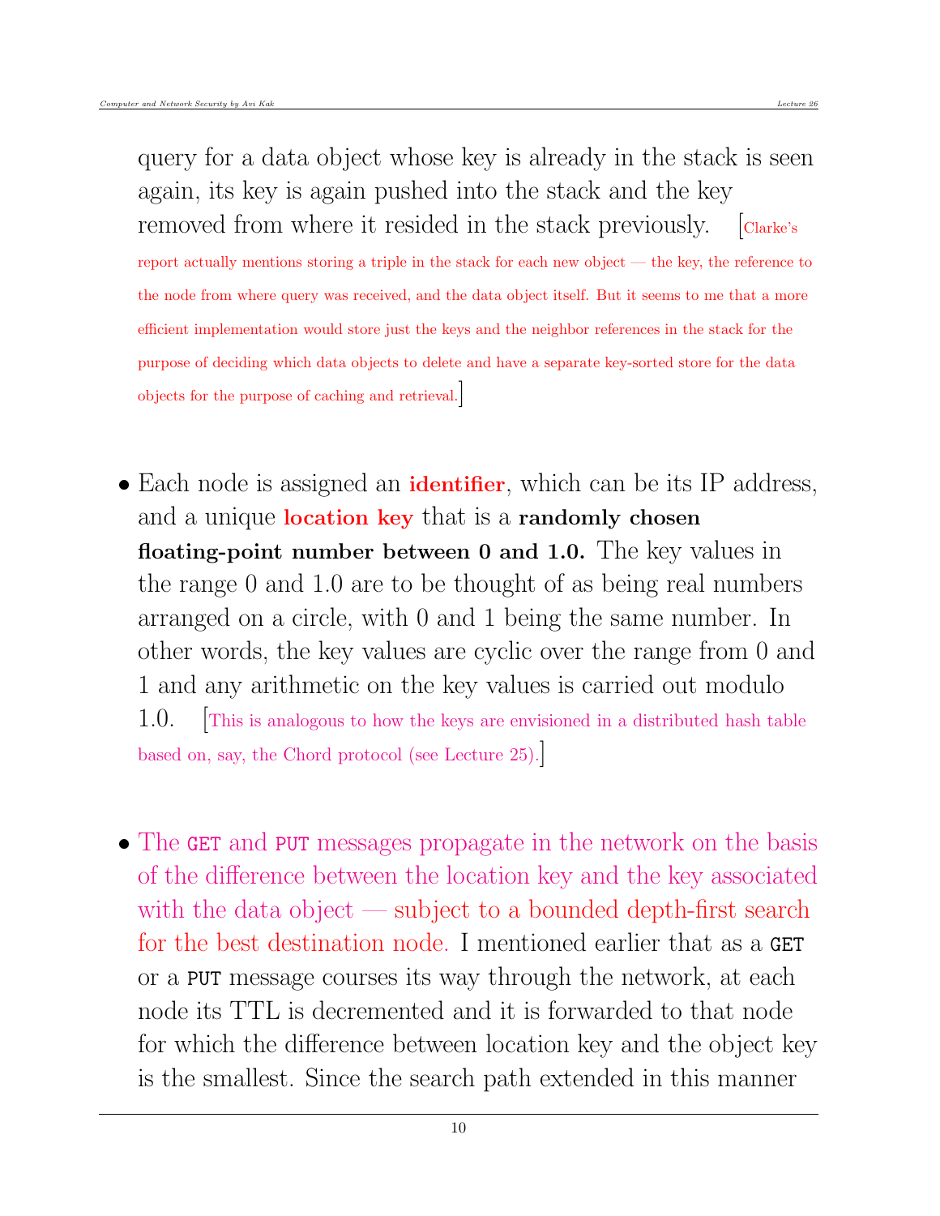query for a data object whose key is already in the stack is seen again, its key is again pushed into the stack and the key removed from where it resided in the stack previously. [Clarke's report actually mentions storing a triple in the stack for each new object — the key, the reference to the node from where query was received, and the data object itself. But it seems to me that a more efficient implementation would store just the keys and the neighbor references in the stack for the purpose of deciding which data objects to delete and have a separate key-sorted store for the data objects for the purpose of caching and retrieval.]

- Each node is assigned an **identifier**, which can be its IP address, and a unique **location key** that is a **randomly chosen floating-point number between 0 and 1.0.** The key values in the range 0 and 1.0 are to be thought of as being real numbers arranged on a circle, with 0 and 1 being the same number. In other words, the key values are cyclic over the range from 0 and 1 and any arithmetic on the key values is carried out modulo 1.0. [This is analogous to how the keys are envisioned in a distributed hash table based on, say, the Chord protocol (see Lecture 25).]

- The `GET` and `PUT` messages propagate in the network on the basis of the difference between the location key and the key associated with the data object — subject to a bounded depth-first search for the best destination node. I mentioned earlier that as a `GET` or a `PUT` message courses its way through the network, at each node its TTL is decremented and it is forwarded to that node for which the difference between location key and the object key is the smallest. Since the search path extended in this manner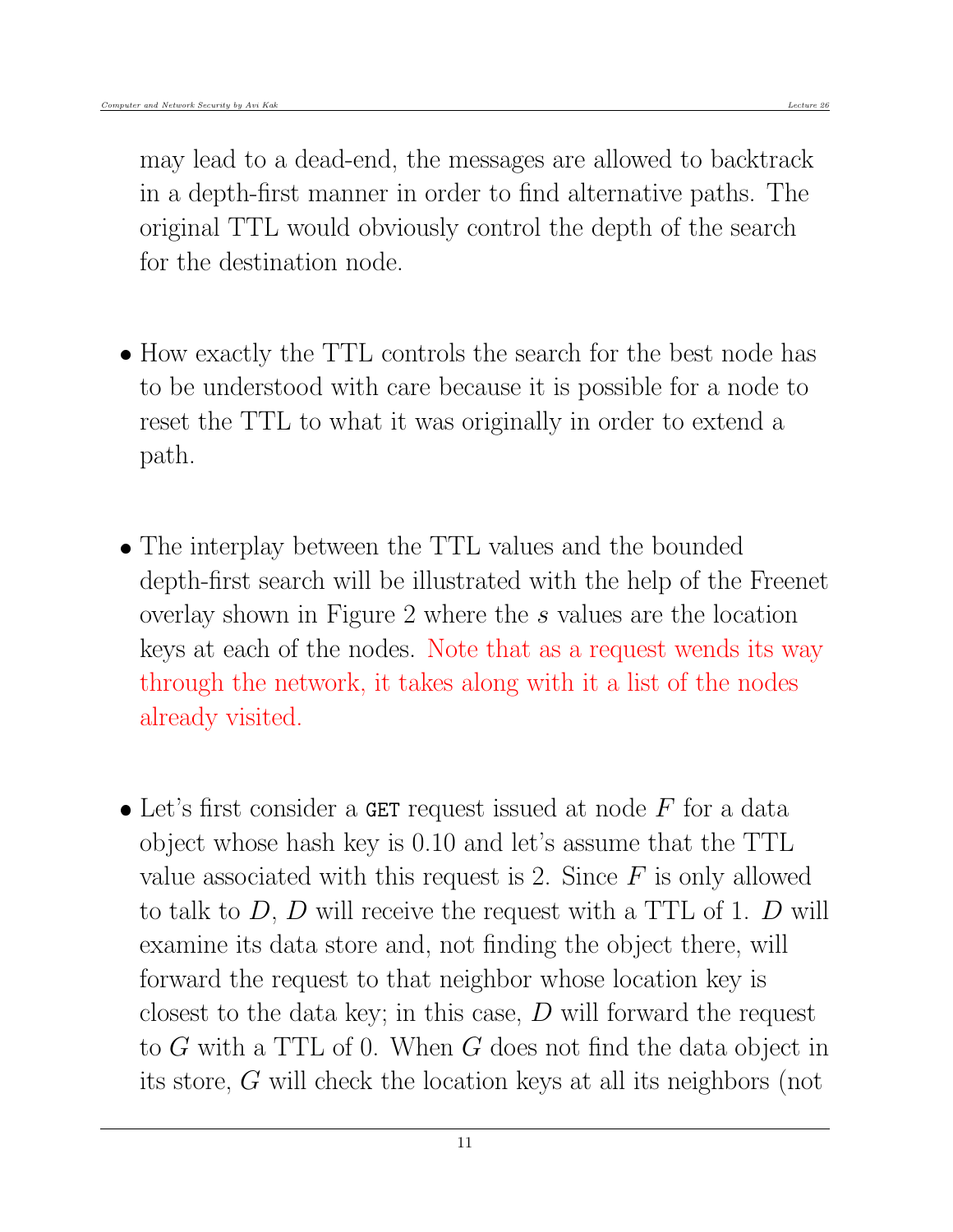may lead to a dead-end, the messages are allowed to backtrack in a depth-first manner in order to find alternative paths. The original TTL would obviously control the depth of the search for the destination node.

- How exactly the TTL controls the search for the best node has to be understood with care because it is possible for a node to reset the TTL to what it was originally in order to extend a path.

- The interplay between the TTL values and the bounded depth-first search will be illustrated with the help of the Freenet overlay shown in Figure 2 where the $s$ values are the location keys at each of the nodes. Note that as a request wends its way through the network, it takes along with it a list of the nodes already visited.

- Let's first consider a `GET` request issued at node $F$ for a data object whose hash key is 0.10 and let's assume that the TTL value associated with this request is 2. Since $F$ is only allowed to talk to $D$, $D$ will receive the request with a TTL of 1. $D$ will examine its data store and, not finding the object there, will forward the request to that neighbor whose location key is closest to the data key; in this case, $D$ will forward the request to $G$ with a TTL of 0. When $G$ does not find the data object in its store, $G$ will check the location keys at all its neighbors (not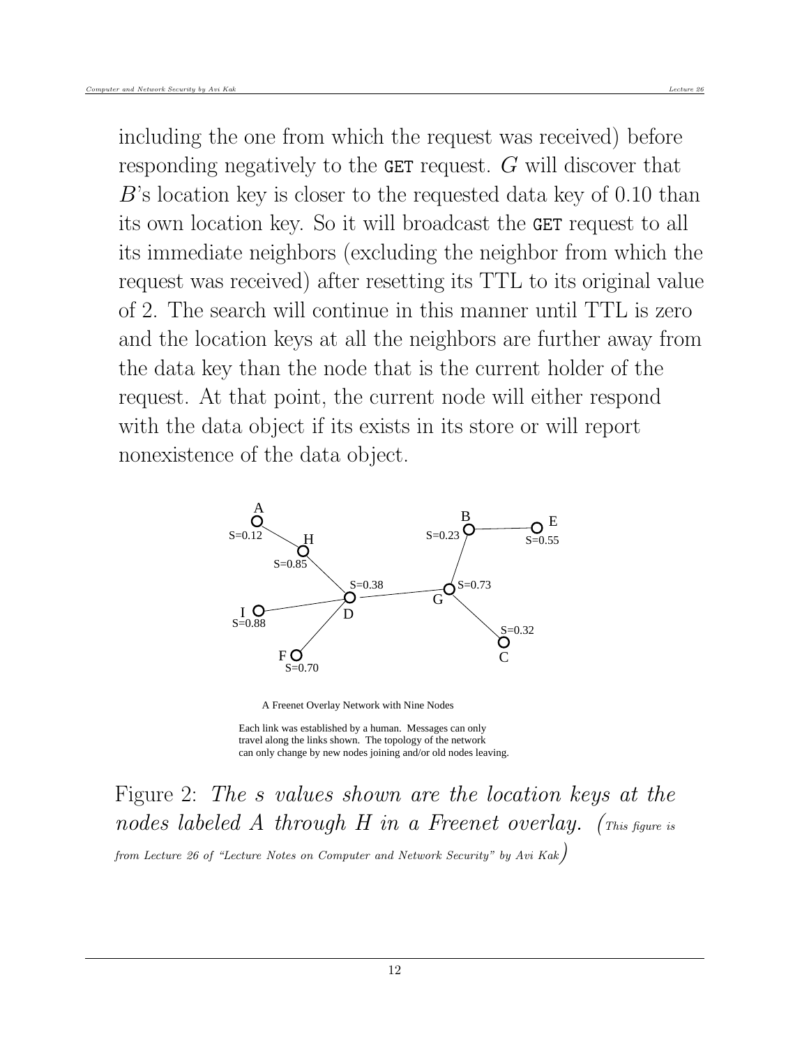including the one from which the request was received) before responding negatively to the `GET` request. $G$ will discover that $B$'s location key is closer to the requested data key of 0.10 than its own location key. So it will broadcast the `GET` request to all its immediate neighbors (excluding the neighbor from which the request was received) after resetting its TTL to its original value of 2. The search will continue in this manner until TTL is zero and the location keys at all the neighbors are further away from the data key than the node that is the current holder of the request. At that point, the current node will either respond with the data object if its exists in its store or will report nonexistence of the data object.

A Freenet Overlay Network with Nine Nodes

Each link was established by a human. Messages can only travel along the links shown. The topology of the network can only change by new nodes joining and/or old nodes leaving.

Figure 2: *The s values shown are the location keys at the nodes labeled A through H in a Freenet overlay.* (*This figure is from Lecture 26 of "Lecture Notes on Computer and Network Security" by Avi Kak*)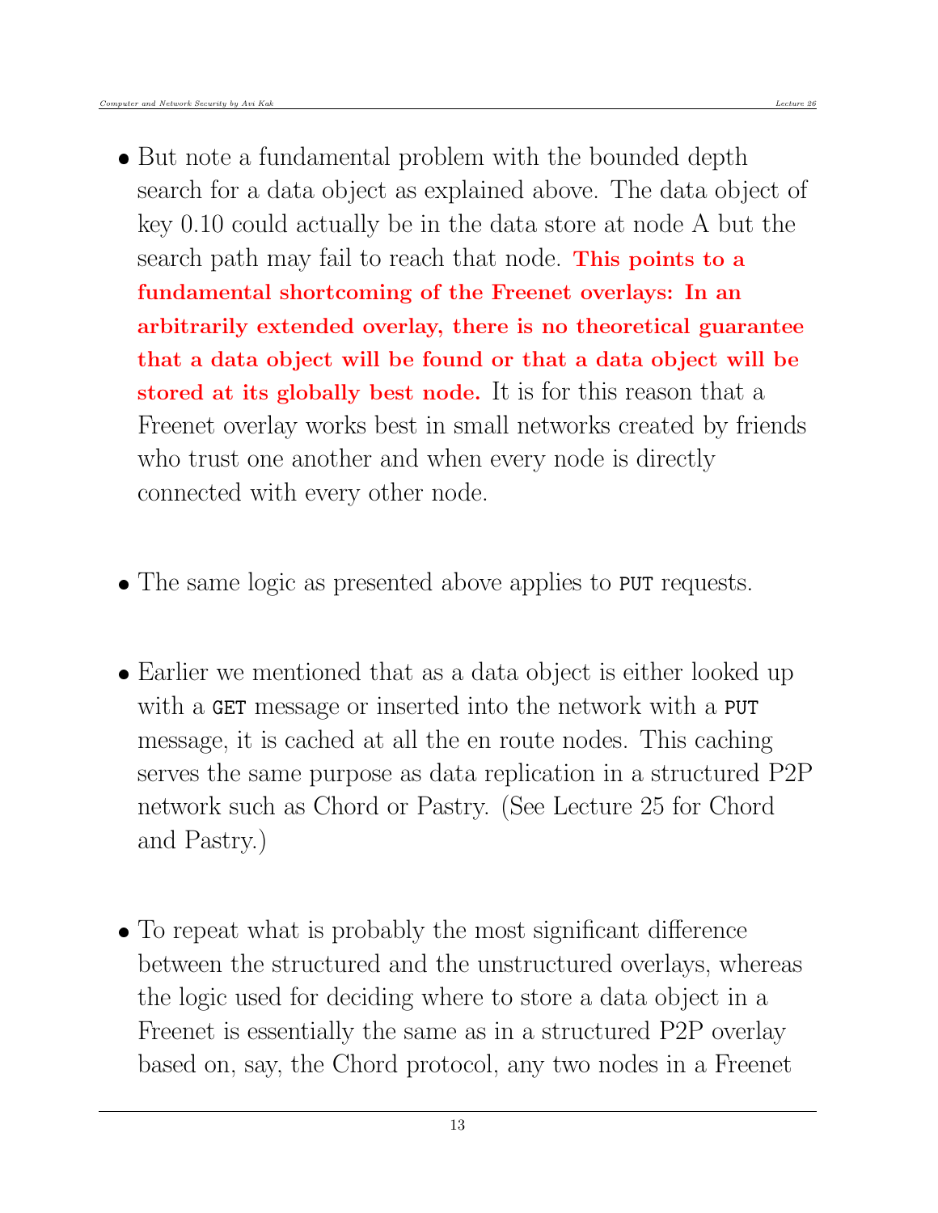- But note a fundamental problem with the bounded depth search for a data object as explained above. The data object of key 0.10 could actually be in the data store at node A but the search path may fail to reach that node. **This points to a fundamental shortcoming of the Freenet overlays: In an arbitrarily extended overlay, there is no theoretical guarantee that a data object will be found or that a data object will be stored at its globally best node.** It is for this reason that a Freenet overlay works best in small networks created by friends who trust one another and when every node is directly connected with every other node.

- The same logic as presented above applies to `PUT` requests.

- Earlier we mentioned that as a data object is either looked up with a `GET` message or inserted into the network with a `PUT` message, it is cached at all the en route nodes. This caching serves the same purpose as data replication in a structured P2P network such as Chord or Pastry. (See Lecture 25 for Chord and Pastry.)

- To repeat what is probably the most significant difference between the structured and the unstructured overlays, whereas the logic used for deciding where to store a data object in a Freenet is essentially the same as in a structured P2P overlay based on, say, the Chord protocol, any two nodes in a Freenet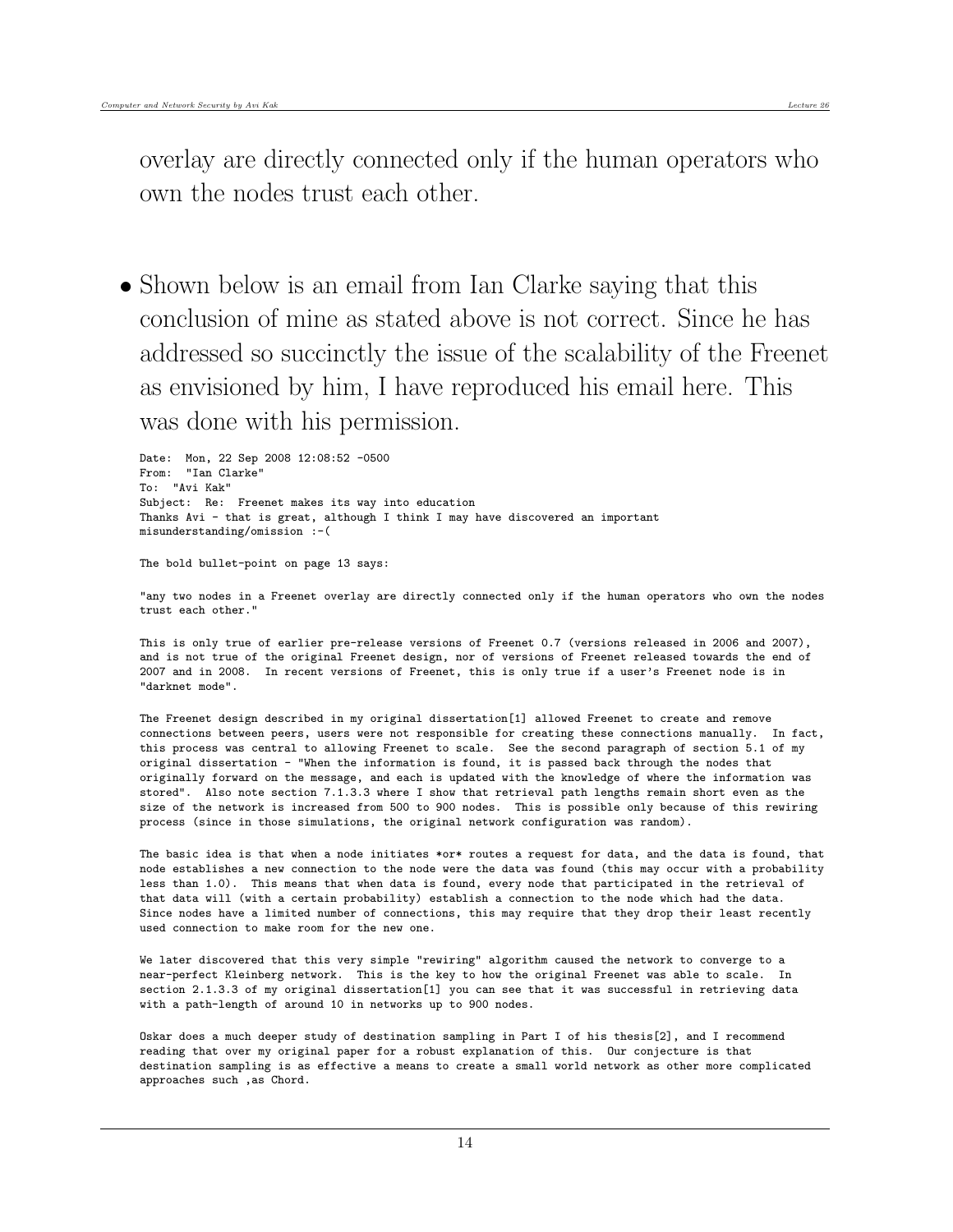overlay are directly connected only if the human operators who own the nodes trust each other.

- Shown below is an email from Ian Clarke saying that this conclusion of mine as stated above is not correct. Since he has addressed so succinctly the issue of the scalability of the Freenet as envisioned by him, I have reproduced his email here. This was done with his permission.

```
Date:  Mon, 22 Sep 2008 12:08:52 -0500
From:  "Ian Clarke"
To:  "Avi Kak"
Subject:  Re:  Freenet makes its way into education
Thanks Avi - that is great, although I think I may have discovered an important
misunderstanding/omission :-(

The bold bullet-point on page 13 says:

"any two nodes in a Freenet overlay are directly connected only if the human operators who own the nodes
trust each other."

This is only true of earlier pre-release versions of Freenet 0.7 (versions released in 2006 and 2007),
and is not true of the original Freenet design, nor of versions of Freenet released towards the end of
2007 and in 2008.  In recent versions of Freenet, this is only true if a user's Freenet node is in
"darknet mode".

The Freenet design described in my original dissertation[1] allowed Freenet to create and remove
connections between peers, users were not responsible for creating these connections manually.  In fact,
this process was central to allowing Freenet to scale.  See the second paragraph of section 5.1 of my
original dissertation - "When the information is found, it is passed back through the nodes that
originally forward on the message, and each is updated with the knowledge of where the information was
stored".  Also note section 7.1.3.3 where I show that retrieval path lengths remain short even as the
size of the network is increased from 500 to 900 nodes.  This is possible only because of this rewiring
process (since in those simulations, the original network configuration was random).

The basic idea is that when a node initiates *or* routes a request for data, and the data is found, that
node establishes a new connection to the node were the data was found (this may occur with a probability
less than 1.0).  This means that when data is found, every node that participated in the retrieval of
that data will (with a certain probability) establish a connection to the node which had the data.
Since nodes have a limited number of connections, this may require that they drop their least recently
used connection to make room for the new one.

We later discovered that this very simple "rewiring" algorithm caused the network to converge to a
near-perfect Kleinberg network.  This is the key to how the original Freenet was able to scale.  In
section 2.1.3.3 of my original dissertation[1] you can see that it was successful in retrieving data
with a path-length of around 10 in networks up to 900 nodes.

Oskar does a much deeper study of destination sampling in Part I of his thesis[2], and I recommend
reading that over my original paper for a robust explanation of this.  Our conjecture is that
destination sampling is as effective a means to create a small world network as other more complicated
approaches such ,as Chord.
```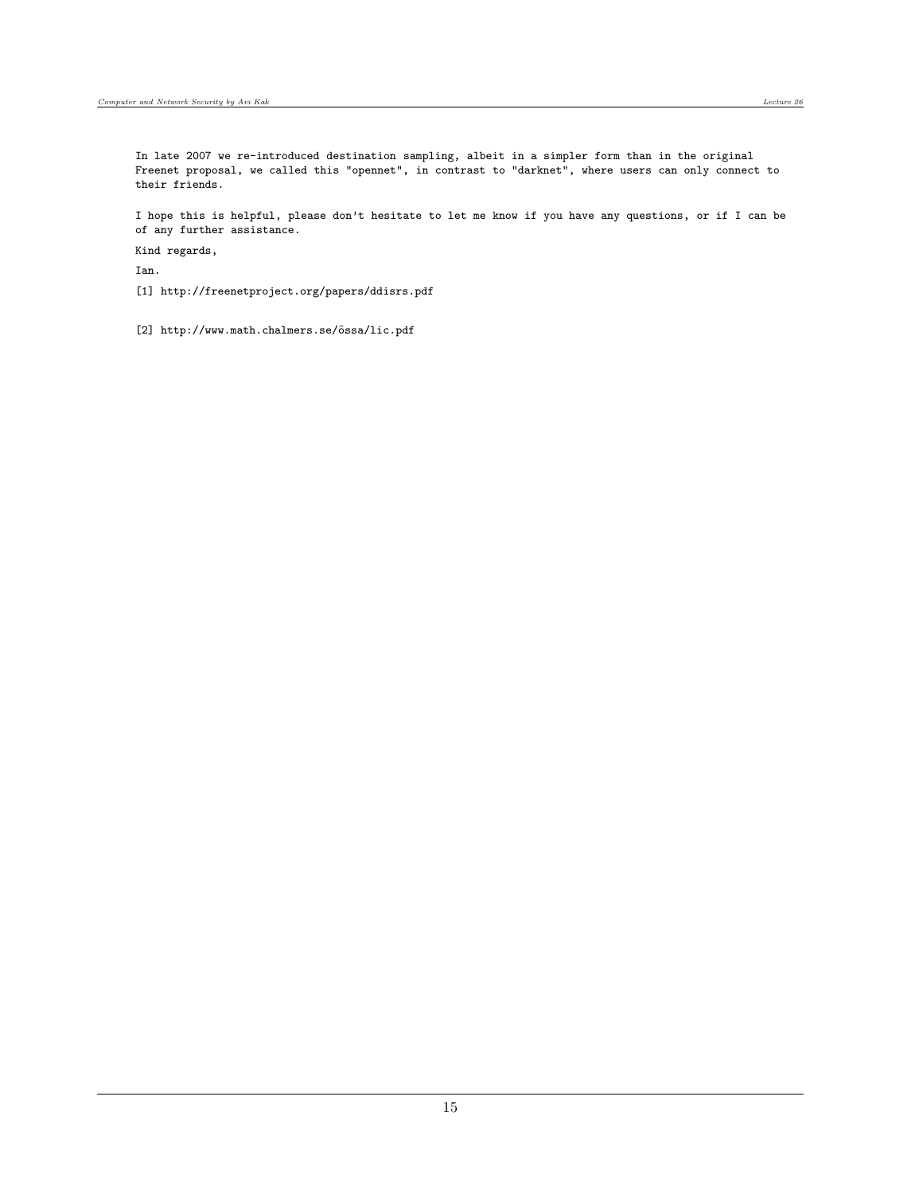In late 2007 we re-introduced destination sampling, albeit in a simpler form than in the original Freenet proposal, we called this "opennet", in contrast to "darknet", where users can only connect to their friends.

I hope this is helpful, please don't hesitate to let me know if you have any questions, or if I can be of any further assistance.

Kind regards,

Ian.

[1] http://freenetproject.org/papers/ddisrs.pdf

[2] http://www.math.chalmers.se/õssa/lic.pdf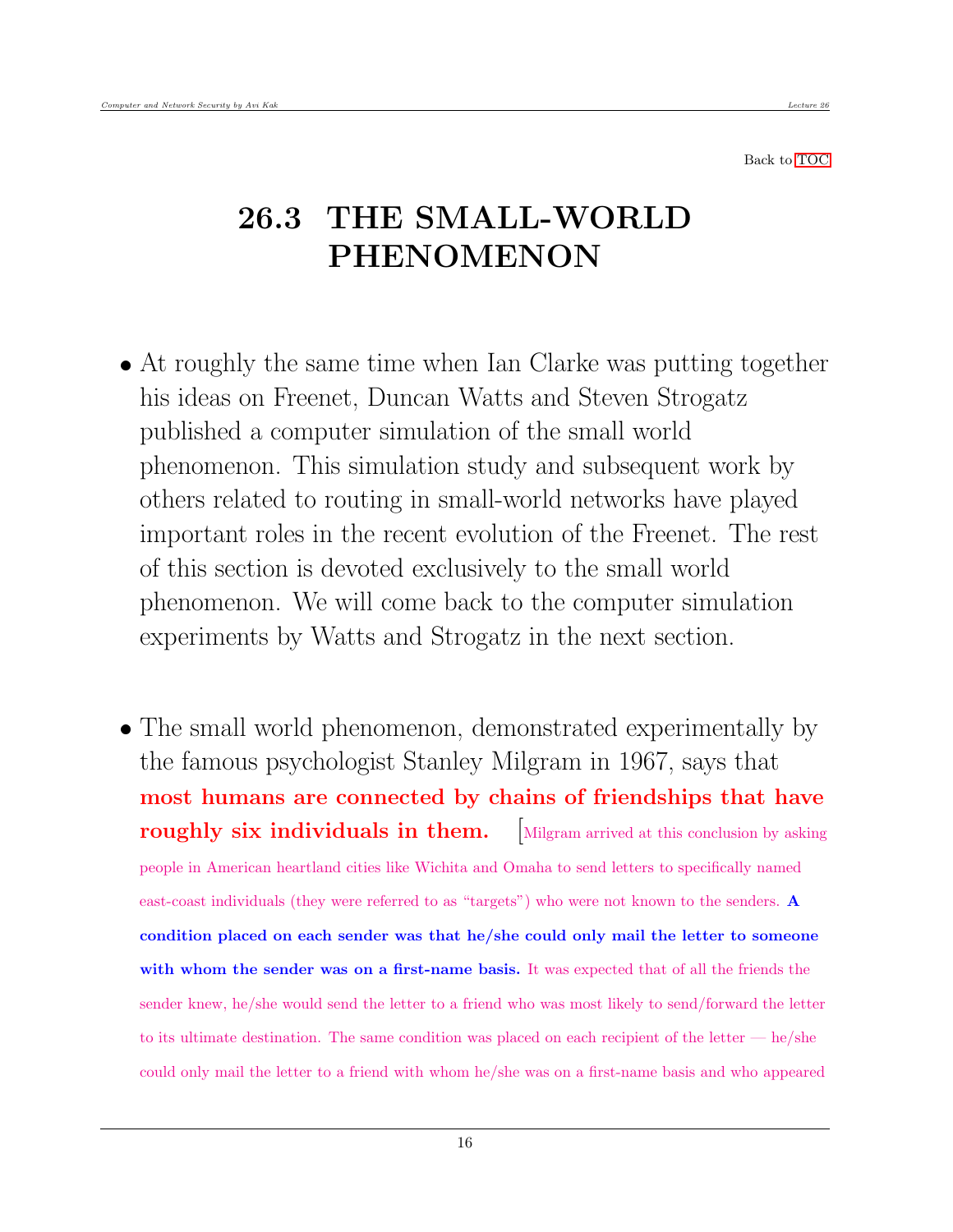Back to TOC

# 26.3 THE SMALL-WORLD PHENOMENON

- At roughly the same time when Ian Clarke was putting together his ideas on Freenet, Duncan Watts and Steven Strogatz published a computer simulation of the small world phenomenon. This simulation study and subsequent work by others related to routing in small-world networks have played important roles in the recent evolution of the Freenet. The rest of this section is devoted exclusively to the small world phenomenon. We will come back to the computer simulation experiments by Watts and Strogatz in the next section.

- The small world phenomenon, demonstrated experimentally by the famous psychologist Stanley Milgram in 1967, says that **most humans are connected by chains of friendships that have roughly six individuals in them.** [Milgram arrived at this conclusion by asking people in American heartland cities like Wichita and Omaha to send letters to specifically named east-coast individuals (they were referred to as "targets") who were not known to the senders. **A condition placed on each sender was that he/she could only mail the letter to someone with whom the sender was on a first-name basis.** It was expected that of all the friends the sender knew, he/she would send the letter to a friend who was most likely to send/forward the letter to its ultimate destination. The same condition was placed on each recipient of the letter — he/she could only mail the letter to a friend with whom he/she was on a first-name basis and who appeared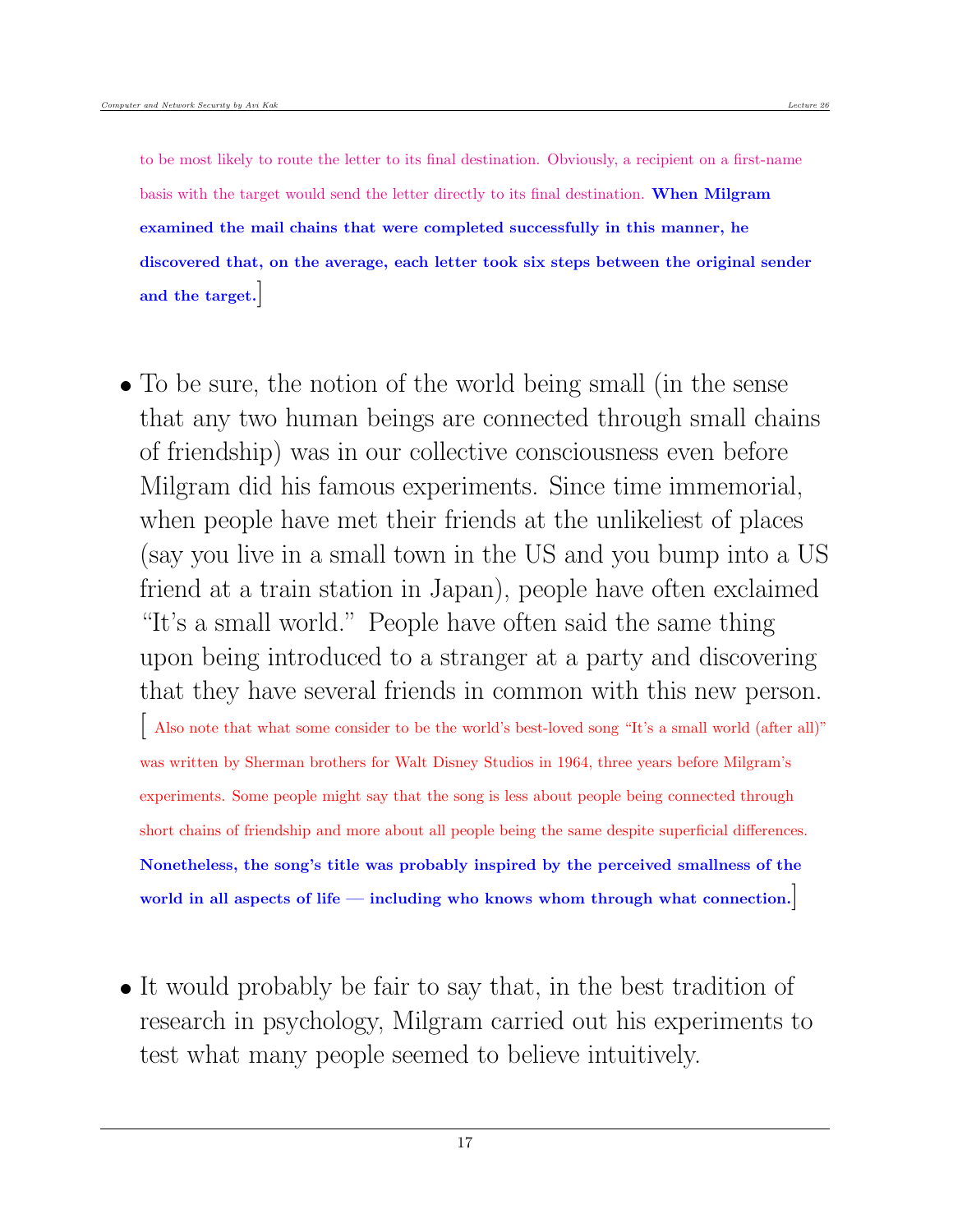to be most likely to route the letter to its final destination. Obviously, a recipient on a first-name basis with the target would send the letter directly to its final destination. **When Milgram examined the mail chains that were completed successfully in this manner, he discovered that, on the average, each letter took six steps between the original sender and the target.**]

- To be sure, the notion of the world being small (in the sense that any two human beings are connected through small chains of friendship) was in our collective consciousness even before Milgram did his famous experiments. Since time immemorial, when people have met their friends at the unlikeliest of places (say you live in a small town in the US and you bump into a US friend at a train station in Japan), people have often exclaimed "It's a small world." People have often said the same thing upon being introduced to a stranger at a party and discovering that they have several friends in common with this new person. [Also note that what some consider to be the world's best-loved song "It's a small world (after all)" was written by Sherman brothers for Walt Disney Studios in 1964, three years before Milgram's experiments. Some people might say that the song is less about people being connected through short chains of friendship and more about all people being the same despite superficial differences. **Nonetheless, the song's title was probably inspired by the perceived smallness of the world in all aspects of life — including who knows whom through what connection.**]

- It would probably be fair to say that, in the best tradition of research in psychology, Milgram carried out his experiments to test what many people seemed to believe intuitively.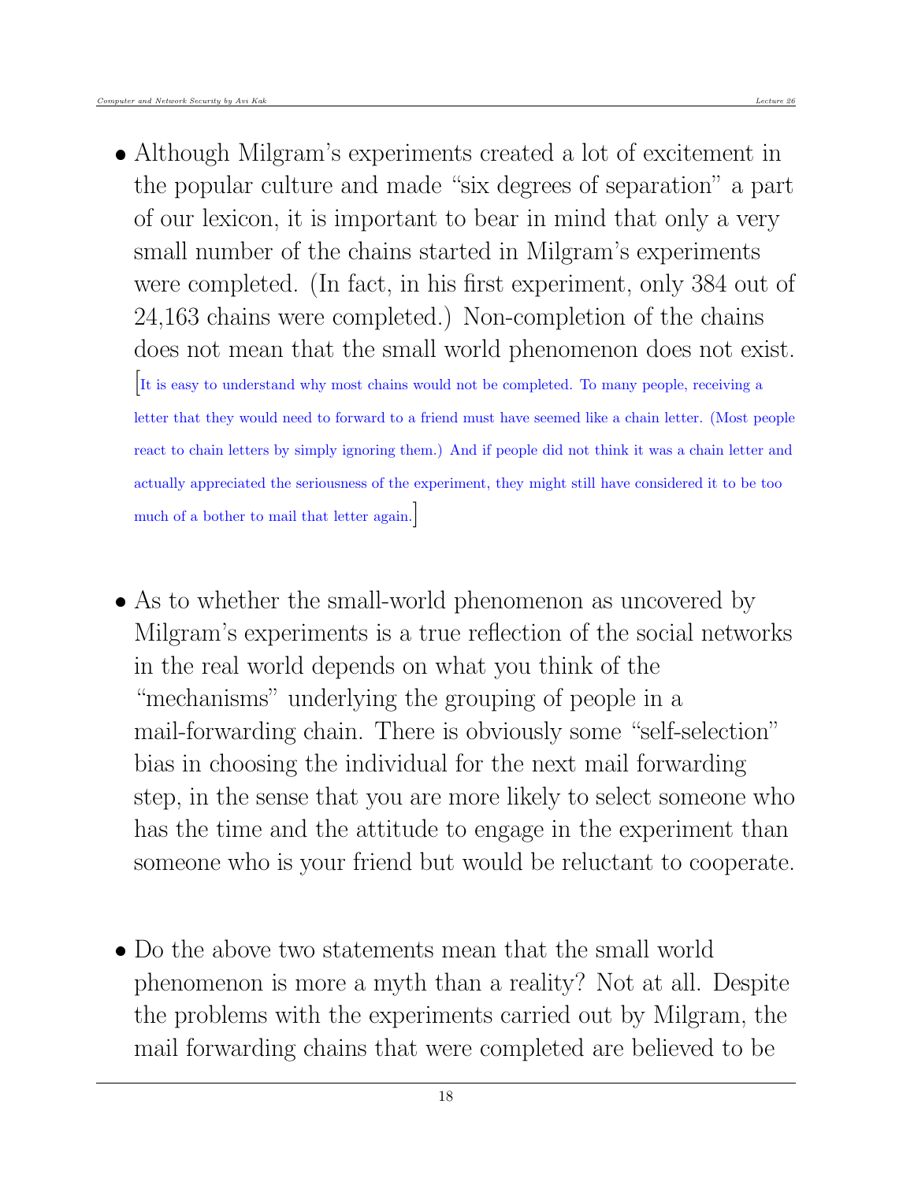- Although Milgram's experiments created a lot of excitement in the popular culture and made "six degrees of separation" a part of our lexicon, it is important to bear in mind that only a very small number of the chains started in Milgram's experiments were completed. (In fact, in his first experiment, only 384 out of 24,163 chains were completed.) Non-completion of the chains does not mean that the small world phenomenon does not exist. [It is easy to understand why most chains would not be completed. To many people, receiving a letter that they would need to forward to a friend must have seemed like a chain letter. (Most people react to chain letters by simply ignoring them.) And if people did not think it was a chain letter and actually appreciated the seriousness of the experiment, they might still have considered it to be too much of a bother to mail that letter again.]

- As to whether the small-world phenomenon as uncovered by Milgram's experiments is a true reflection of the social networks in the real world depends on what you think of the "mechanisms" underlying the grouping of people in a mail-forwarding chain. There is obviously some "self-selection" bias in choosing the individual for the next mail forwarding step, in the sense that you are more likely to select someone who has the time and the attitude to engage in the experiment than someone who is your friend but would be reluctant to cooperate.

- Do the above two statements mean that the small world phenomenon is more a myth than a reality? Not at all. Despite the problems with the experiments carried out by Milgram, the mail forwarding chains that were completed are believed to be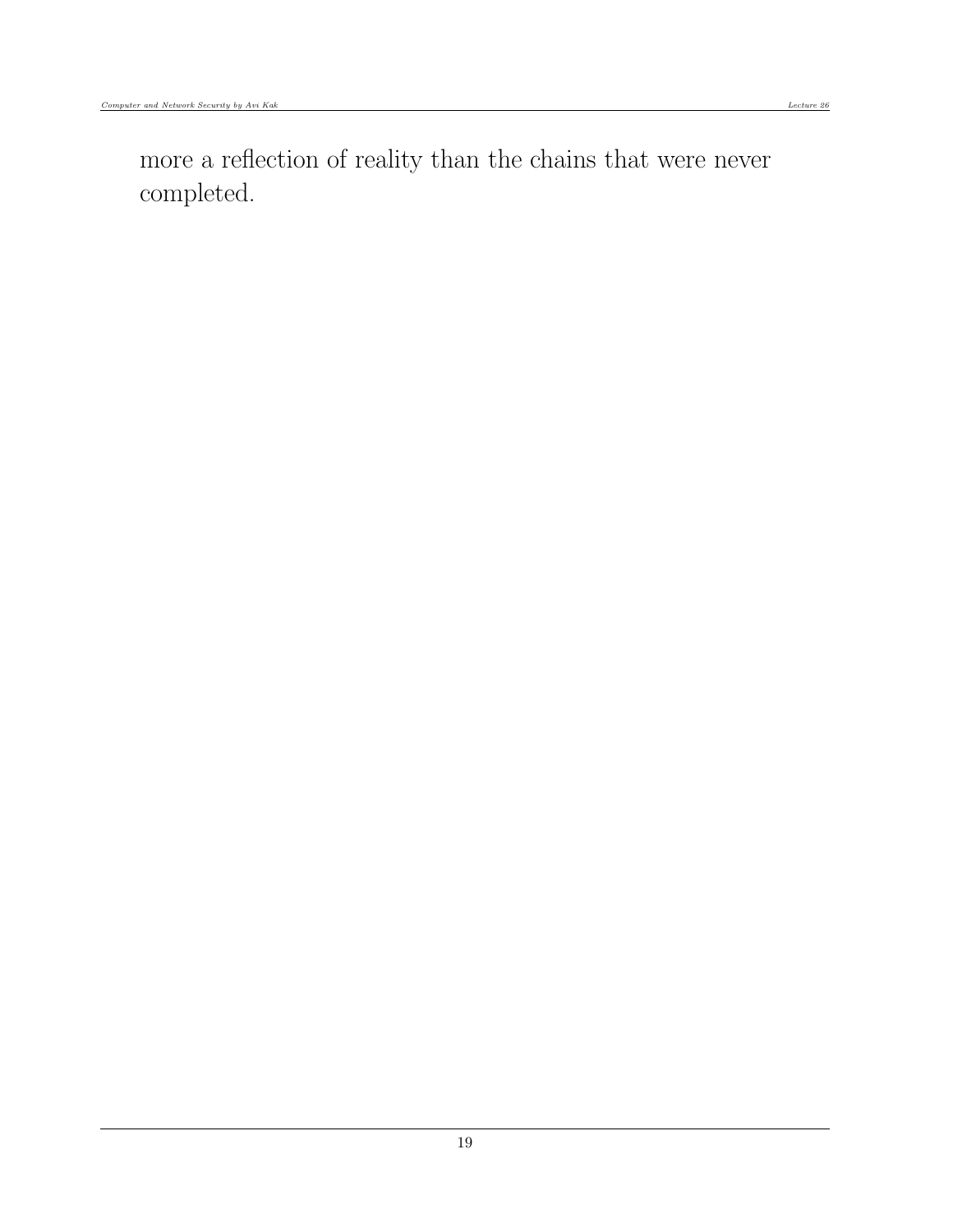more a reflection of reality than the chains that were never completed.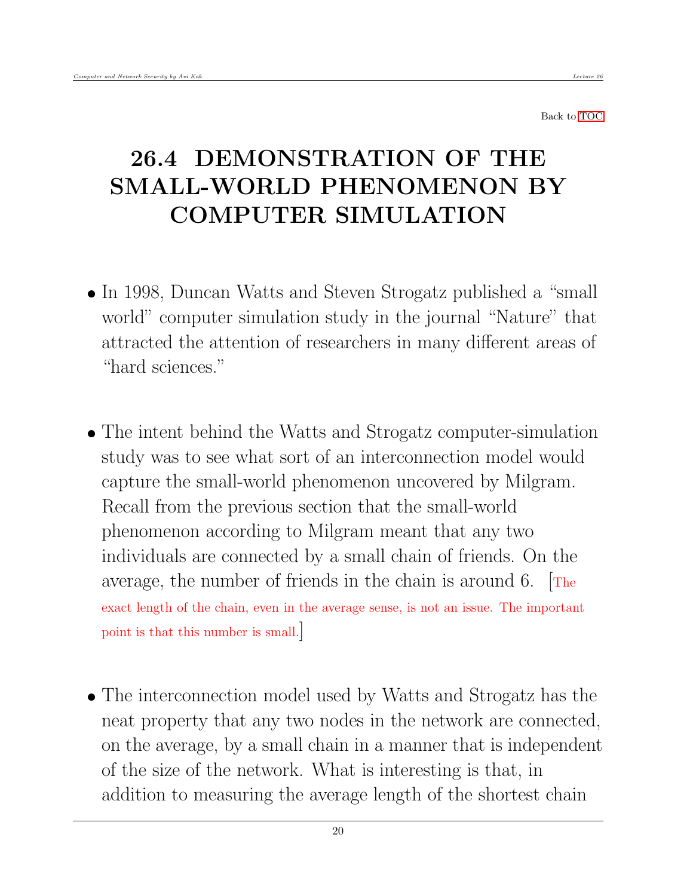Back to TOC

# 26.4 DEMONSTRATION OF THE SMALL-WORLD PHENOMENON BY COMPUTER SIMULATION

- In 1998, Duncan Watts and Steven Strogatz published a "small world" computer simulation study in the journal "Nature" that attracted the attention of researchers in many different areas of "hard sciences."

- The intent behind the Watts and Strogatz computer-simulation study was to see what sort of an interconnection model would capture the small-world phenomenon uncovered by Milgram. Recall from the previous section that the small-world phenomenon according to Milgram meant that any two individuals are connected by a small chain of friends. On the average, the number of friends in the chain is around 6. [The exact length of the chain, even in the average sense, is not an issue. The important point is that this number is small.]

- The interconnection model used by Watts and Strogatz has the neat property that any two nodes in the network are connected, on the average, by a small chain in a manner that is independent of the size of the network. What is interesting is that, in addition to measuring the average length of the shortest chain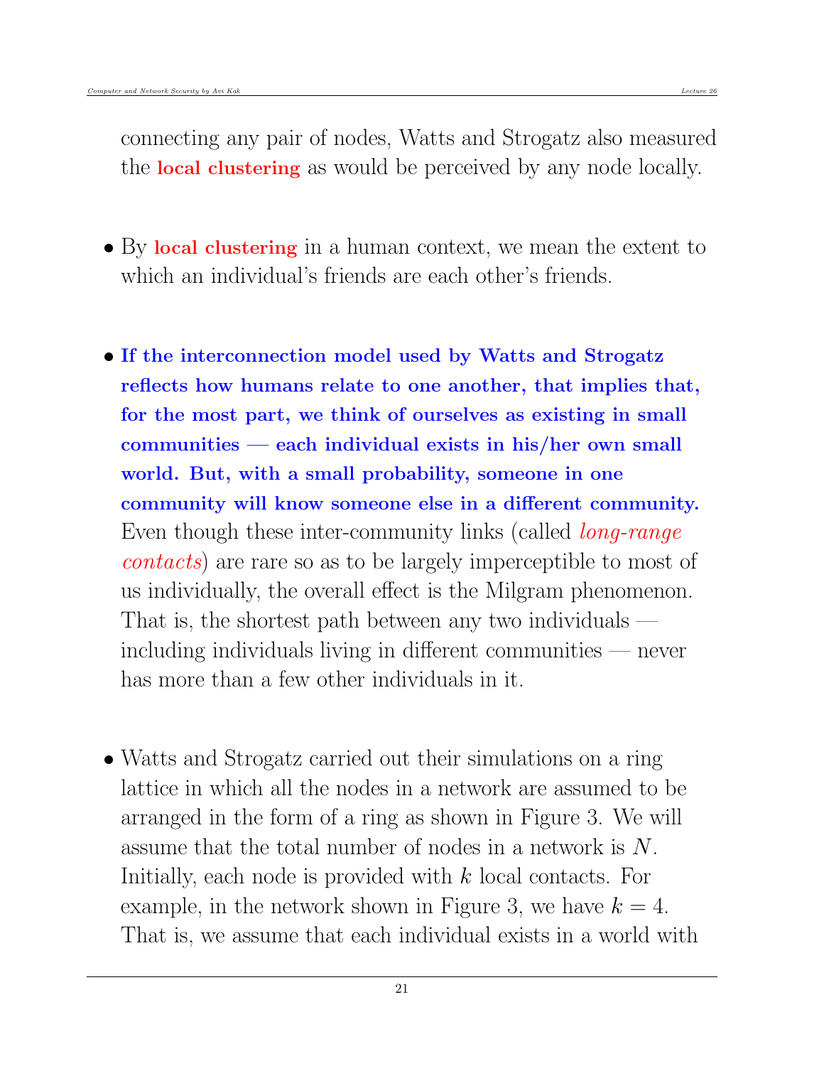connecting any pair of nodes, Watts and Strogatz also measured the **local clustering** as would be perceived by any node locally.

- By **local clustering** in a human context, we mean the extent to which an individual's friends are each other's friends.

- **If the interconnection model used by Watts and Strogatz reflects how humans relate to one another, that implies that, for the most part, we think of ourselves as existing in small communities — each individual exists in his/her own small world. But, with a small probability, someone in one community will know someone else in a different community.** Even though these inter-community links (called *long-range contacts*) are rare so as to be largely imperceptible to most of us individually, the overall effect is the Milgram phenomenon. That is, the shortest path between any two individuals — including individuals living in different communities — never has more than a few other individuals in it.

- Watts and Strogatz carried out their simulations on a ring lattice in which all the nodes in a network are assumed to be arranged in the form of a ring as shown in Figure 3. We will assume that the total number of nodes in a network is $N$. Initially, each node is provided with $k$ local contacts. For example, in the network shown in Figure 3, we have $k = 4$. That is, we assume that each individual exists in a world with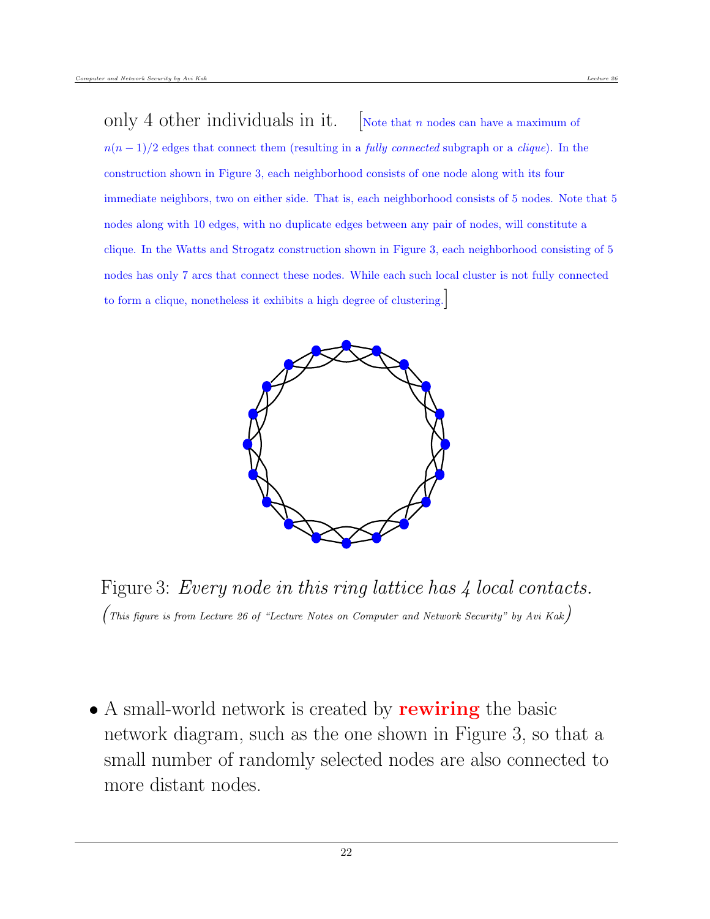only 4 other individuals in it. [Note that $n$ nodes can have a maximum of $n(n-1)/2$ edges that connect them (resulting in a *fully connected* subgraph or a *clique*). In the construction shown in Figure 3, each neighborhood consists of one node along with its four immediate neighbors, two on either side. That is, each neighborhood consists of 5 nodes. Note that 5 nodes along with 10 edges, with no duplicate edges between any pair of nodes, will constitute a clique. In the Watts and Strogatz construction shown in Figure 3, each neighborhood consisting of 5 nodes has only 7 arcs that connect these nodes. While each such local cluster is not fully connected to form a clique, nonetheless it exhibits a high degree of clustering.]

Figure 3: *Every node in this ring lattice has 4 local contacts.* (*This figure is from Lecture 26 of "Lecture Notes on Computer and Network Security" by Avi Kak*)

- A small-world network is created by **rewiring** the basic network diagram, such as the one shown in Figure 3, so that a small number of randomly selected nodes are also connected to more distant nodes.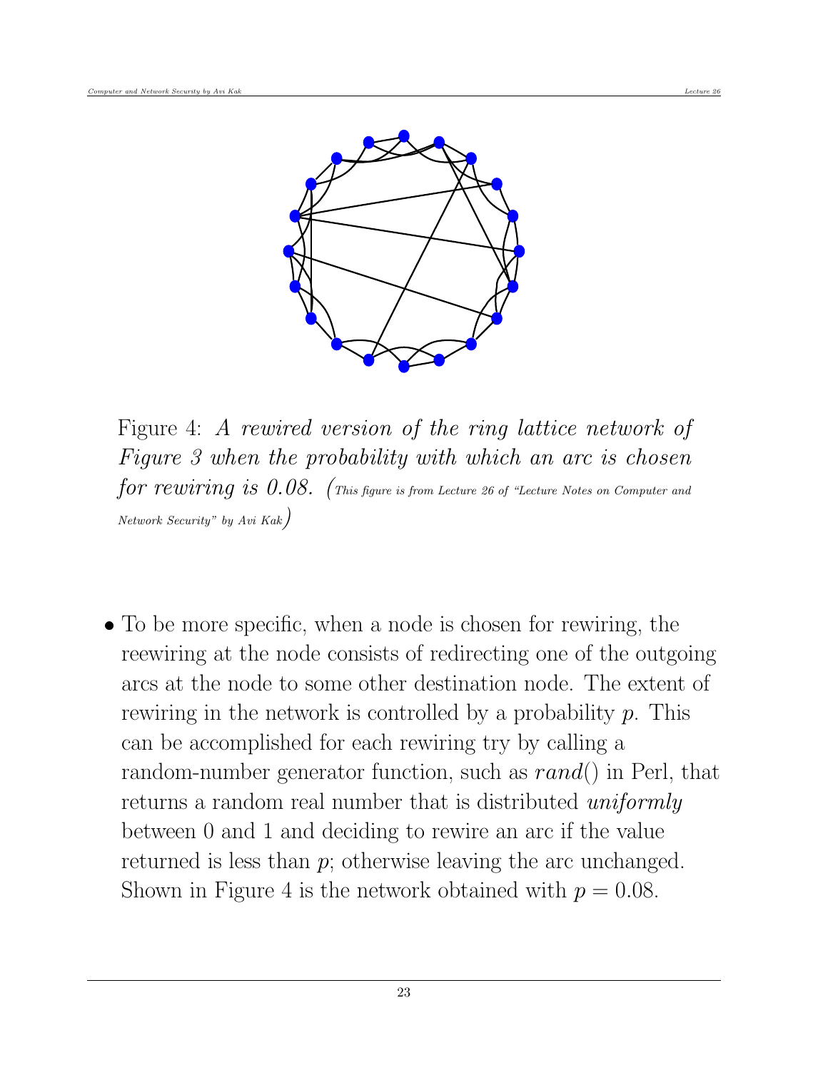Figure 4: *A rewired version of the ring lattice network of Figure 3 when the probability with which an arc is chosen for rewiring is 0.08.* (*This figure is from Lecture 26 of "Lecture Notes on Computer and Network Security" by Avi Kak*)

- To be more specific, when a node is chosen for rewiring, the reewiring at the node consists of redirecting one of the outgoing arcs at the node to some other destination node. The extent of rewiring in the network is controlled by a probability $p$. This can be accomplished for each rewiring try by calling a random-number generator function, such as $rand()$ in Perl, that returns a random real number that is distributed *uniformly* between 0 and 1 and deciding to rewire an arc if the value returned is less than $p$; otherwise leaving the arc unchanged. Shown in Figure 4 is the network obtained with $p = 0.08$.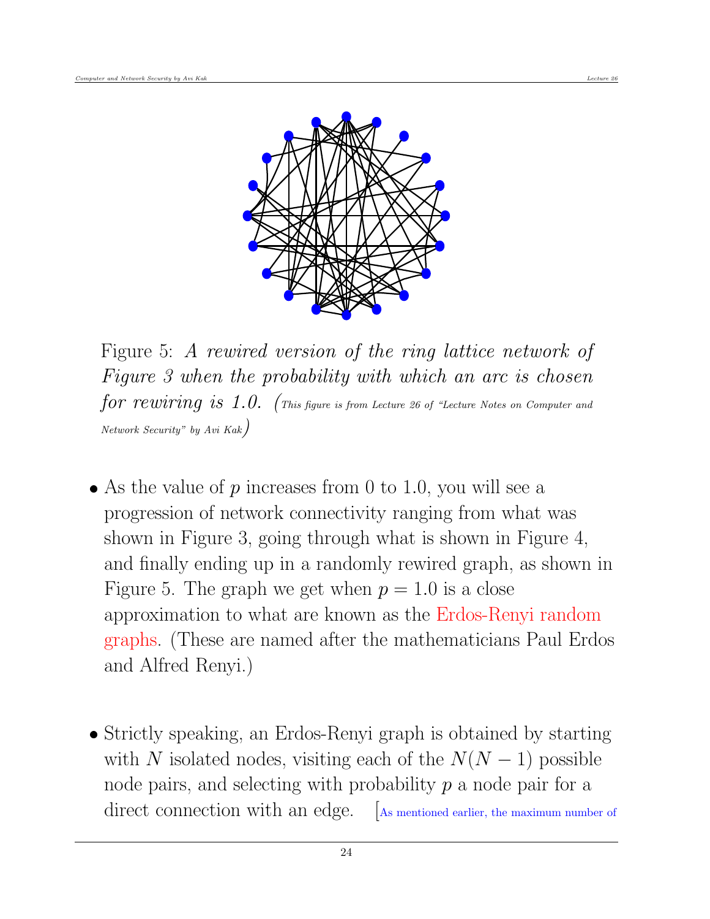Figure 5: *A rewired version of the ring lattice network of Figure 3 when the probability with which an arc is chosen for rewiring is 1.0.* (This figure is from Lecture 26 of "Lecture Notes on Computer and Network Security" by Avi Kak)

- As the value of $p$ increases from 0 to 1.0, you will see a progression of network connectivity ranging from what was shown in Figure 3, going through what is shown in Figure 4, and finally ending up in a randomly rewired graph, as shown in Figure 5. The graph we get when $p = 1.0$ is a close approximation to what are known as the Erdos-Renyi random graphs. (These are named after the mathematicians Paul Erdos and Alfred Renyi.)

- Strictly speaking, an Erdos-Renyi graph is obtained by starting with $N$ isolated nodes, visiting each of the $N(N-1)$ possible node pairs, and selecting with probability $p$ a node pair for a direct connection with an edge. [As mentioned earlier, the maximum number of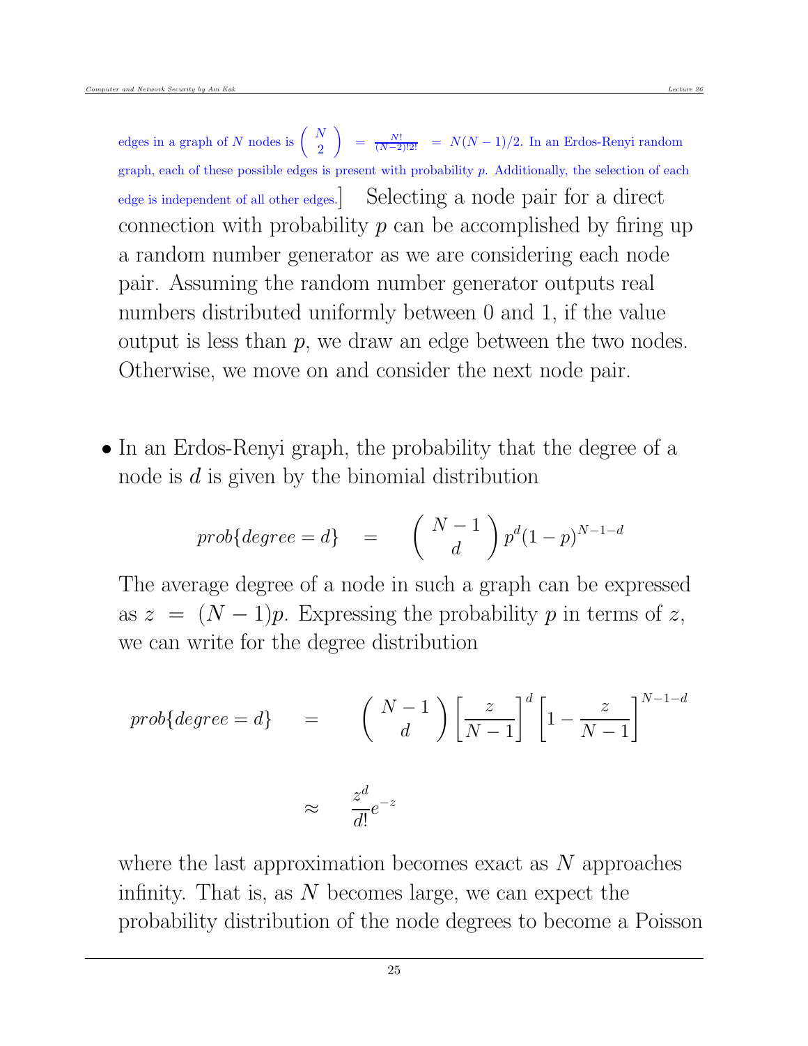edges in a graph of $N$ nodes is $\binom{N}{2} = \frac{N!}{(N-2)!2!} = N(N-1)/2$. In an Erdos-Renyi random graph, each of these possible edges is present with probability $p$. Additionally, the selection of each edge is independent of all other edges.] Selecting a node pair for a direct connection with probability $p$ can be accomplished by firing up a random number generator as we are considering each node pair. Assuming the random number generator outputs real numbers distributed uniformly between 0 and 1, if the value output is less than $p$, we draw an edge between the two nodes. Otherwise, we move on and consider the next node pair.

- In an Erdos-Renyi graph, the probability that the degree of a node is $d$ is given by the binomial distribution

$$prob\{degree = d\} \quad = \quad \binom{N-1}{d} p^d (1-p)^{N-1-d}$$

The average degree of a node in such a graph can be expressed as $z = (N-1)p$. Expressing the probability $p$ in terms of $z$, we can write for the degree distribution

$$prob\{degree = d\} \quad = \quad \binom{N-1}{d} \left[\frac{z}{N-1}\right]^d \left[1 - \frac{z}{N-1}\right]^{N-1-d}$$

$$\approx \quad \frac{z^d}{d!} e^{-z}$$

where the last approximation becomes exact as $N$ approaches infinity. That is, as $N$ becomes large, we can expect the probability distribution of the node degrees to become a Poisson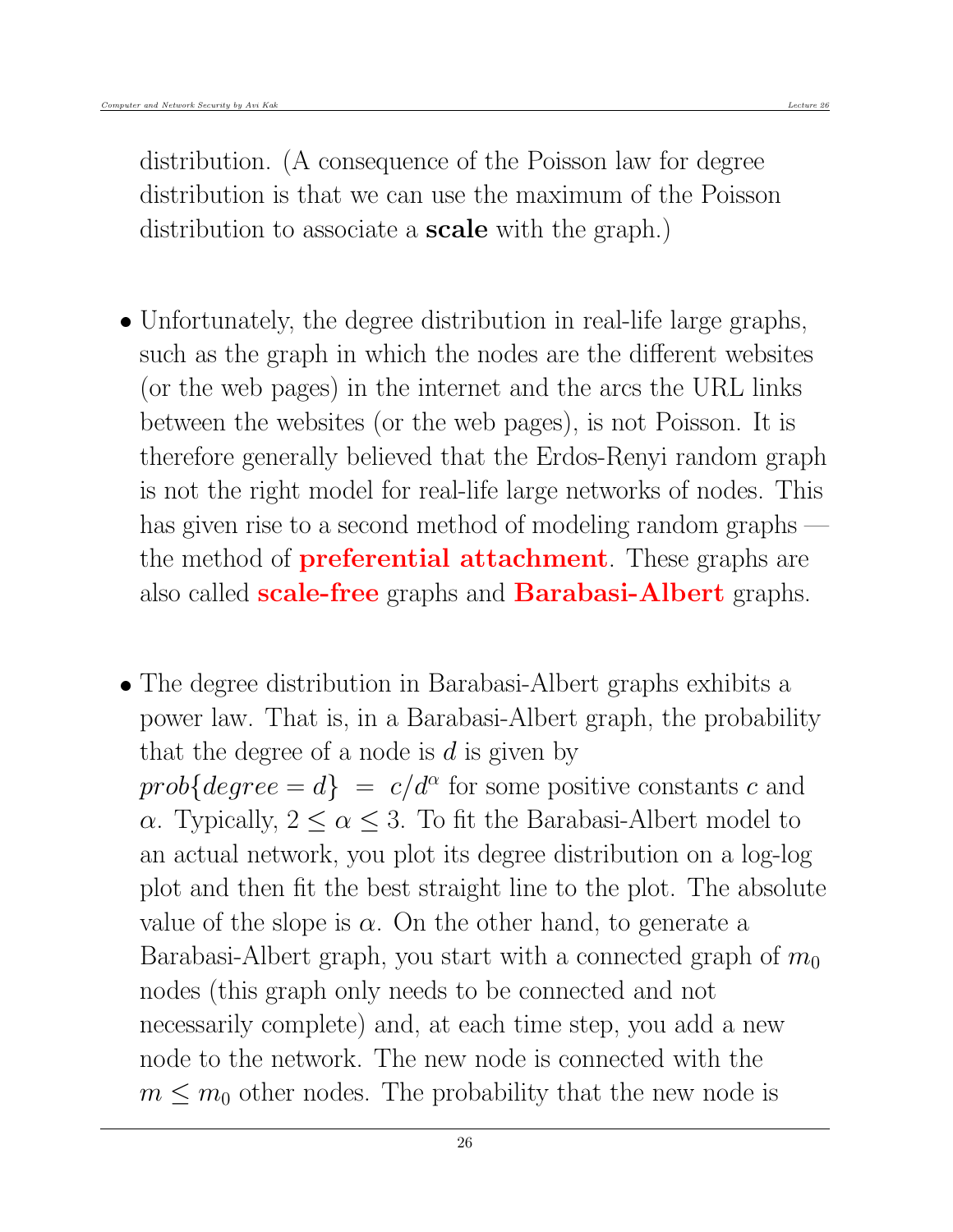distribution. (A consequence of the Poisson law for degree distribution is that we can use the maximum of the Poisson distribution to associate a **scale** with the graph.)

- Unfortunately, the degree distribution in real-life large graphs, such as the graph in which the nodes are the different websites (or the web pages) in the internet and the arcs the URL links between the websites (or the web pages), is not Poisson. It is therefore generally believed that the Erdos-Renyi random graph is not the right model for real-life large networks of nodes. This has given rise to a second method of modeling random graphs — the method of **preferential attachment**. These graphs are also called **scale-free** graphs and **Barabasi-Albert** graphs.

- The degree distribution in Barabasi-Albert graphs exhibits a power law. That is, in a Barabasi-Albert graph, the probability that the degree of a node is $d$ is given by $prob\{degree = d\} \; = \; c/d^{\alpha}$ for some positive constants $c$ and $\alpha$. Typically, $2 \leq \alpha \leq 3$. To fit the Barabasi-Albert model to an actual network, you plot its degree distribution on a log-log plot and then fit the best straight line to the plot. The absolute value of the slope is $\alpha$. On the other hand, to generate a Barabasi-Albert graph, you start with a connected graph of $m_0$ nodes (this graph only needs to be connected and not necessarily complete) and, at each time step, you add a new node to the network. The new node is connected with the $m \leq m_0$ other nodes. The probability that the new node is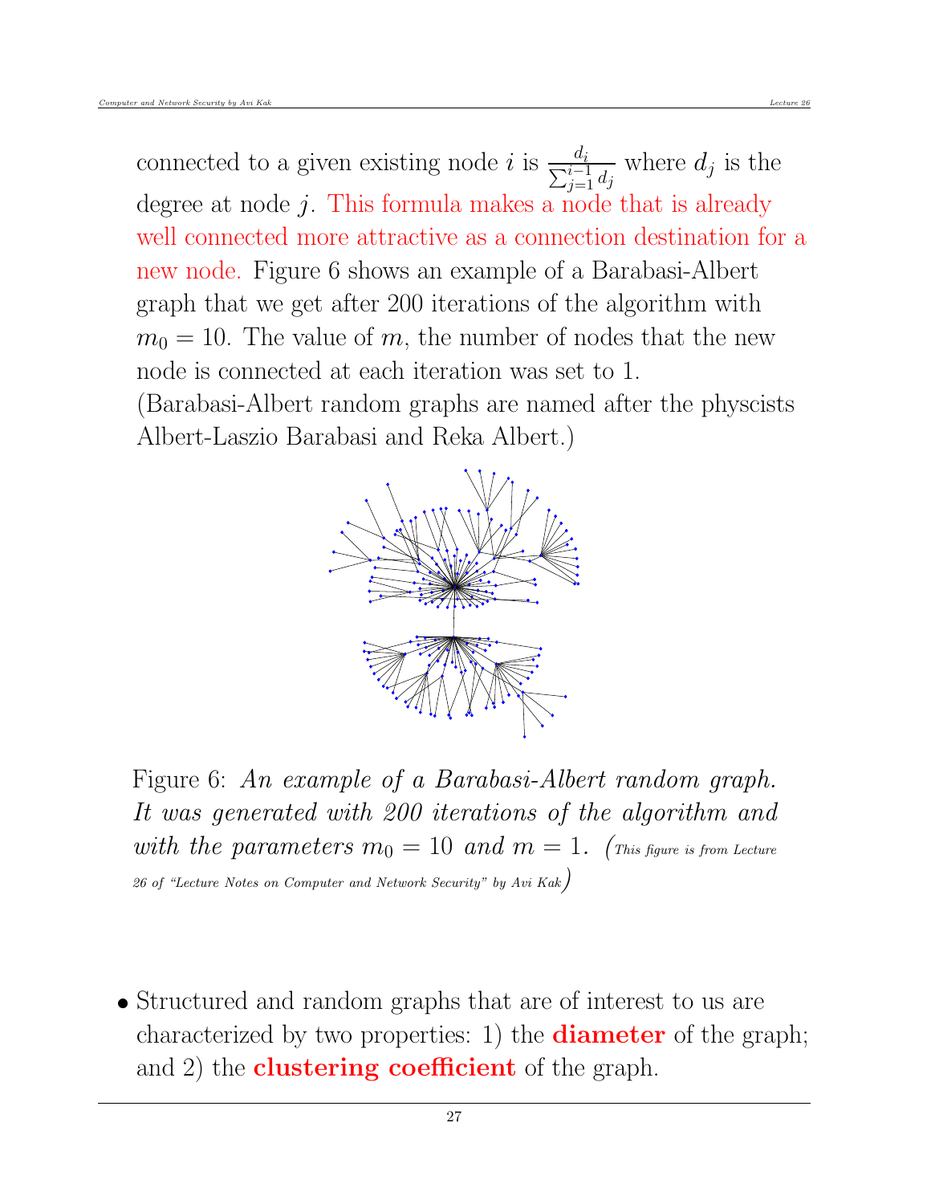connected to a given existing node $i$ is $\frac{d_i}{\sum_{j=1}^{i-1} d_j}$ where $d_j$ is the degree at node $j$. This formula makes a node that is already well connected more attractive as a connection destination for a new node. Figure 6 shows an example of a Barabasi-Albert graph that we get after 200 iterations of the algorithm with $m_0 = 10$. The value of $m$, the number of nodes that the new node is connected at each iteration was set to 1. (Barabasi-Albert random graphs are named after the physcists Albert-Laszio Barabasi and Reka Albert.)

Figure 6: *An example of a Barabasi-Albert random graph. It was generated with 200 iterations of the algorithm and with the parameters $m_0 = 10$ and $m = 1$.* (This figure is from Lecture 26 of "Lecture Notes on Computer and Network Security" by Avi Kak)

- Structured and random graphs that are of interest to us are characterized by two properties: 1) the **diameter** of the graph; and 2) the **clustering coefficient** of the graph.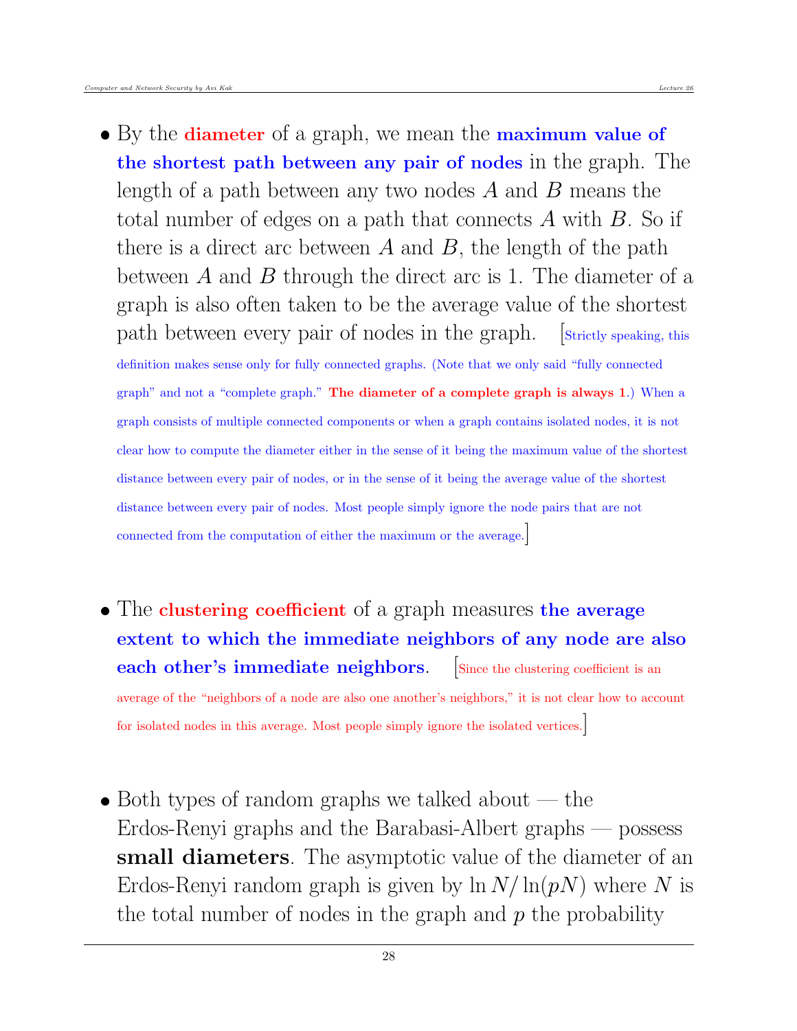- By the **diameter** of a graph, we mean the **maximum value of the shortest path between any pair of nodes** in the graph. The length of a path between any two nodes $A$ and $B$ means the total number of edges on a path that connects $A$ with $B$. So if there is a direct arc between $A$ and $B$, the length of the path between $A$ and $B$ through the direct arc is 1. The diameter of a graph is also often taken to be the average value of the shortest path between every pair of nodes in the graph. [Strictly speaking, this definition makes sense only for fully connected graphs. (Note that we only said "fully connected graph" and not a "complete graph." **The diameter of a complete graph is always 1**.) When a graph consists of multiple connected components or when a graph contains isolated nodes, it is not clear how to compute the diameter either in the sense of it being the maximum value of the shortest distance between every pair of nodes, or in the sense of it being the average value of the shortest distance between every pair of nodes. Most people simply ignore the node pairs that are not connected from the computation of either the maximum or the average.]

- The **clustering coefficient** of a graph measures **the average extent to which the immediate neighbors of any node are also each other's immediate neighbors**. [Since the clustering coefficient is an average of the "neighbors of a node are also one another's neighbors," it is not clear how to account for isolated nodes in this average. Most people simply ignore the isolated vertices.]

- Both types of random graphs we talked about — the Erdos-Renyi graphs and the Barabasi-Albert graphs — possess **small diameters**. The asymptotic value of the diameter of an Erdos-Renyi random graph is given by $\ln N / \ln(pN)$ where $N$ is the total number of nodes in the graph and $p$ the probability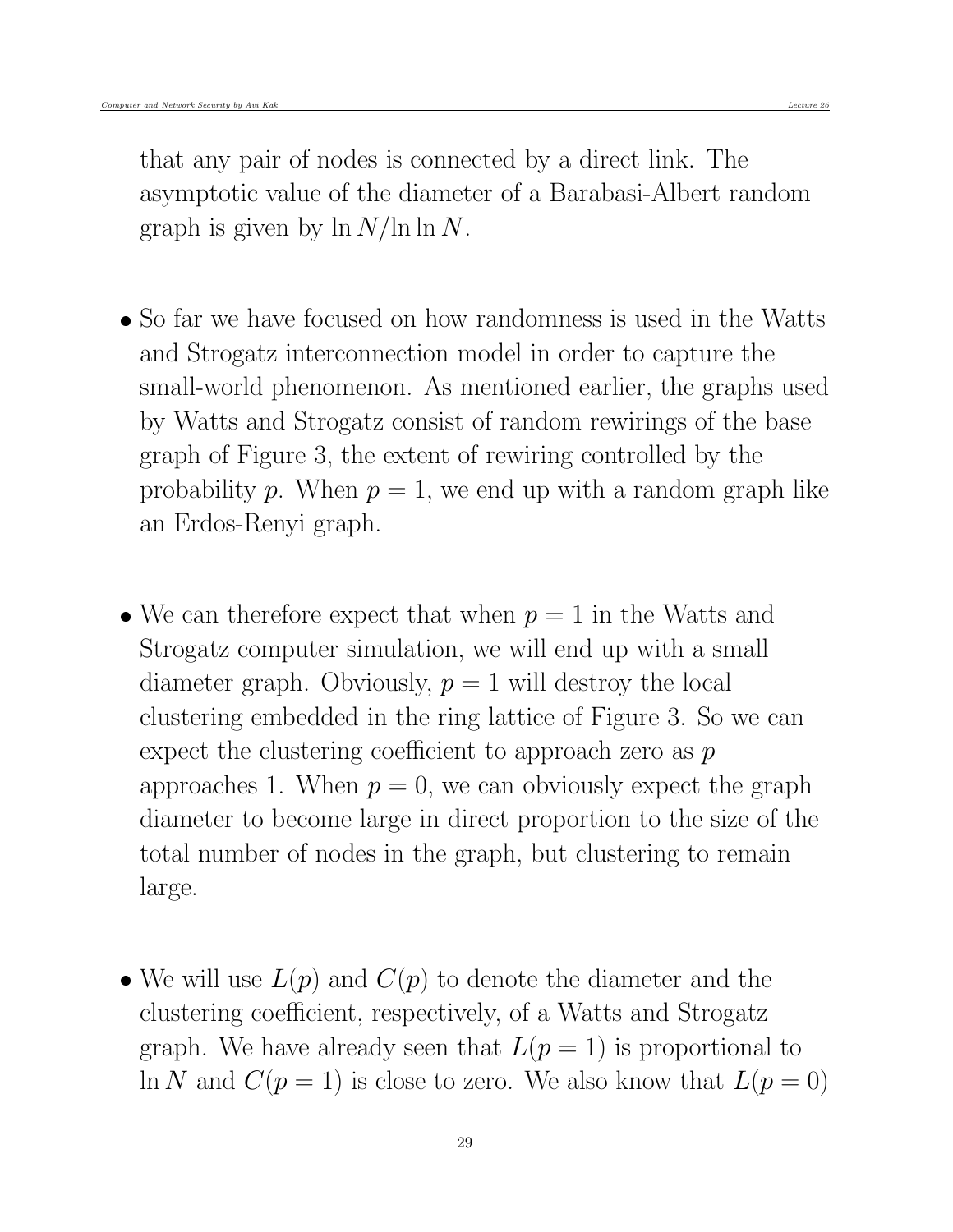that any pair of nodes is connected by a direct link. The asymptotic value of the diameter of a Barabasi-Albert random graph is given by $\ln N / \ln \ln N$.

- So far we have focused on how randomness is used in the Watts and Strogatz interconnection model in order to capture the small-world phenomenon. As mentioned earlier, the graphs used by Watts and Strogatz consist of random rewirings of the base graph of Figure 3, the extent of rewiring controlled by the probability $p$. When $p = 1$, we end up with a random graph like an Erdos-Renyi graph.

- We can therefore expect that when $p = 1$ in the Watts and Strogatz computer simulation, we will end up with a small diameter graph. Obviously, $p = 1$ will destroy the local clustering embedded in the ring lattice of Figure 3. So we can expect the clustering coefficient to approach zero as $p$ approaches 1. When $p = 0$, we can obviously expect the graph diameter to become large in direct proportion to the size of the total number of nodes in the graph, but clustering to remain large.

- We will use $L(p)$ and $C(p)$ to denote the diameter and the clustering coefficient, respectively, of a Watts and Strogatz graph. We have already seen that $L(p = 1)$ is proportional to $\ln N$ and $C(p = 1)$ is close to zero. We also know that $L(p = 0)$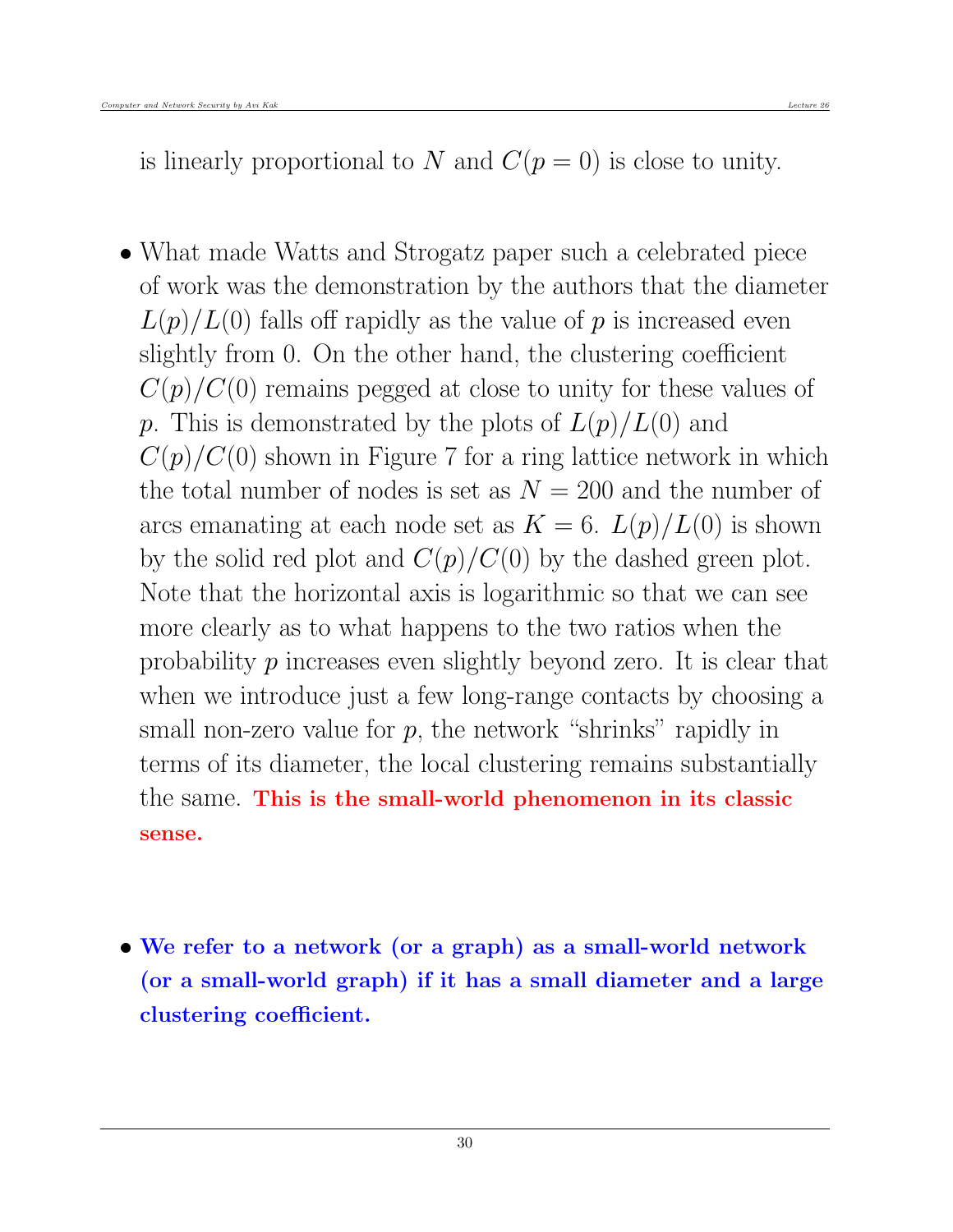is linearly proportional to $N$ and $C(p = 0)$ is close to unity.

- What made Watts and Strogatz paper such a celebrated piece of work was the demonstration by the authors that the diameter $L(p)/L(0)$ falls off rapidly as the value of $p$ is increased even slightly from 0. On the other hand, the clustering coefficient $C(p)/C(0)$ remains pegged at close to unity for these values of $p$. This is demonstrated by the plots of $L(p)/L(0)$ and $C(p)/C(0)$ shown in Figure 7 for a ring lattice network in which the total number of nodes is set as $N = 200$ and the number of arcs emanating at each node set as $K = 6$. $L(p)/L(0)$ is shown by the solid red plot and $C(p)/C(0)$ by the dashed green plot. Note that the horizontal axis is logarithmic so that we can see more clearly as to what happens to the two ratios when the probability $p$ increases even slightly beyond zero. It is clear that when we introduce just a few long-range contacts by choosing a small non-zero value for $p$, the network "shrinks" rapidly in terms of its diameter, the local clustering remains substantially the same. **This is the small-world phenomenon in its classic sense.**

- **We refer to a network (or a graph) as a small-world network (or a small-world graph) if it has a small diameter and a large clustering coefficient.**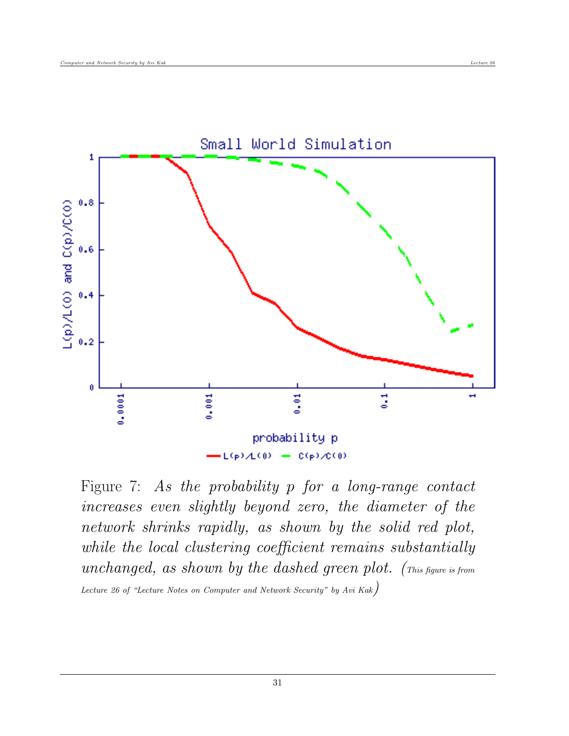Figure 7: *As the probability p for a long-range contact increases even slightly beyond zero, the diameter of the network shrinks rapidly, as shown by the solid red plot, while the local clustering coefficient remains substantially unchanged, as shown by the dashed green plot.* (*This figure is from Lecture 26 of "Lecture Notes on Computer and Network Security" by Avi Kak*)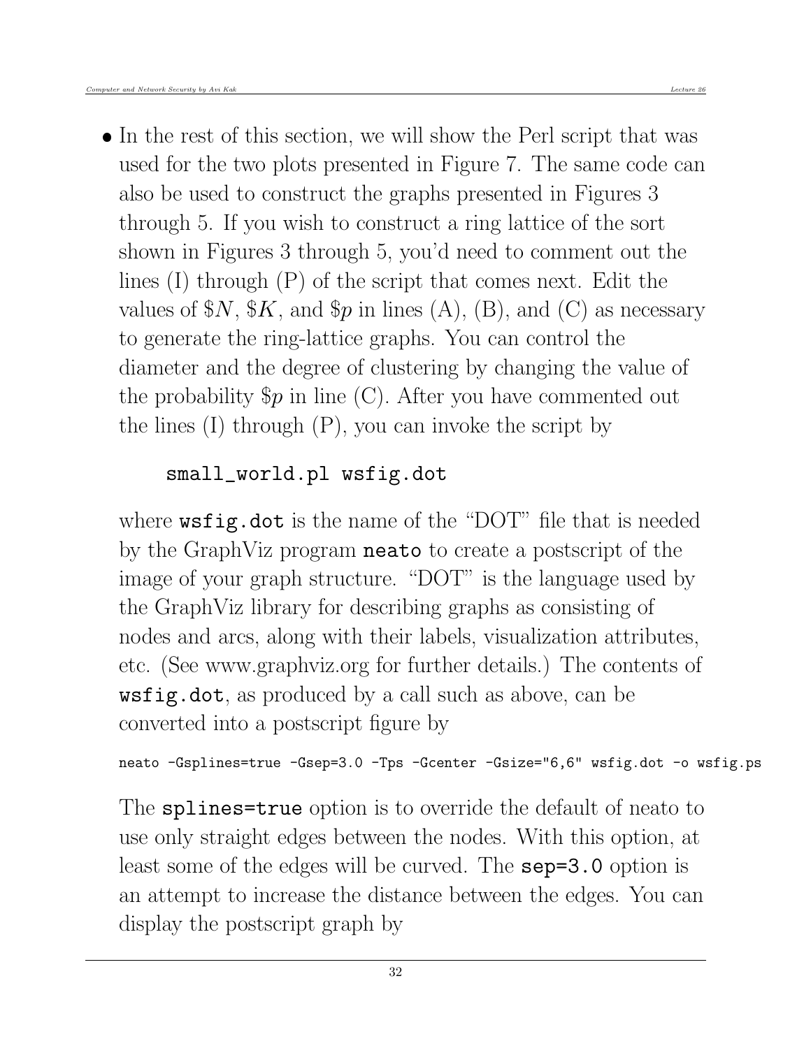- In the rest of this section, we will show the Perl script that was used for the two plots presented in Figure 7. The same code can also be used to construct the graphs presented in Figures 3 through 5. If you wish to construct a ring lattice of the sort shown in Figures 3 through 5, you'd need to comment out the lines (I) through (P) of the script that comes next. Edit the values of $\$N$, $\$K$, and $\$p$ in lines (A), (B), and (C) as necessary to generate the ring-lattice graphs. You can control the diameter and the degree of clustering by changing the value of the probability $\$p$ in line (C). After you have commented out the lines (I) through (P), you can invoke the script by

  ```
  small_world.pl wsfig.dot
  ```

  where **wsfig.dot** is the name of the "DOT" file that is needed by the GraphViz program **neato** to create a postscript of the image of your graph structure. "DOT" is the language used by the GraphViz library for describing graphs as consisting of nodes and arcs, along with their labels, visualization attributes, etc. (See www.graphviz.org for further details.) The contents of **wsfig.dot**, as produced by a call such as above, can be converted into a postscript figure by

  ```
  neato -Gsplines=true -Gsep=3.0 -Tps -Gcenter -Gsize="6,6" wsfig.dot -o wsfig.ps
  ```

  The **splines=true** option is to override the default of neato to use only straight edges between the nodes. With this option, at least some of the edges will be curved. The **sep=3.0** option is an attempt to increase the distance between the edges. You can display the postscript graph by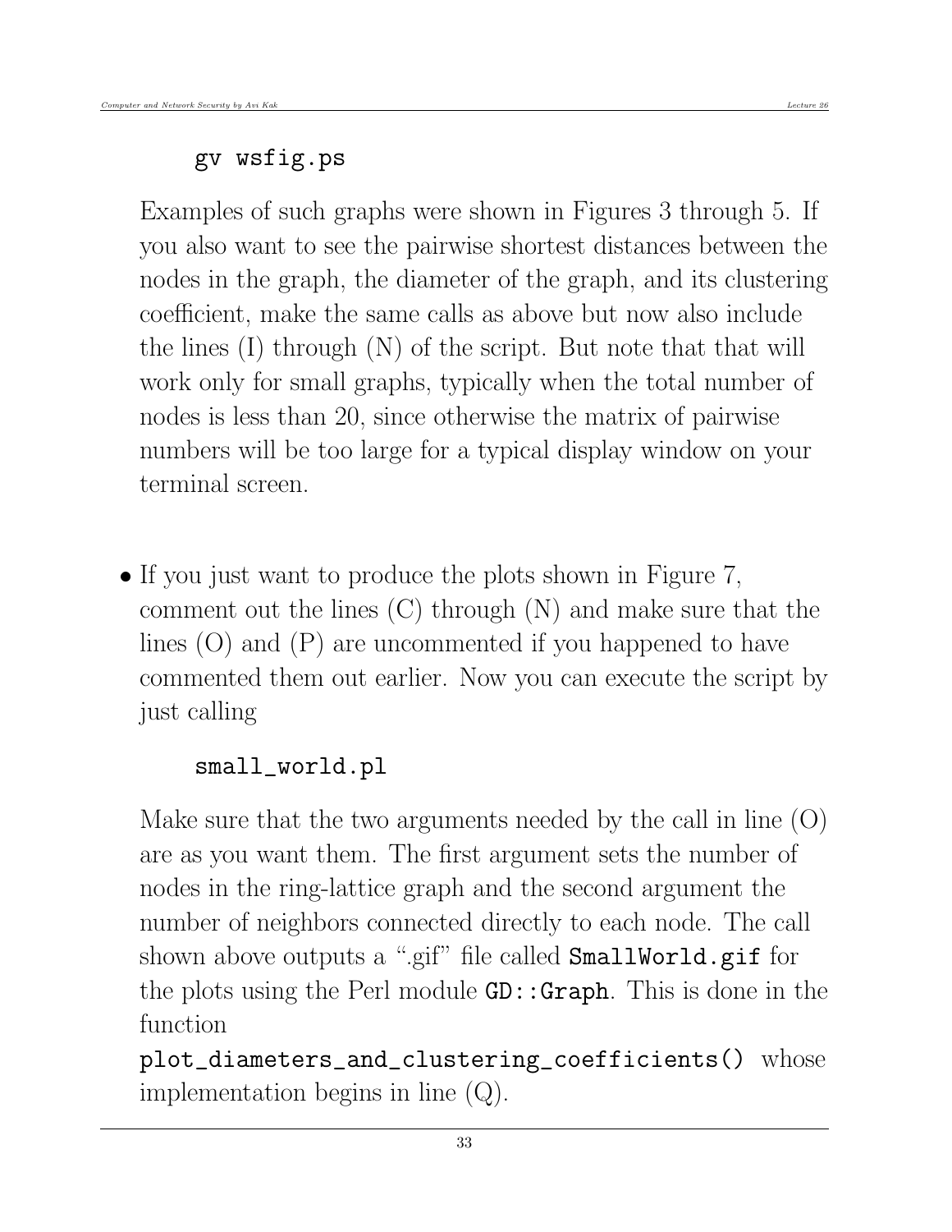```
gv wsfig.ps
```

Examples of such graphs were shown in Figures 3 through 5. If you also want to see the pairwise shortest distances between the nodes in the graph, the diameter of the graph, and its clustering coefficient, make the same calls as above but now also include the lines (I) through (N) of the script. But note that that will work only for small graphs, typically when the total number of nodes is less than 20, since otherwise the matrix of pairwise numbers will be too large for a typical display window on your terminal screen.

- If you just want to produce the plots shown in Figure 7, comment out the lines (C) through (N) and make sure that the lines (O) and (P) are uncommented if you happened to have commented them out earlier. Now you can execute the script by just calling

  ```
  small_world.pl
  ```

  Make sure that the two arguments needed by the call in line (O) are as you want them. The first argument sets the number of nodes in the ring-lattice graph and the second argument the number of neighbors connected directly to each node. The call shown above outputs a ".gif" file called `SmallWorld.gif` for the plots using the Perl module `GD::Graph`. This is done in the function `plot_diameters_and_clustering_coefficients()` whose implementation begins in line (Q).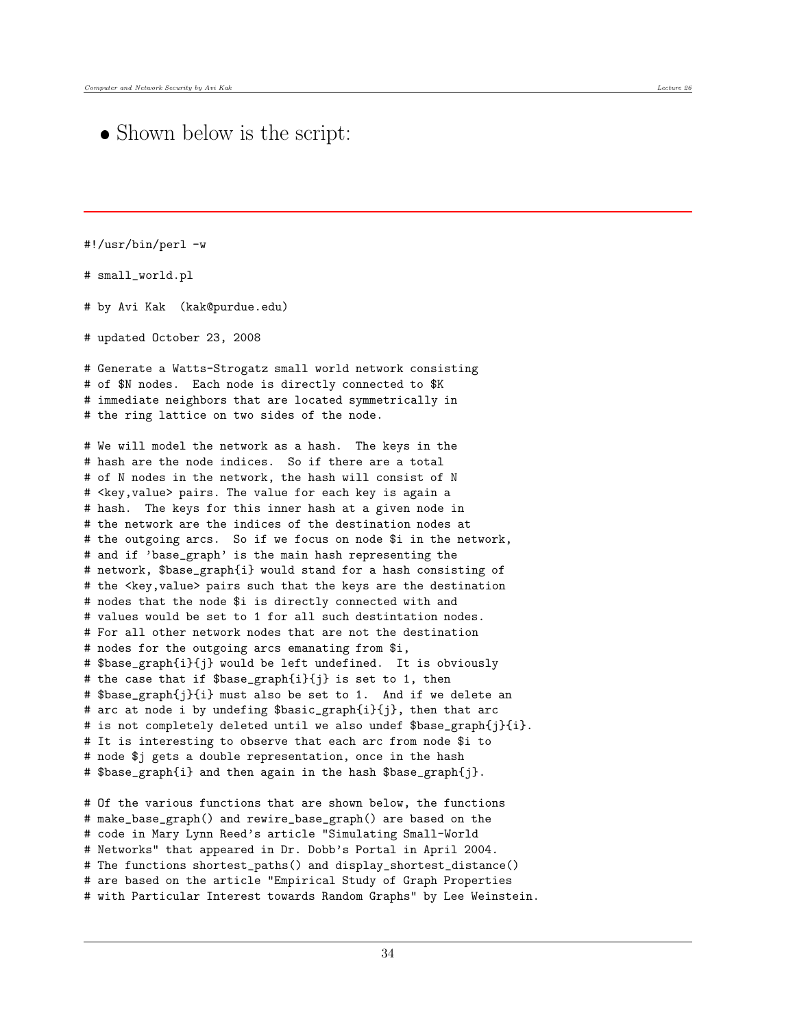- Shown below is the script:

```
#!/usr/bin/perl -w

# small_world.pl

# by Avi Kak  (kak@purdue.edu)

# updated October 23, 2008

# Generate a Watts-Strogatz small world network consisting
# of $N nodes.  Each node is directly connected to $K
# immediate neighbors that are located symmetrically in
# the ring lattice on two sides of the node.

# We will model the network as a hash.  The keys in the
# hash are the node indices.  So if there are a total
# of N nodes in the network, the hash will consist of N
# <key,value> pairs. The value for each key is again a
# hash.  The keys for this inner hash at a given node in
# the network are the indices of the destination nodes at
# the outgoing arcs.  So if we focus on node $i in the network,
# and if 'base_graph' is the main hash representing the
# network, $base_graph{i} would stand for a hash consisting of
# the <key,value> pairs such that the keys are the destination
# nodes that the node $i is directly connected with and
# values would be set to 1 for all such destintation nodes.
# For all other network nodes that are not the destination
# nodes for the outgoing arcs emanating from $i,
# $base_graph{i}{j} would be left undefined.  It is obviously
# the case that if $base_graph{i}{j} is set to 1, then
# $base_graph{j}{i} must also be set to 1.  And if we delete an
# arc at node i by undefing $basic_graph{i}{j}, then that arc
# is not completely deleted until we also undef $base_graph{j}{i}.
# It is interesting to observe that each arc from node $i to
# node $j gets a double representation, once in the hash
# $base_graph{i} and then again in the hash $base_graph{j}.

# Of the various functions that are shown below, the functions
# make_base_graph() and rewire_base_graph() are based on the
# code in Mary Lynn Reed's article "Simulating Small-World
# Networks" that appeared in Dr. Dobb's Portal in April 2004.
# The functions shortest_paths() and display_shortest_distance()
# are based on the article "Empirical Study of Graph Properties
# with Particular Interest towards Random Graphs" by Lee Weinstein.
```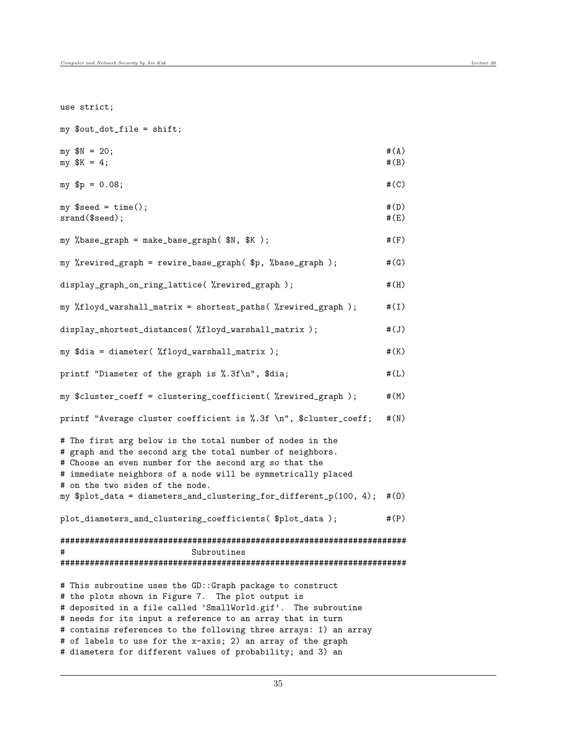```
use strict;

my $out_dot_file = shift;

my $N = 20;                                                         #(A)
my $K = 4;                                                          #(B)

my $p = 0.08;                                                       #(C)

my $seed = time();                                                  #(D)
srand($seed);                                                       #(E)

my %base_graph = make_base_graph( $N, $K );                         #(F)

my %rewired_graph = rewire_base_graph( $p, %base_graph );           #(G)

display_graph_on_ring_lattice( %rewired_graph );                    #(H)

my %floyd_warshall_matrix = shortest_paths( %rewired_graph );       #(I)

display_shortest_distances( %floyd_warshall_matrix );               #(J)

my $dia = diameter( %floyd_warshall_matrix );                       #(K)

printf "Diameter of the graph is %.3f\n", $dia;                     #(L)

my $cluster_coeff = clustering_coefficient( %rewired_graph );       #(M)

printf "Average cluster coefficient is %.3f \n", $cluster_coeff;    #(N)

# The first arg below is the total number of nodes in the
# graph and the second arg the total number of neighbors.
# Choose an even number for the second arg so that the
# immediate neighbors of a node will be symmetrically placed
# on the two sides of the node.
my $plot_data = diameters_and_clustering_for_different_p(100, 4);  #(O)

plot_diameters_and_clustering_coefficients( $plot_data );          #(P)

########################################################################
#                           Subroutines
########################################################################

# This subroutine uses the GD::Graph package to construct
# the plots shown in Figure 7.  The plot output is
# deposited in a file called 'SmallWorld.gif'.  The subroutine
# needs for its input a reference to an array that in turn
# contains references to the following three arrays: 1) an array
# of labels to use for the x-axis; 2) an array of the graph
# diameters for different values of probability; and 3) an
```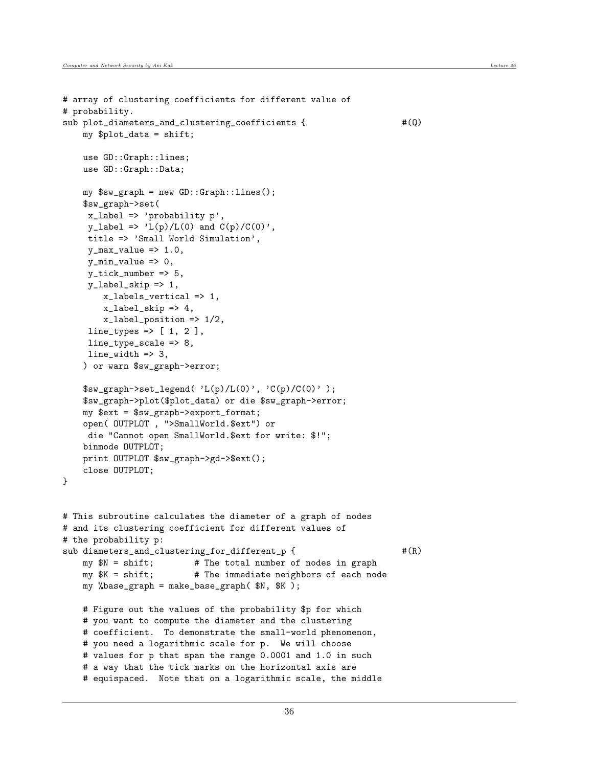```
# array of clustering coefficients for different value of
# probability.
sub plot_diameters_and_clustering_coefficients {                  #(Q)
    my $plot_data = shift;

    use GD::Graph::lines;
    use GD::Graph::Data;

    my $sw_graph = new GD::Graph::lines();
    $sw_graph->set(
     x_label => 'probability p',
     y_label => 'L(p)/L(0) and C(p)/C(0)',
     title => 'Small World Simulation',
     y_max_value => 1.0,
     y_min_value => 0,
     y_tick_number => 5,
     y_label_skip => 1,
        x_labels_vertical => 1,
        x_label_skip => 4,
        x_label_position => 1/2,
     line_types => [ 1, 2 ],
     line_type_scale => 8,
     line_width => 3,
    ) or warn $sw_graph->error;

    $sw_graph->set_legend( 'L(p)/L(0)', 'C(p)/C(0)' );
    $sw_graph->plot($plot_data) or die $sw_graph->error;
    my $ext = $sw_graph->export_format;
    open( OUTPLOT , ">SmallWorld.$ext") or
     die "Cannot open SmallWorld.$ext for write: $!";
    binmode OUTPLOT;
    print OUTPLOT $sw_graph->gd->$ext();
    close OUTPLOT;
}


# This subroutine calculates the diameter of a graph of nodes
# and its clustering coefficient for different values of
# the probability p:
sub diameters_and_clustering_for_different_p {                    #(R)
    my $N = shift;        # The total number of nodes in graph
    my $K = shift;        # The immediate neighbors of each node
    my %base_graph = make_base_graph( $N, $K );

    # Figure out the values of the probability $p for which
    # you want to compute the diameter and the clustering
    # coefficient.  To demonstrate the small-world phenomenon,
    # you need a logarithmic scale for p.  We will choose
    # values for p that span the range 0.0001 and 1.0 in such
    # a way that the tick marks on the horizontal axis are
    # equispaced.  Note that on a logarithmic scale, the middle
```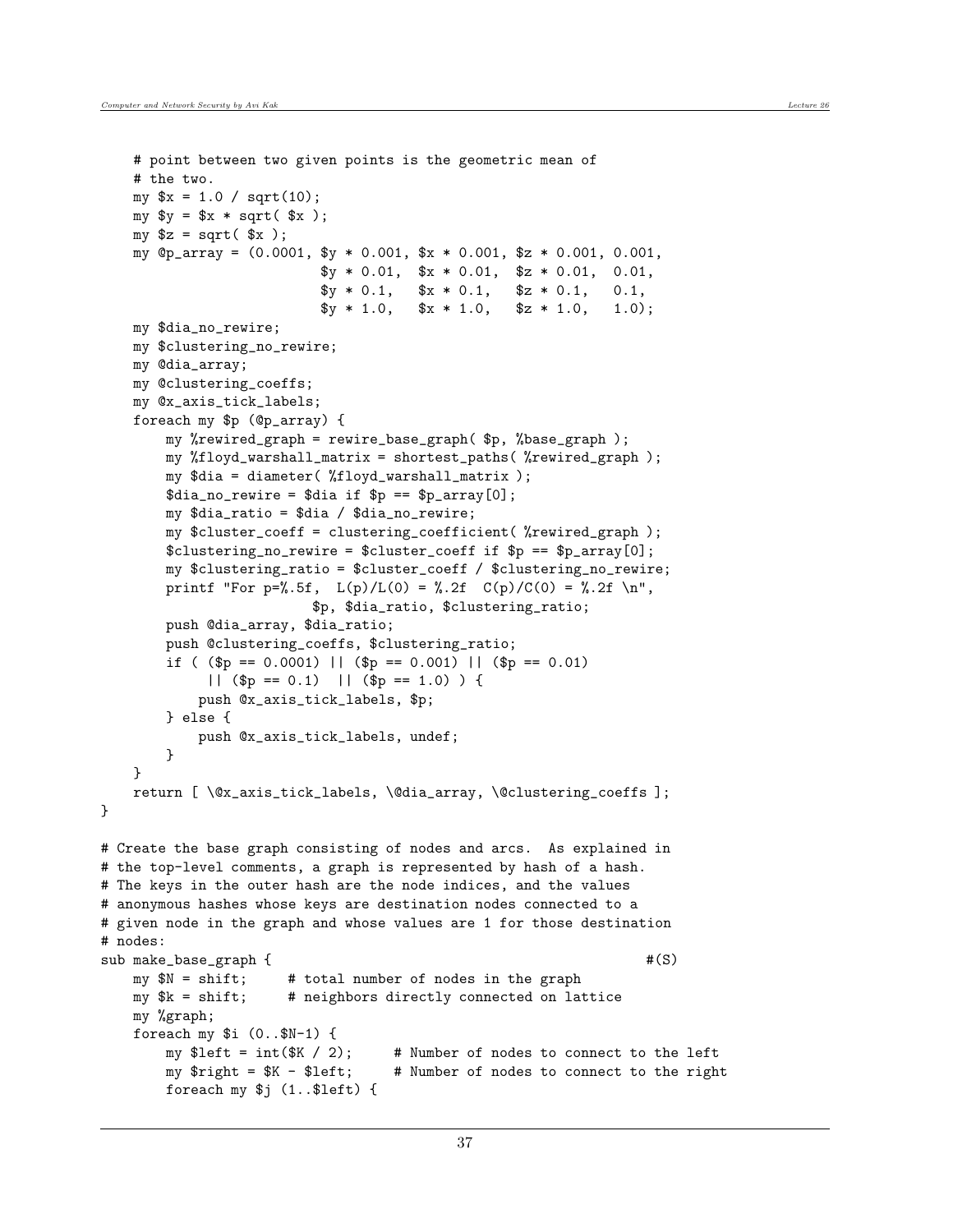```
    # point between two given points is the geometric mean of
    # the two.
    my $x = 1.0 / sqrt(10);
    my $y = $x * sqrt( $x );
    my $z = sqrt( $x );
    my @p_array = (0.0001, $y * 0.001, $x * 0.001, $z * 0.001, 0.001,
                           $y * 0.01,  $x * 0.01,  $z * 0.01,  0.01,
                           $y * 0.1,   $x * 0.1,   $z * 0.1,   0.1,
                           $y * 1.0,   $x * 1.0,   $z * 1.0,   1.0);
    my $dia_no_rewire;
    my $clustering_no_rewire;
    my @dia_array;
    my @clustering_coeffs;
    my @x_axis_tick_labels;
    foreach my $p (@p_array) {
        my %rewired_graph = rewire_base_graph( $p, %base_graph );
        my %floyd_warshall_matrix = shortest_paths( %rewired_graph );
        my $dia = diameter( %floyd_warshall_matrix );
        $dia_no_rewire = $dia if $p == $p_array[0];
        my $dia_ratio = $dia / $dia_no_rewire;
        my $cluster_coeff = clustering_coefficient( %rewired_graph );
        $clustering_no_rewire = $cluster_coeff if $p == $p_array[0];
        my $clustering_ratio = $cluster_coeff / $clustering_no_rewire;
        printf "For p=%.5f,  L(p)/L(0) = %.2f  C(p)/C(0) = %.2f \n",
                         $p, $dia_ratio, $clustering_ratio;
        push @dia_array, $dia_ratio;
        push @clustering_coeffs, $clustering_ratio;
        if ( ($p == 0.0001) || ($p == 0.001) || ($p == 0.01)
             || ($p == 0.1)  || ($p == 1.0) ) {
            push @x_axis_tick_labels, $p;
        } else {
            push @x_axis_tick_labels, undef;
        }
    }
    return [ \@x_axis_tick_labels, \@dia_array, \@clustering_coeffs ];
}

# Create the base graph consisting of nodes and arcs.  As explained in
# the top-level comments, a graph is represented by hash of a hash.
# The keys in the outer hash are the node indices, and the values
# anonymous hashes whose keys are destination nodes connected to a
# given node in the graph and whose values are 1 for those destination
# nodes:
sub make_base_graph {                                              #(S)
    my $N = shift;     # total number of nodes in the graph
    my $k = shift;     # neighbors directly connected on lattice
    my %graph;
    foreach my $i (0..$N-1) {
        my $left = int($K / 2);     # Number of nodes to connect to the left
        my $right = $K - $left;     # Number of nodes to connect to the right
        foreach my $j (1..$left) {
```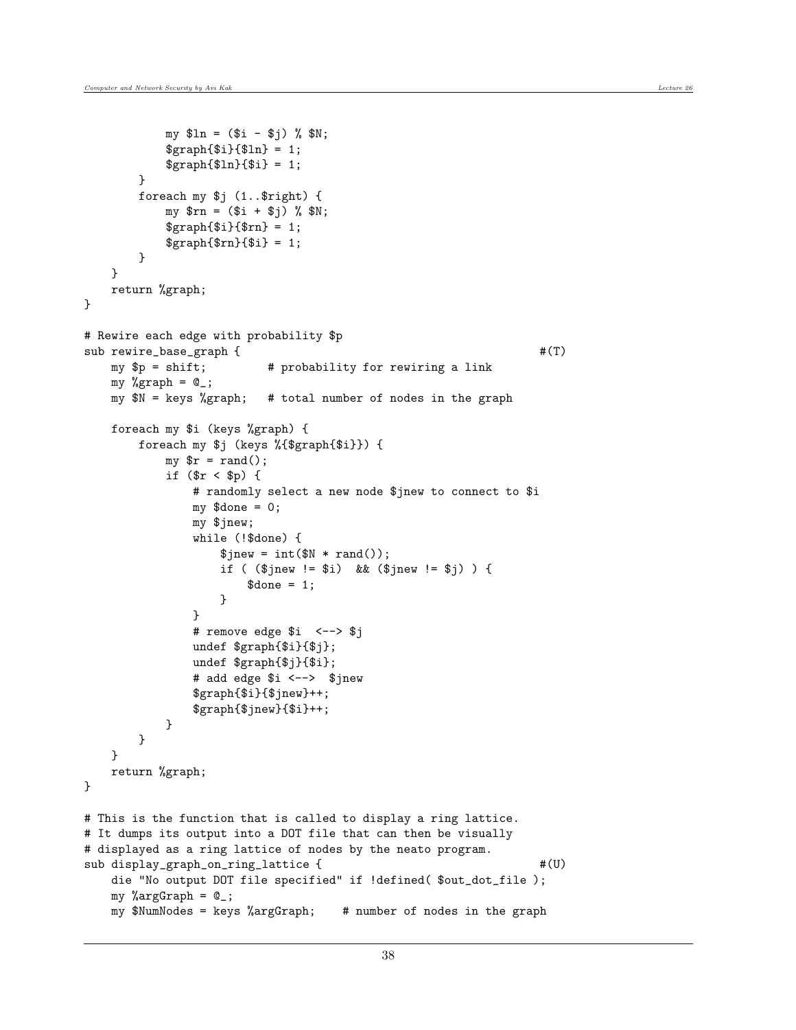```
            my $ln = ($i - $j) % $N;
            $graph{$i}{$ln} = 1;
            $graph{$ln}{$i} = 1;
        }
        foreach my $j (1..$right) {
            my $rn = ($i + $j) % $N;
            $graph{$i}{$rn} = 1;
            $graph{$rn}{$i} = 1;
        }
    }
    return %graph;
}

# Rewire each edge with probability $p
sub rewire_base_graph {                                              #(T)
    my $p = shift;         # probability for rewiring a link
    my %graph = @_;
    my $N = keys %graph;   # total number of nodes in the graph

    foreach my $i (keys %graph) {
        foreach my $j (keys %{$graph{$i}}) {
            my $r = rand();
            if ($r < $p) {
                # randomly select a new node $jnew to connect to $i
                my $done = 0;
                my $jnew;
                while (!$done) {
                    $jnew = int($N * rand());
                    if ( ($jnew != $i)  && ($jnew != $j) ) {
                        $done = 1;
                    }
                }
                # remove edge $i  <--> $j
                undef $graph{$i}{$j};
                undef $graph{$j}{$i};
                # add edge $i <-->  $jnew
                $graph{$i}{$jnew}++;
                $graph{$jnew}{$i}++;
            }
        }
    }
    return %graph;
}

# This is the function that is called to display a ring lattice.
# It dumps its output into a DOT file that can then be visually
# displayed as a ring lattice of nodes by the neato program.
sub display_graph_on_ring_lattice {                                  #(U)
    die "No output DOT file specified" if !defined( $out_dot_file );
    my %argGraph = @_;
    my $NumNodes = keys %argGraph;    # number of nodes in the graph
```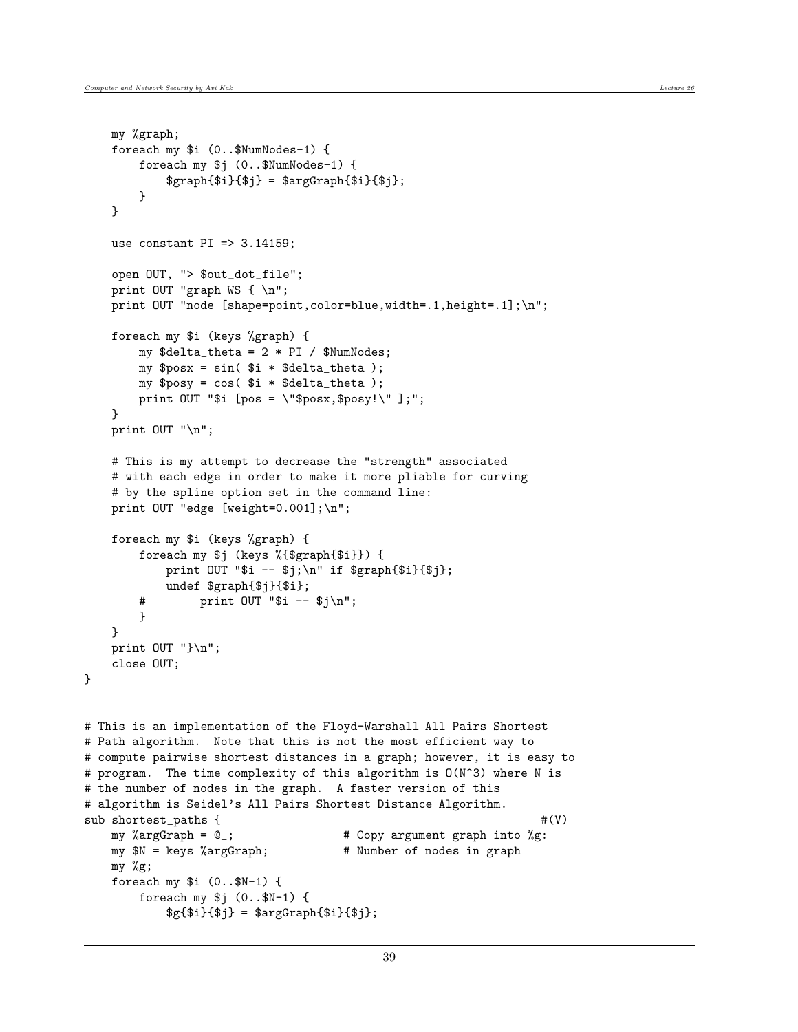```
    my %graph;
    foreach my $i (0..$NumNodes-1) {
        foreach my $j (0..$NumNodes-1) {
            $graph{$i}{$j} = $argGraph{$i}{$j};
        }
    }

    use constant PI => 3.14159;

    open OUT, "> $out_dot_file";
    print OUT "graph WS { \n";
    print OUT "node [shape=point,color=blue,width=.1,height=.1];\n";

    foreach my $i (keys %graph) {
        my $delta_theta = 2 * PI / $NumNodes;
        my $posx = sin( $i * $delta_theta );
        my $posy = cos( $i * $delta_theta );
        print OUT "$i [pos = \"$posx,$posy!\" ];";
    }
    print OUT "\n";

    # This is my attempt to decrease the "strength" associated
    # with each edge in order to make it more pliable for curving
    # by the spline option set in the command line:
    print OUT "edge [weight=0.001];\n";

    foreach my $i (keys %graph) {
        foreach my $j (keys %{$graph{$i}}) {
            print OUT "$i -- $j;\n" if $graph{$i}{$j};
            undef $graph{$j}{$i};
        #        print OUT "$i -- $j\n";
        }
    }
    print OUT "}\n";
    close OUT;
}


# This is an implementation of the Floyd-Warshall All Pairs Shortest
# Path algorithm.  Note that this is not the most efficient way to
# compute pairwise shortest distances in a graph; however, it is easy to
# program.  The time complexity of this algorithm is O(N^3) where N is
# the number of nodes in the graph.  A faster version of this
# algorithm is Seidel's All Pairs Shortest Distance Algorithm.
sub shortest_paths {                                                #(V)
    my %argGraph = @_;              # Copy argument graph into %g:
    my $N = keys %argGraph;         # Number of nodes in graph
    my %g;
    foreach my $i (0..$N-1) {
        foreach my $j (0..$N-1) {
            $g{$i}{$j} = $argGraph{$i}{$j};
```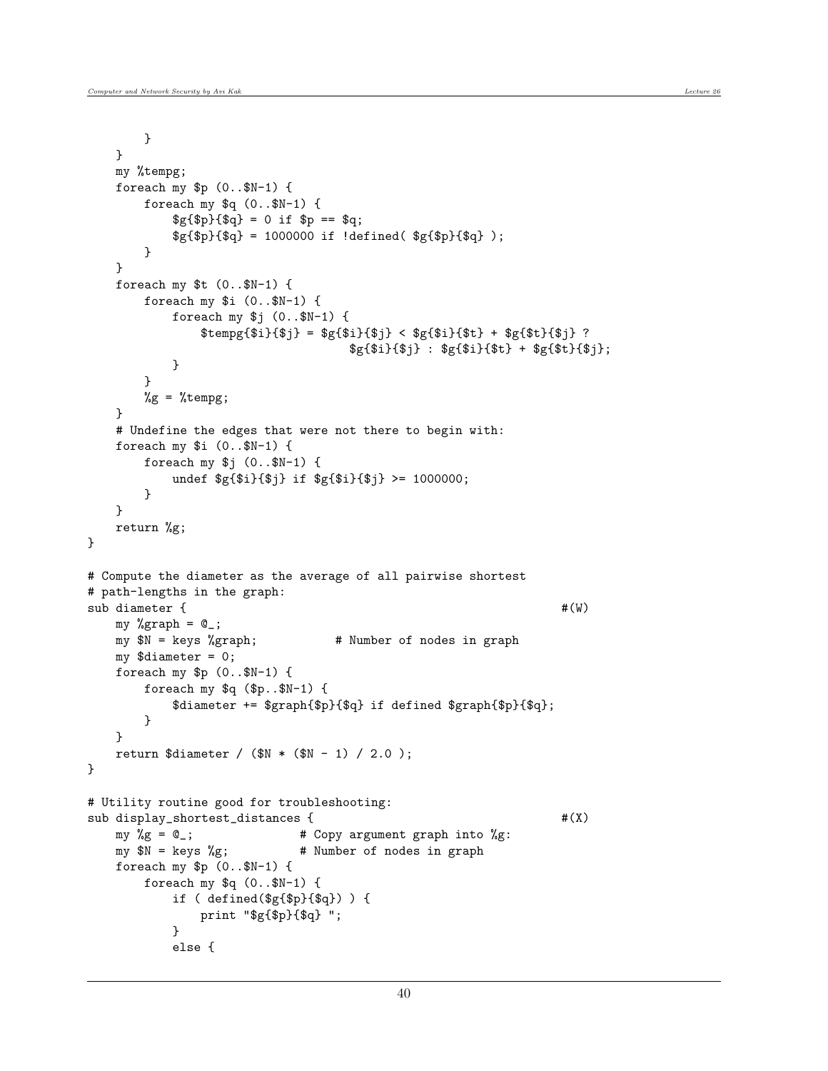```
        }
    }
    my %tempg;
    foreach my $p (0..$N-1) {
        foreach my $q (0..$N-1) {
            $g{$p}{$q} = 0 if $p == $q;
            $g{$p}{$q} = 1000000 if !defined( $g{$p}{$q} );
        }
    }
    foreach my $t (0..$N-1) {
        foreach my $i (0..$N-1) {
            foreach my $j (0..$N-1) {
                $tempg{$i}{$j} = $g{$i}{$j} < $g{$i}{$t} + $g{$t}{$j} ?
                                     $g{$i}{$j} : $g{$i}{$t} + $g{$t}{$j};
            }
        }
        %g = %tempg;
    }
    # Undefine the edges that were not there to begin with:
    foreach my $i (0..$N-1) {
        foreach my $j (0..$N-1) {
            undef $g{$i}{$j} if $g{$i}{$j} >= 1000000;
        }
    }
    return %g;
}

# Compute the diameter as the average of all pairwise shortest
# path-lengths in the graph:
sub diameter {                                                   #(W)
    my %graph = @_;
    my $N = keys %graph;            # Number of nodes in graph
    my $diameter = 0;
    foreach my $p (0..$N-1) {
        foreach my $q ($p..$N-1) {
            $diameter += $graph{$p}{$q} if defined $graph{$p}{$q};
        }
    }
    return $diameter / ($N * ($N - 1) / 2.0 );
}

# Utility routine good for troubleshooting:
sub display_shortest_distances {                                 #(X)
    my %g = @_;               # Copy argument graph into %g:
    my $N = keys %g;          # Number of nodes in graph
    foreach my $p (0..$N-1) {
        foreach my $q (0..$N-1) {
            if ( defined($g{$p}{$q}) ) {
                print "$g{$p}{$q} ";
            }
            else {
```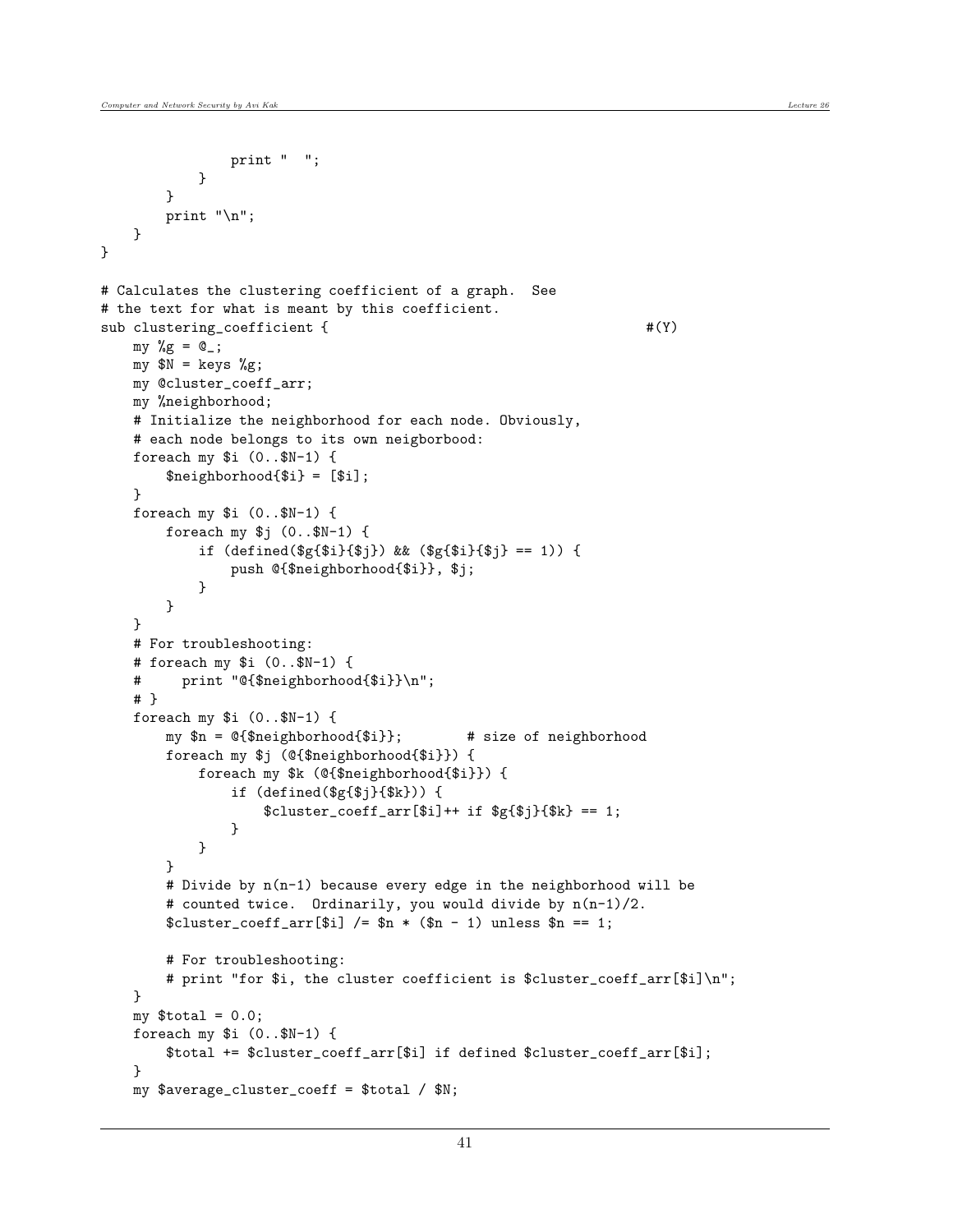```
                print "  ";
            }
        }
        print "\n";
    }
}

# Calculates the clustering coefficient of a graph.  See
# the text for what is meant by this coefficient.
sub clustering_coefficient {                                        #(Y)
    my %g = @_;
    my $N = keys %g;
    my @cluster_coeff_arr;
    my %neighborhood;
    # Initialize the neighborhood for each node. Obviously,
    # each node belongs to its own neigborbood:
    foreach my $i (0..$N-1) {
        $neighborhood{$i} = [$i];
    }
    foreach my $i (0..$N-1) {
        foreach my $j (0..$N-1) {
            if (defined($g{$i}{$j}) && ($g{$i}{$j} == 1)) {
                push @{$neighborhood{$i}}, $j;
            }
        }
    }
    # For troubleshooting:
    # foreach my $i (0..$N-1) {
    #     print "@{$neighborhood{$i}}\n";
    # }
    foreach my $i (0..$N-1) {
        my $n = @{$neighborhood{$i}};        # size of neighborhood
        foreach my $j (@{$neighborhood{$i}}) {
            foreach my $k (@{$neighborhood{$i}}) {
                if (defined($g{$j}{$k})) {
                    $cluster_coeff_arr[$i]++ if $g{$j}{$k} == 1;
                }
            }
        }
        # Divide by n(n-1) because every edge in the neighborhood will be
        # counted twice.  Ordinarily, you would divide by n(n-1)/2.
        $cluster_coeff_arr[$i] /= $n * ($n - 1) unless $n == 1;

        # For troubleshooting:
        # print "for $i, the cluster coefficient is $cluster_coeff_arr[$i]\n";
    }
    my $total = 0.0;
    foreach my $i (0..$N-1) {
        $total += $cluster_coeff_arr[$i] if defined $cluster_coeff_arr[$i];
    }
    my $average_cluster_coeff = $total / $N;
```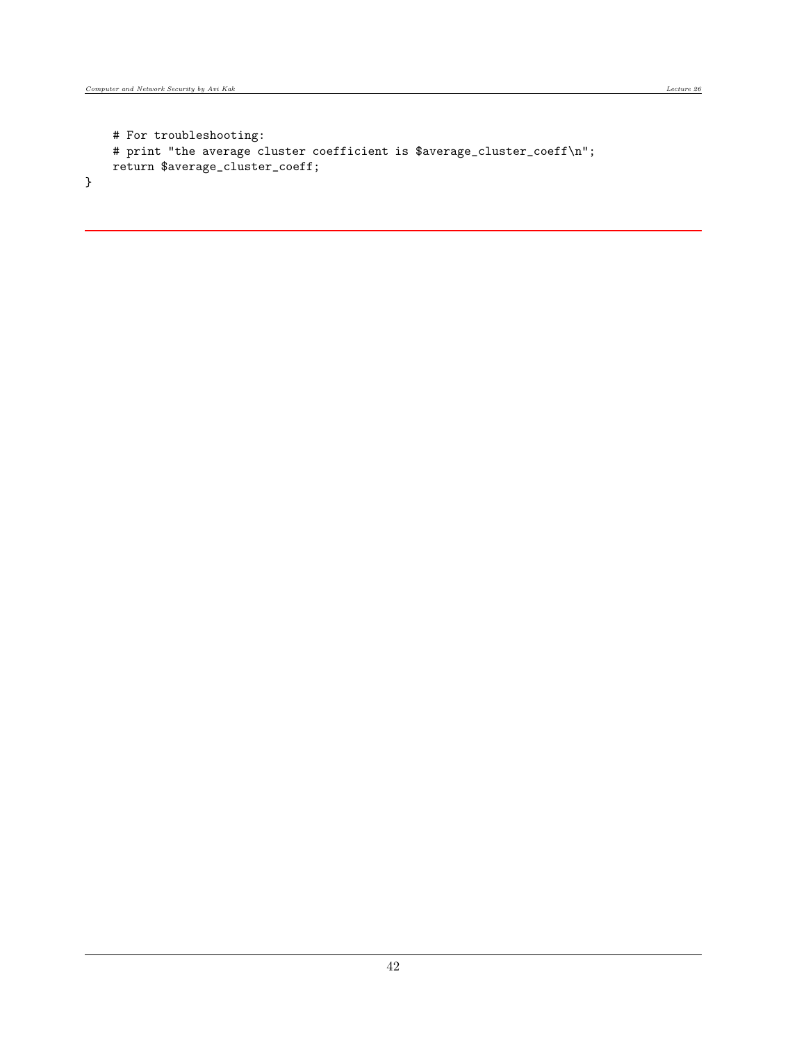```
    # For troubleshooting:
    # print "the average cluster coefficient is $average_cluster_coeff\n";
    return $average_cluster_coeff;
}
```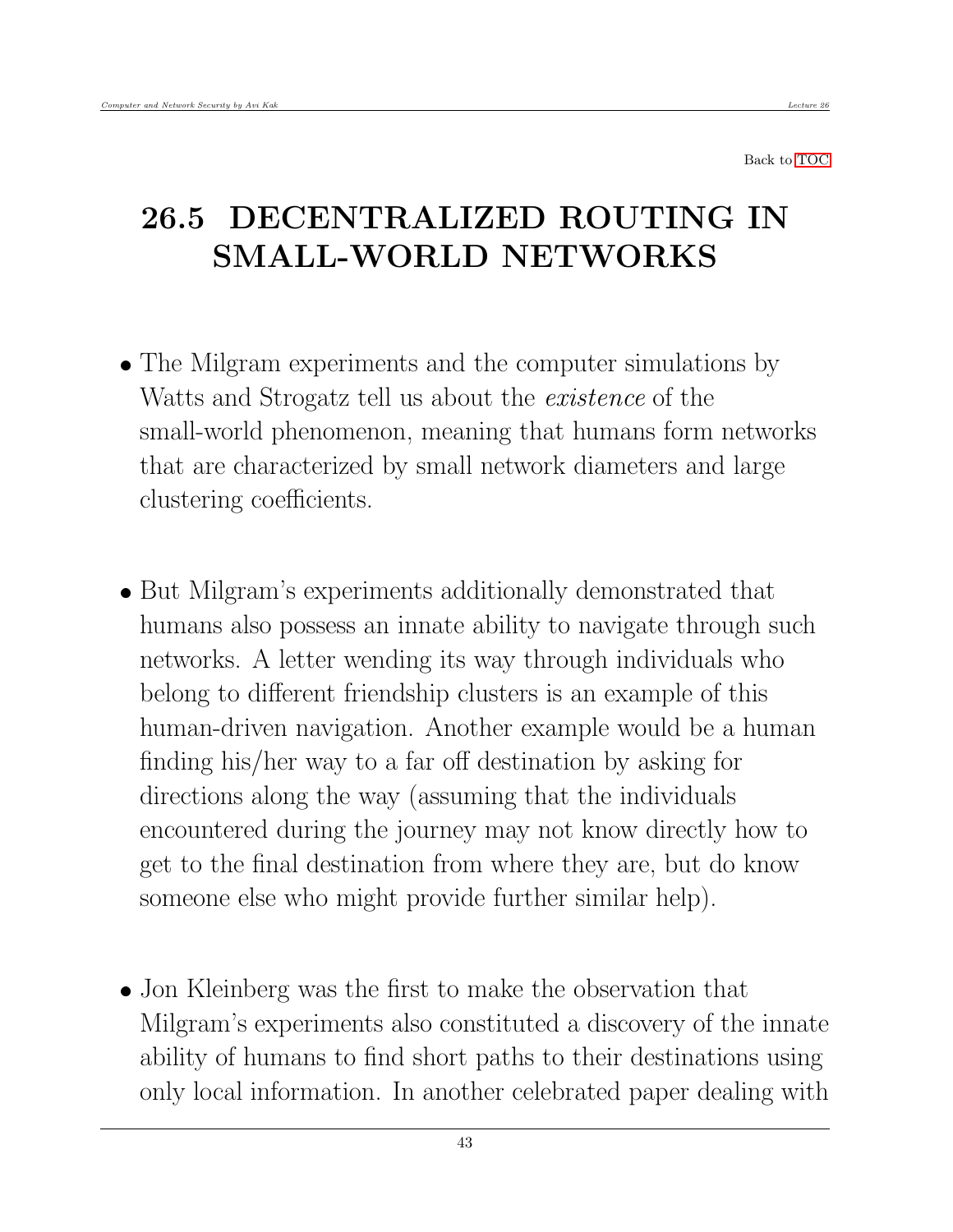Back to TOC

## 26.5 DECENTRALIZED ROUTING IN SMALL-WORLD NETWORKS

- The Milgram experiments and the computer simulations by Watts and Strogatz tell us about the *existence* of the small-world phenomenon, meaning that humans form networks that are characterized by small network diameters and large clustering coefficients.

- But Milgram's experiments additionally demonstrated that humans also possess an innate ability to navigate through such networks. A letter wending its way through individuals who belong to different friendship clusters is an example of this human-driven navigation. Another example would be a human finding his/her way to a far off destination by asking for directions along the way (assuming that the individuals encountered during the journey may not know directly how to get to the final destination from where they are, but do know someone else who might provide further similar help).

- Jon Kleinberg was the first to make the observation that Milgram's experiments also constituted a discovery of the innate ability of humans to find short paths to their destinations using only local information. In another celebrated paper dealing with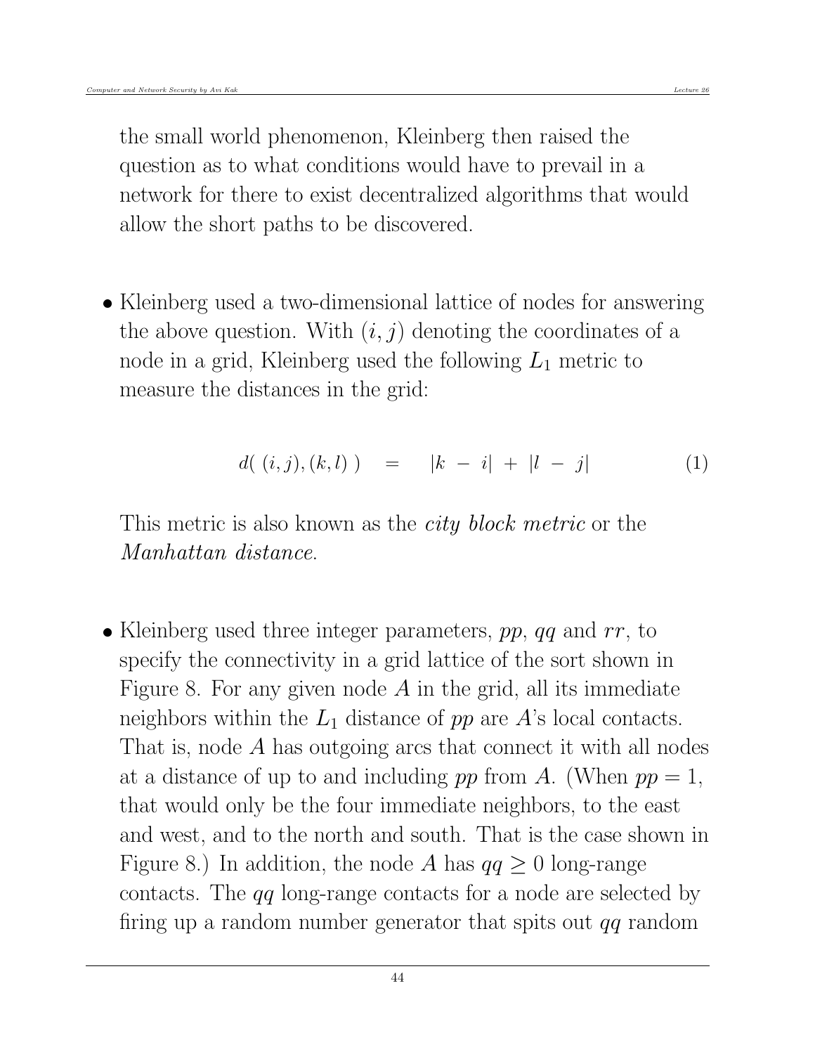the small world phenomenon, Kleinberg then raised the question as to what conditions would have to prevail in a network for there to exist decentralized algorithms that would allow the short paths to be discovered.

- Kleinberg used a two-dimensional lattice of nodes for answering the above question. With $(i, j)$ denoting the coordinates of a node in a grid, Kleinberg used the following $L_1$ metric to measure the distances in the grid:

$$d(\ (i, j), (k, l)\ ) \quad = \quad |k\ -\ i|\ +\ |l\ -\ j| \tag{1}$$

  This metric is also known as the *city block metric* or the *Manhattan distance*.

- Kleinberg used three integer parameters, *pp*, *qq* and *rr*, to specify the connectivity in a grid lattice of the sort shown in Figure 8. For any given node $A$ in the grid, all its immediate neighbors within the $L_1$ distance of *pp* are $A$'s local contacts. That is, node $A$ has outgoing arcs that connect it with all nodes at a distance of up to and including *pp* from $A$. (When $pp = 1$, that would only be the four immediate neighbors, to the east and west, and to the north and south. That is the case shown in Figure 8.) In addition, the node $A$ has $qq \geq 0$ long-range contacts. The *qq* long-range contacts for a node are selected by firing up a random number generator that spits out *qq* random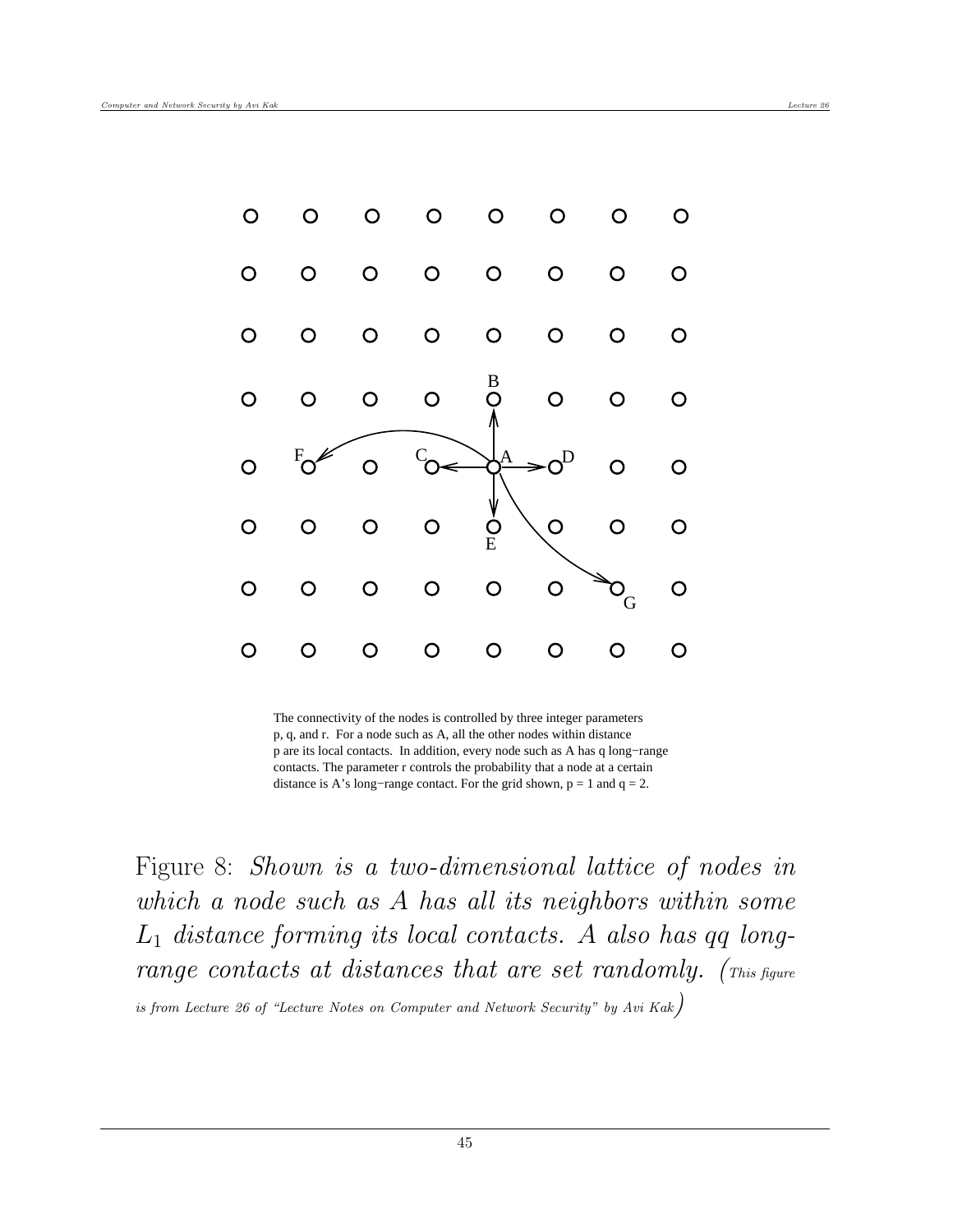The connectivity of the nodes is controlled by three integer parameters p, q, and r. For a node such as A, all the other nodes within distance p are its local contacts. In addition, every node such as A has q long−range contacts. The parameter r controls the probability that a node at a certain distance is A's long−range contact. For the grid shown, p = 1 and q = 2.

Figure 8: *Shown is a two-dimensional lattice of nodes in which a node such as A has all its neighbors within some $L_1$ distance forming its local contacts. A also has qq long-range contacts at distances that are set randomly.* (*This figure is from Lecture 26 of "Lecture Notes on Computer and Network Security" by Avi Kak*)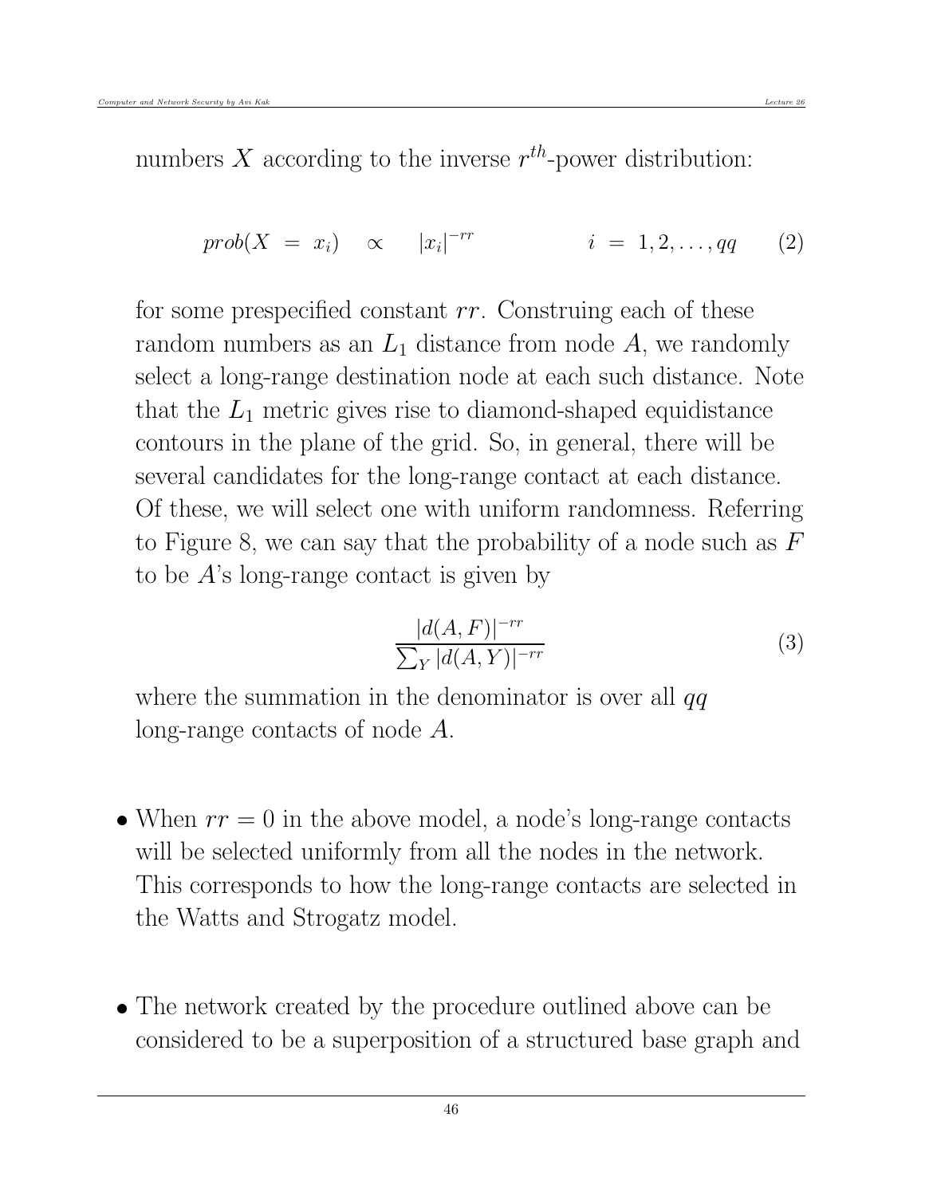numbers $X$ according to the inverse $r^{th}$-power distribution:

$$prob(X \ = \ x_i) \quad \propto \quad |x_i|^{-rr} \qquad\qquad i \ = \ 1, 2, \ldots, qq \qquad (2)$$

for some prespecified constant $rr$. Construing each of these random numbers as an $L_1$ distance from node $A$, we randomly select a long-range destination node at each such distance. Note that the $L_1$ metric gives rise to diamond-shaped equidistance contours in the plane of the grid. So, in general, there will be several candidates for the long-range contact at each distance. Of these, we will select one with uniform randomness. Referring to Figure 8, we can say that the probability of a node such as $F$ to be $A$'s long-range contact is given by

$$\frac{|d(A,F)|^{-rr}}{\sum_Y |d(A,Y)|^{-rr}} \qquad (3)$$

where the summation in the denominator is over all $qq$ long-range contacts of node $A$.

- When $rr = 0$ in the above model, a node's long-range contacts will be selected uniformly from all the nodes in the network. This corresponds to how the long-range contacts are selected in the Watts and Strogatz model.

- The network created by the procedure outlined above can be considered to be a superposition of a structured base graph and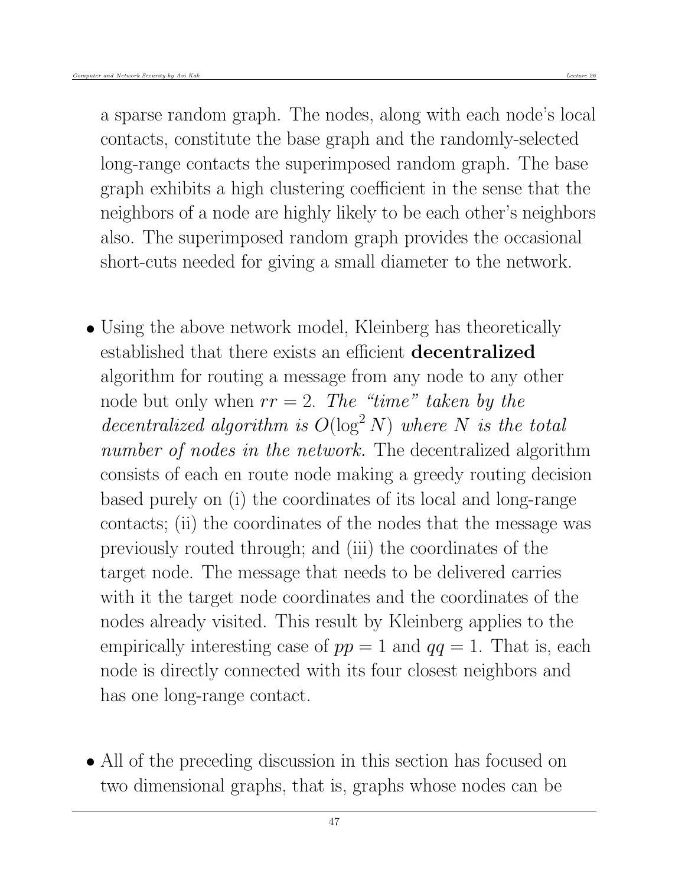a sparse random graph. The nodes, along with each node's local contacts, constitute the base graph and the randomly-selected long-range contacts the superimposed random graph. The base graph exhibits a high clustering coefficient in the sense that the neighbors of a node are highly likely to be each other's neighbors also. The superimposed random graph provides the occasional short-cuts needed for giving a small diameter to the network.

- Using the above network model, Kleinberg has theoretically established that there exists an efficient **decentralized** algorithm for routing a message from any node to any other node but only when $rr = 2$. *The "time" taken by the decentralized algorithm is $O(\log^2 N)$ where $N$ is the total number of nodes in the network.* The decentralized algorithm consists of each en route node making a greedy routing decision based purely on (i) the coordinates of its local and long-range contacts; (ii) the coordinates of the nodes that the message was previously routed through; and (iii) the coordinates of the target node. The message that needs to be delivered carries with it the target node coordinates and the coordinates of the nodes already visited. This result by Kleinberg applies to the empirically interesting case of $pp = 1$ and $qq = 1$. That is, each node is directly connected with its four closest neighbors and has one long-range contact.

- All of the preceding discussion in this section has focused on two dimensional graphs, that is, graphs whose nodes can be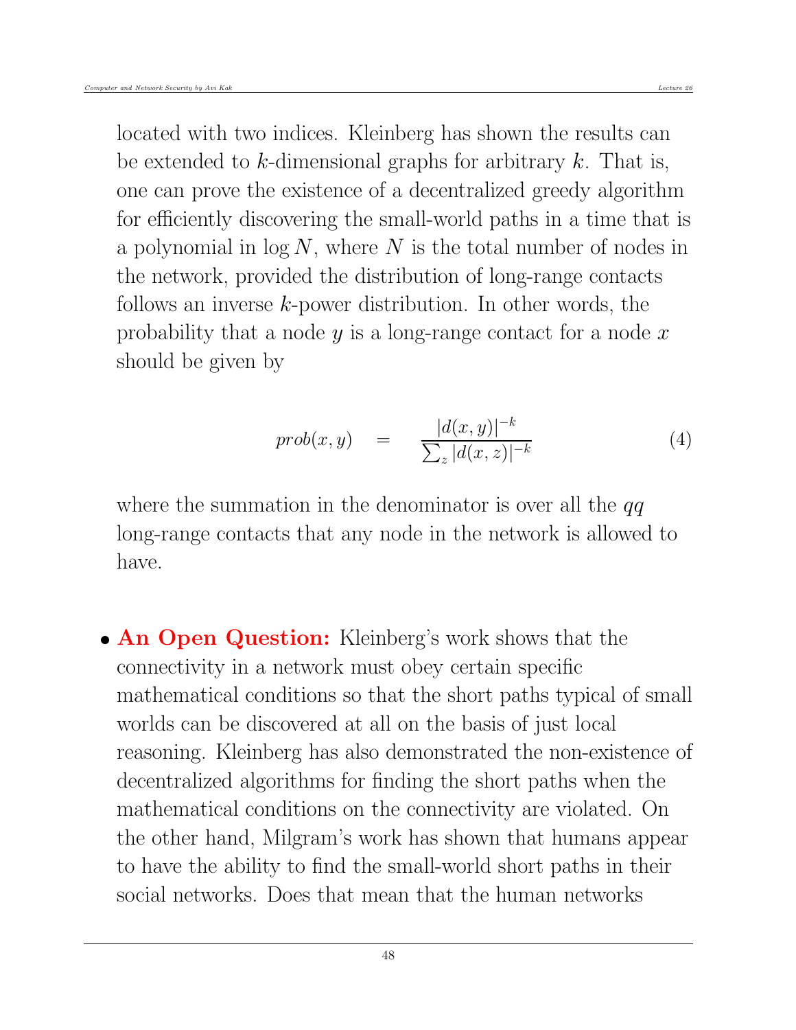located with two indices. Kleinberg has shown the results can be extended to $k$-dimensional graphs for arbitrary $k$. That is, one can prove the existence of a decentralized greedy algorithm for efficiently discovering the small-world paths in a time that is a polynomial in $\log N$, where $N$ is the total number of nodes in the network, provided the distribution of long-range contacts follows an inverse $k$-power distribution. In other words, the probability that a node $y$ is a long-range contact for a node $x$ should be given by

$$prob(x, y) \quad = \quad \frac{|d(x, y)|^{-k}}{\sum_z |d(x, z)|^{-k}} \tag{4}$$

where the summation in the denominator is over all the $qq$ long-range contacts that any node in the network is allowed to have.

- **An Open Question:** Kleinberg's work shows that the connectivity in a network must obey certain specific mathematical conditions so that the short paths typical of small worlds can be discovered at all on the basis of just local reasoning. Kleinberg has also demonstrated the non-existence of decentralized algorithms for finding the short paths when the mathematical conditions on the connectivity are violated. On the other hand, Milgram's work has shown that humans appear to have the ability to find the small-world short paths in their social networks. Does that mean that the human networks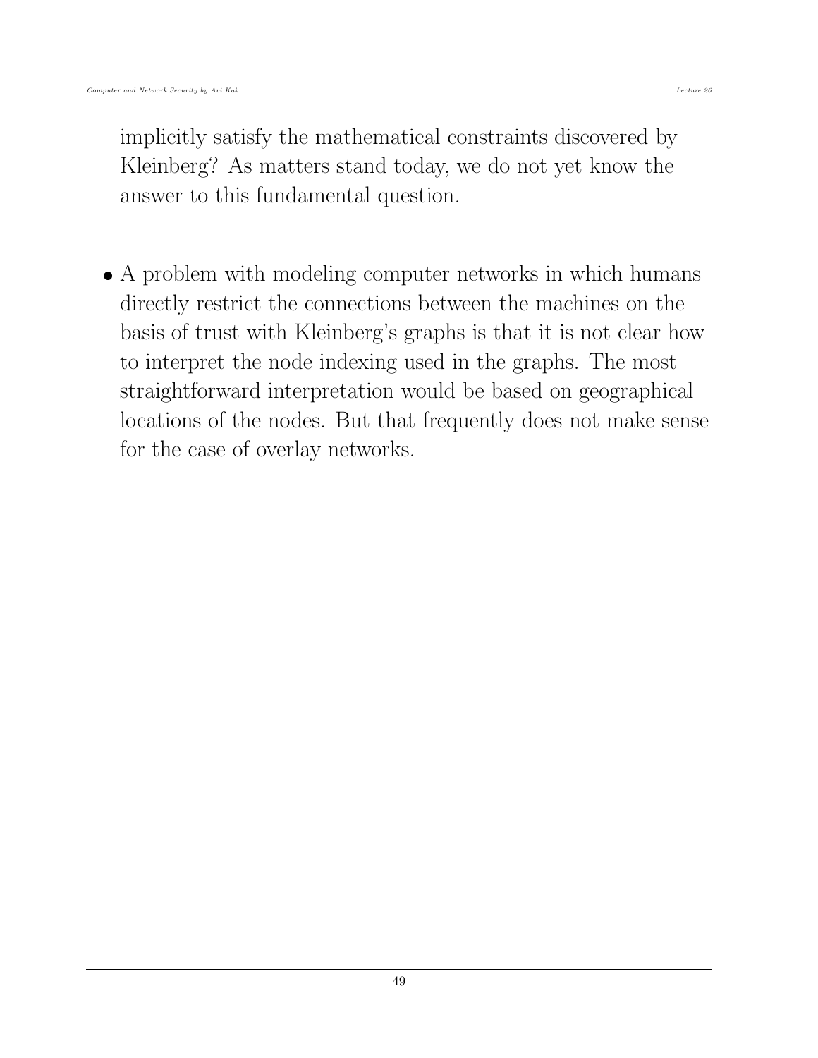implicitly satisfy the mathematical constraints discovered by Kleinberg? As matters stand today, we do not yet know the answer to this fundamental question.

- A problem with modeling computer networks in which humans directly restrict the connections between the machines on the basis of trust with Kleinberg's graphs is that it is not clear how to interpret the node indexing used in the graphs. The most straightforward interpretation would be based on geographical locations of the nodes. But that frequently does not make sense for the case of overlay networks.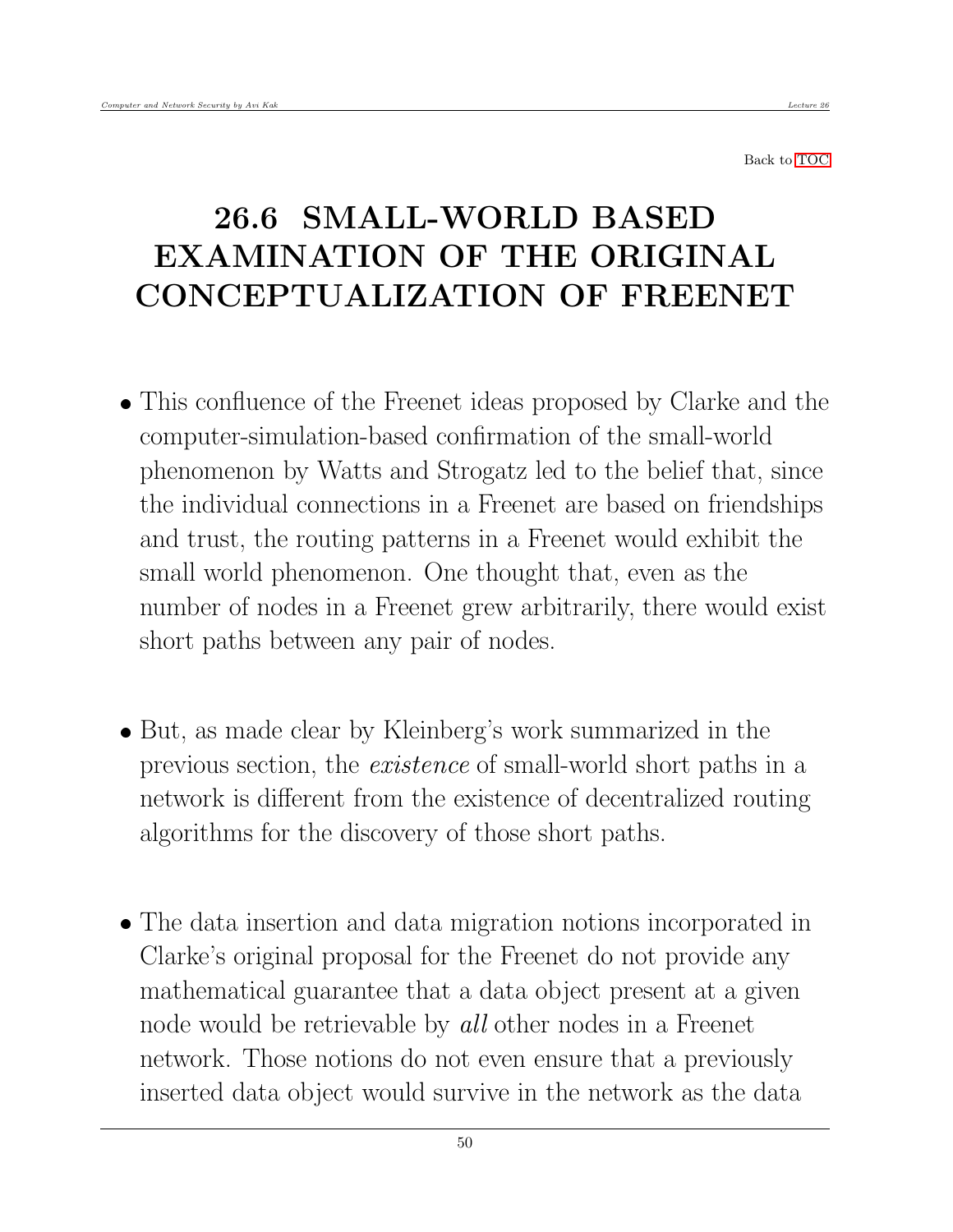Back to TOC

# 26.6 SMALL-WORLD BASED EXAMINATION OF THE ORIGINAL CONCEPTUALIZATION OF FREENET

- This confluence of the Freenet ideas proposed by Clarke and the computer-simulation-based confirmation of the small-world phenomenon by Watts and Strogatz led to the belief that, since the individual connections in a Freenet are based on friendships and trust, the routing patterns in a Freenet would exhibit the small world phenomenon. One thought that, even as the number of nodes in a Freenet grew arbitrarily, there would exist short paths between any pair of nodes.

- But, as made clear by Kleinberg's work summarized in the previous section, the *existence* of small-world short paths in a network is different from the existence of decentralized routing algorithms for the discovery of those short paths.

- The data insertion and data migration notions incorporated in Clarke's original proposal for the Freenet do not provide any mathematical guarantee that a data object present at a given node would be retrievable by *all* other nodes in a Freenet network. Those notions do not even ensure that a previously inserted data object would survive in the network as the data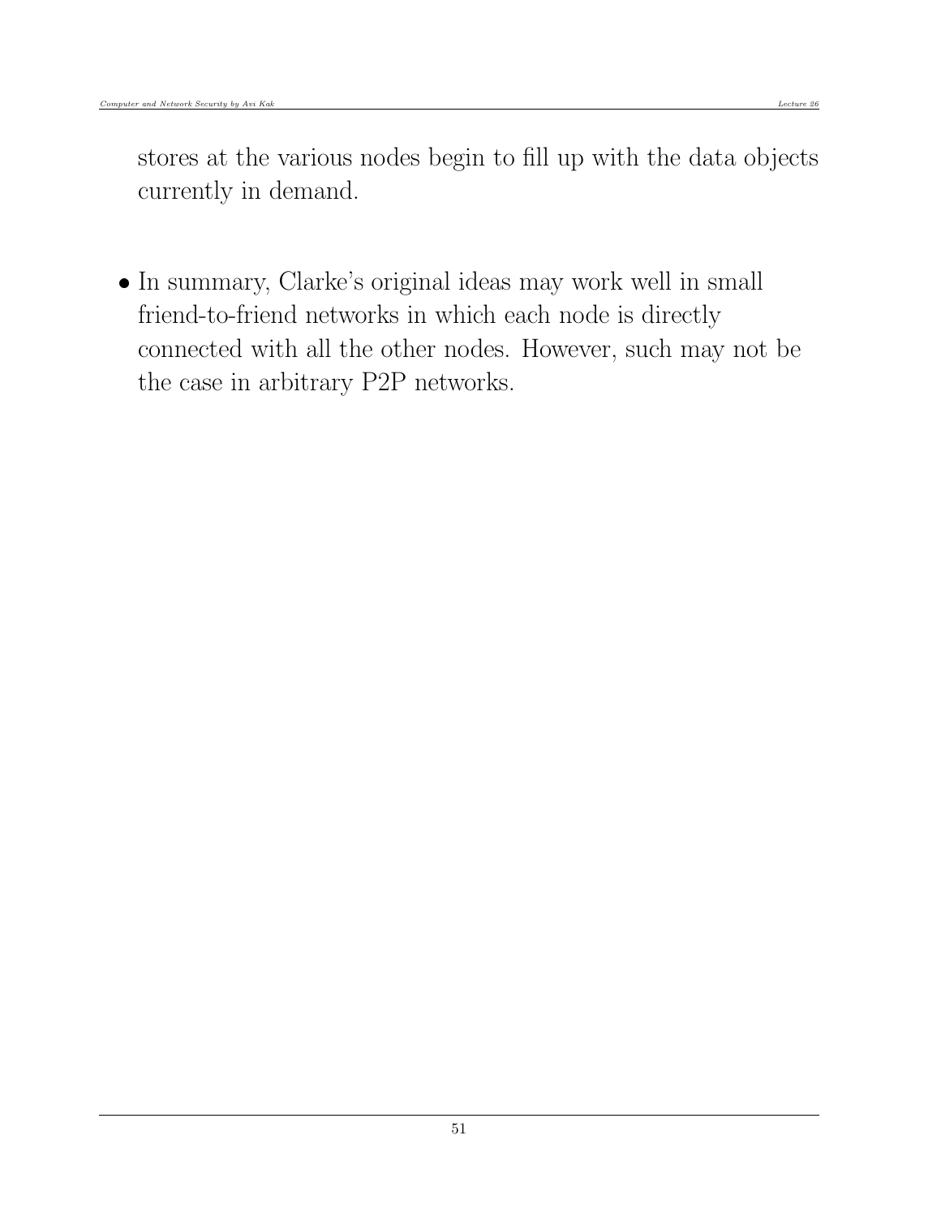stores at the various nodes begin to fill up with the data objects currently in demand.

- In summary, Clarke's original ideas may work well in small friend-to-friend networks in which each node is directly connected with all the other nodes. However, such may not be the case in arbitrary P2P networks.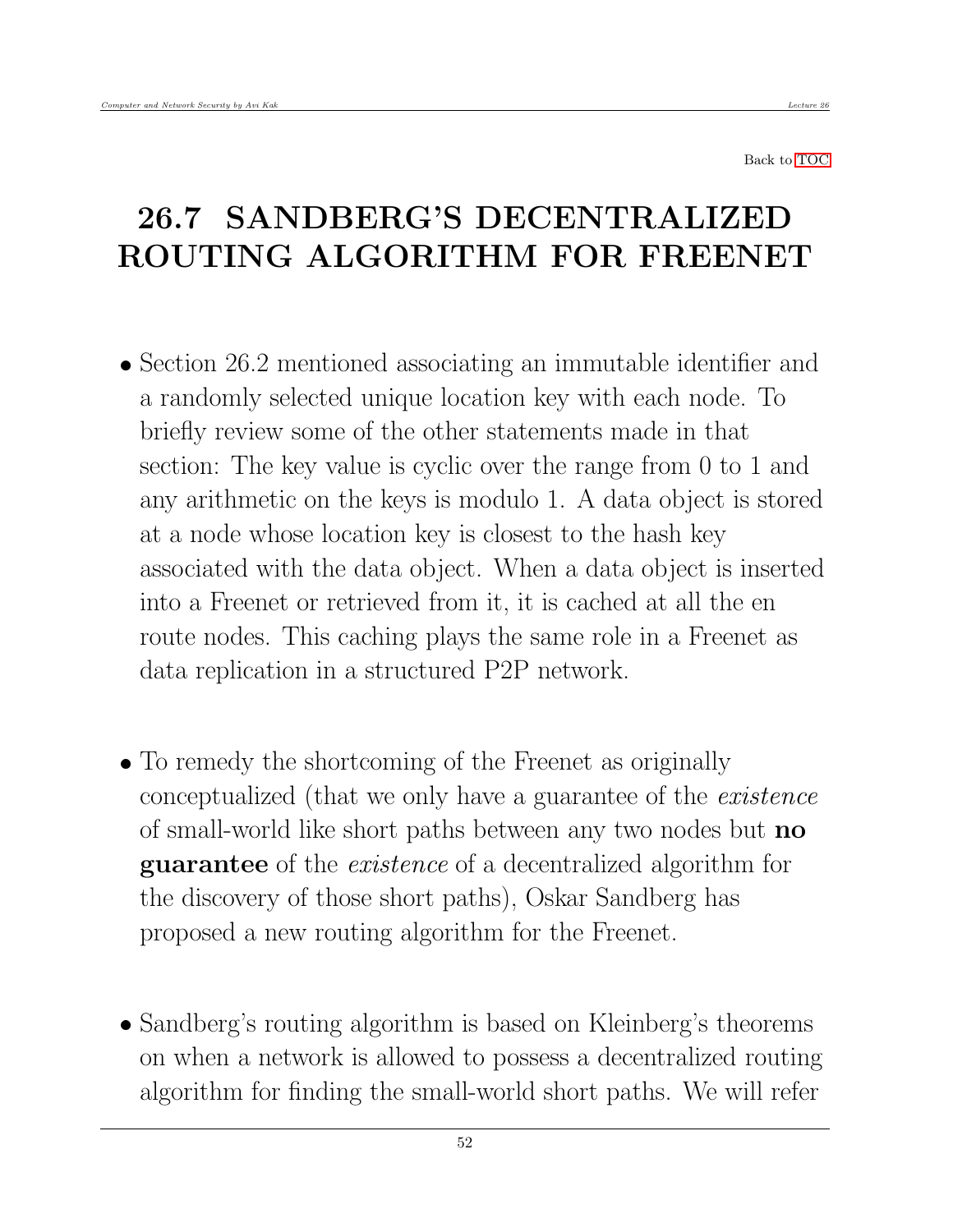Back to TOC

# 26.7 SANDBERG'S DECENTRALIZED ROUTING ALGORITHM FOR FREENET

- Section 26.2 mentioned associating an immutable identifier and a randomly selected unique location key with each node. To briefly review some of the other statements made in that section: The key value is cyclic over the range from 0 to 1 and any arithmetic on the keys is modulo 1. A data object is stored at a node whose location key is closest to the hash key associated with the data object. When a data object is inserted into a Freenet or retrieved from it, it is cached at all the en route nodes. This caching plays the same role in a Freenet as data replication in a structured P2P network.

- To remedy the shortcoming of the Freenet as originally conceptualized (that we only have a guarantee of the *existence* of small-world like short paths between any two nodes but **no guarantee** of the *existence* of a decentralized algorithm for the discovery of those short paths), Oskar Sandberg has proposed a new routing algorithm for the Freenet.

- Sandberg's routing algorithm is based on Kleinberg's theorems on when a network is allowed to possess a decentralized routing algorithm for finding the small-world short paths. We will refer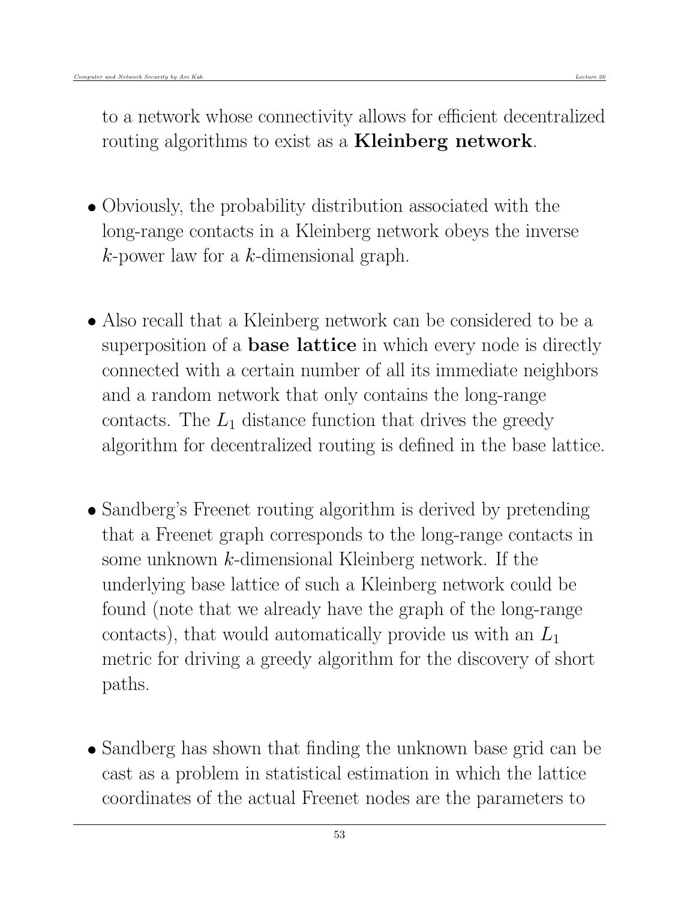to a network whose connectivity allows for efficient decentralized routing algorithms to exist as a **Kleinberg network**.

- Obviously, the probability distribution associated with the long-range contacts in a Kleinberg network obeys the inverse $k$-power law for a $k$-dimensional graph.

- Also recall that a Kleinberg network can be considered to be a superposition of a **base lattice** in which every node is directly connected with a certain number of all its immediate neighbors and a random network that only contains the long-range contacts. The $L_1$ distance function that drives the greedy algorithm for decentralized routing is defined in the base lattice.

- Sandberg's Freenet routing algorithm is derived by pretending that a Freenet graph corresponds to the long-range contacts in some unknown $k$-dimensional Kleinberg network. If the underlying base lattice of such a Kleinberg network could be found (note that we already have the graph of the long-range contacts), that would automatically provide us with an $L_1$ metric for driving a greedy algorithm for the discovery of short paths.

- Sandberg has shown that finding the unknown base grid can be cast as a problem in statistical estimation in which the lattice coordinates of the actual Freenet nodes are the parameters to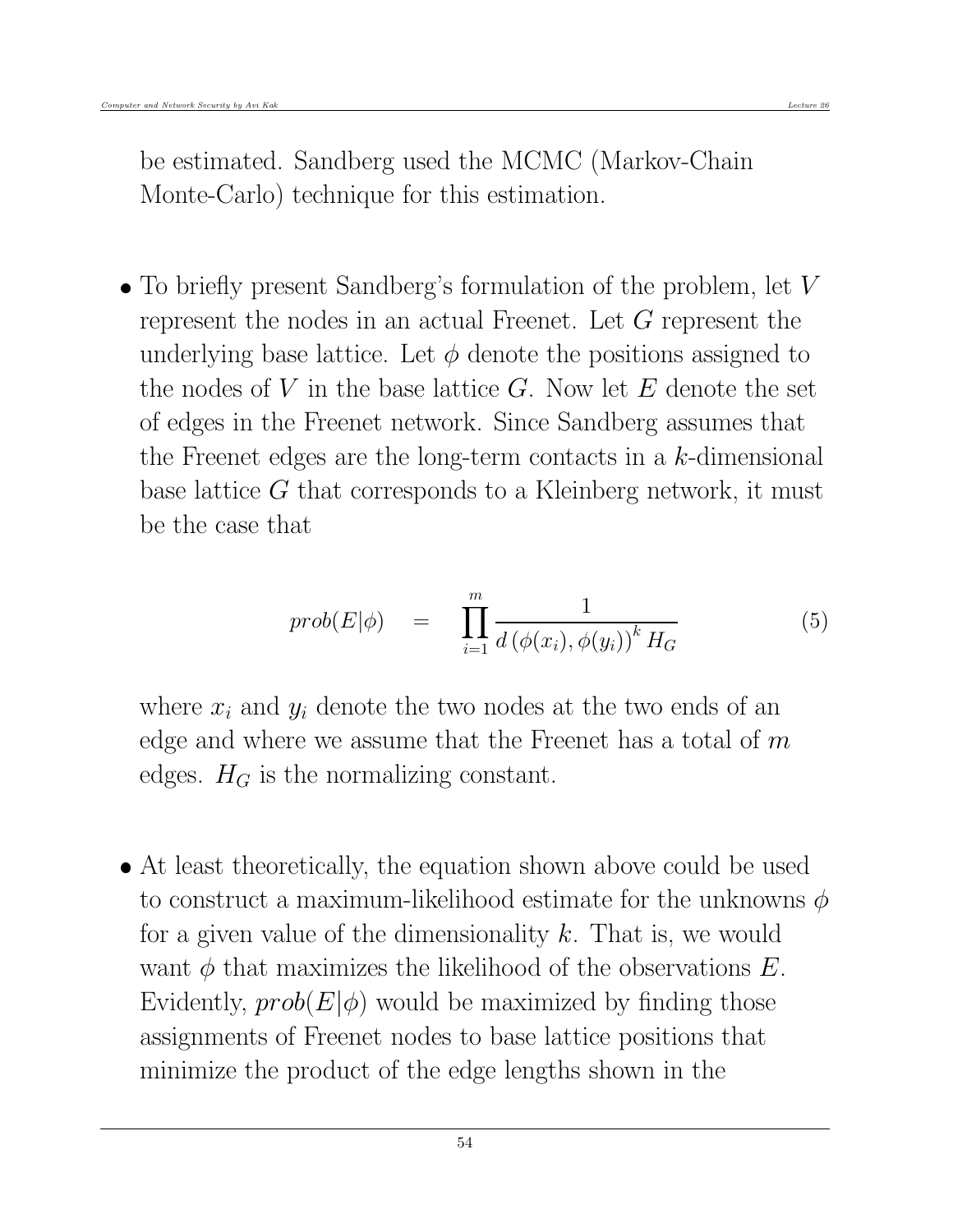be estimated. Sandberg used the MCMC (Markov-Chain Monte-Carlo) technique for this estimation.

- To briefly present Sandberg's formulation of the problem, let $V$ represent the nodes in an actual Freenet. Let $G$ represent the underlying base lattice. Let $\phi$ denote the positions assigned to the nodes of $V$ in the base lattice $G$. Now let $E$ denote the set of edges in the Freenet network. Since Sandberg assumes that the Freenet edges are the long-term contacts in a $k$-dimensional base lattice $G$ that corresponds to a Kleinberg network, it must be the case that

$$prob(E|\phi) \quad = \quad \prod_{i=1}^{m} \frac{1}{d\left(\phi(x_i), \phi(y_i)\right)^k H_G} \tag{5}$$

  where $x_i$ and $y_i$ denote the two nodes at the two ends of an edge and where we assume that the Freenet has a total of $m$ edges. $H_G$ is the normalizing constant.

- At least theoretically, the equation shown above could be used to construct a maximum-likelihood estimate for the unknowns $\phi$ for a given value of the dimensionality $k$. That is, we would want $\phi$ that maximizes the likelihood of the observations $E$. Evidently, $prob(E|\phi)$ would be maximized by finding those assignments of Freenet nodes to base lattice positions that minimize the product of the edge lengths shown in the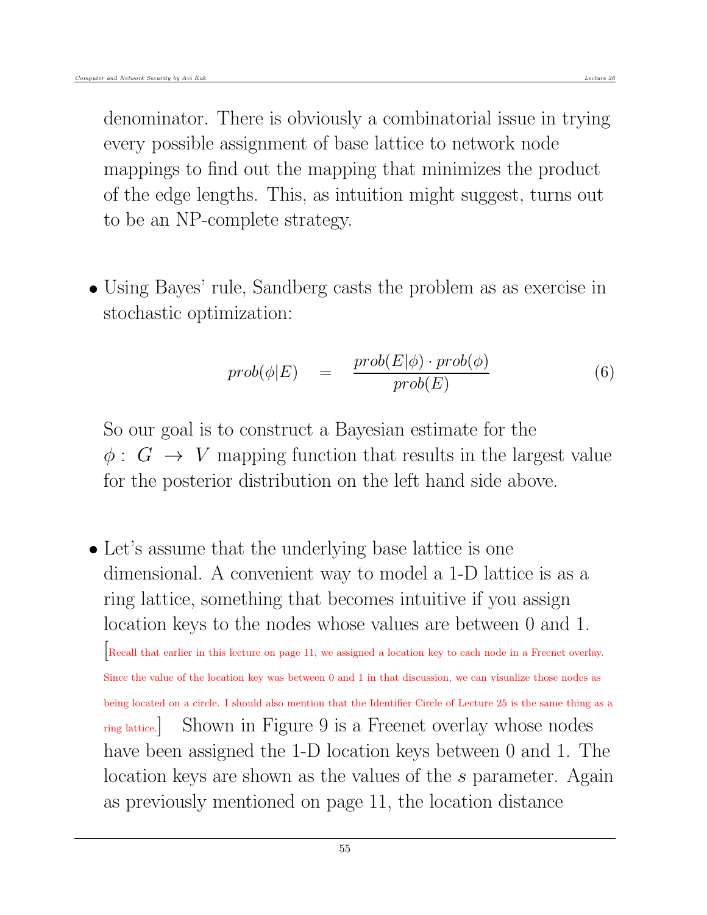denominator. There is obviously a combinatorial issue in trying every possible assignment of base lattice to network node mappings to find out the mapping that minimizes the product of the edge lengths. This, as intuition might suggest, turns out to be an NP-complete strategy.

- Using Bayes' rule, Sandberg casts the problem as as exercise in stochastic optimization:

$$prob(\phi|E) \quad = \quad \frac{prob(E|\phi) \cdot prob(\phi)}{prob(E)} \tag{6}$$

So our goal is to construct a Bayesian estimate for the $\phi : \ G \ \rightarrow \ V$ mapping function that results in the largest value for the posterior distribution on the left hand side above.

- Let's assume that the underlying base lattice is one dimensional. A convenient way to model a 1-D lattice is as a ring lattice, something that becomes intuitive if you assign location keys to the nodes whose values are between 0 and 1. [Recall that earlier in this lecture on page 11, we assigned a location key to each node in a Freenet overlay. Since the value of the location key was between 0 and 1 in that discussion, we can visualize those nodes as being located on a circle. I should also mention that the Identifier Circle of Lecture 25 is the same thing as a ring lattice.] Shown in Figure 9 is a Freenet overlay whose nodes have been assigned the 1-D location keys between 0 and 1. The location keys are shown as the values of the $s$ parameter. Again as previously mentioned on page 11, the location distance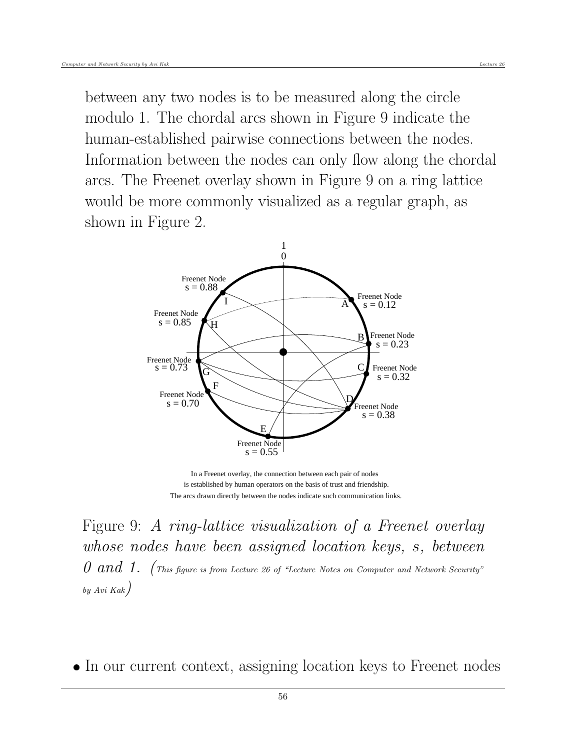between any two nodes is to be measured along the circle modulo 1. The chordal arcs shown in Figure 9 indicate the human-established pairwise connections between the nodes. Information between the nodes can only flow along the chordal arcs. The Freenet overlay shown in Figure 9 on a ring lattice would be more commonly visualized as a regular graph, as shown in Figure 2.

In a Freenet overlay, the connection between each pair of nodes is established by human operators on the basis of trust and friendship. The arcs drawn directly between the nodes indicate such communication links.

Figure 9: *A ring-lattice visualization of a Freenet overlay whose nodes have been assigned location keys, s, between 0 and 1.* (This figure is from Lecture 26 of "Lecture Notes on Computer and Network Security" by Avi Kak)

- In our current context, assigning location keys to Freenet nodes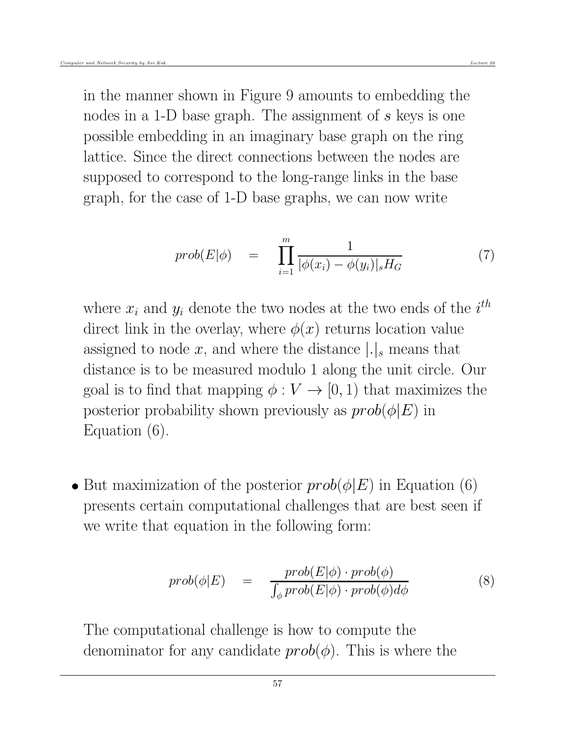in the manner shown in Figure 9 amounts to embedding the nodes in a 1-D base graph. The assignment of $s$ keys is one possible embedding in an imaginary base graph on the ring lattice. Since the direct connections between the nodes are supposed to correspond to the long-range links in the base graph, for the case of 1-D base graphs, we can now write

$$prob(E|\phi) \quad = \quad \prod_{i=1}^{m} \frac{1}{|\phi(x_i) - \phi(y_i)|_s H_G} \tag{7}$$

where $x_i$ and $y_i$ denote the two nodes at the two ends of the $i^{th}$ direct link in the overlay, where $\phi(x)$ returns location value assigned to node $x$, and where the distance $|.|_s$ means that distance is to be measured modulo 1 along the unit circle. Our goal is to find that mapping $\phi : V \rightarrow [0, 1)$ that maximizes the posterior probability shown previously as $prob(\phi|E)$ in Equation (6).

- But maximization of the posterior $prob(\phi|E)$ in Equation (6) presents certain computational challenges that are best seen if we write that equation in the following form:

$$prob(\phi|E) \quad = \quad \frac{prob(E|\phi) \cdot prob(\phi)}{\int_{\phi} prob(E|\phi) \cdot prob(\phi) d\phi} \tag{8}$$

The computational challenge is how to compute the denominator for any candidate $prob(\phi)$. This is where the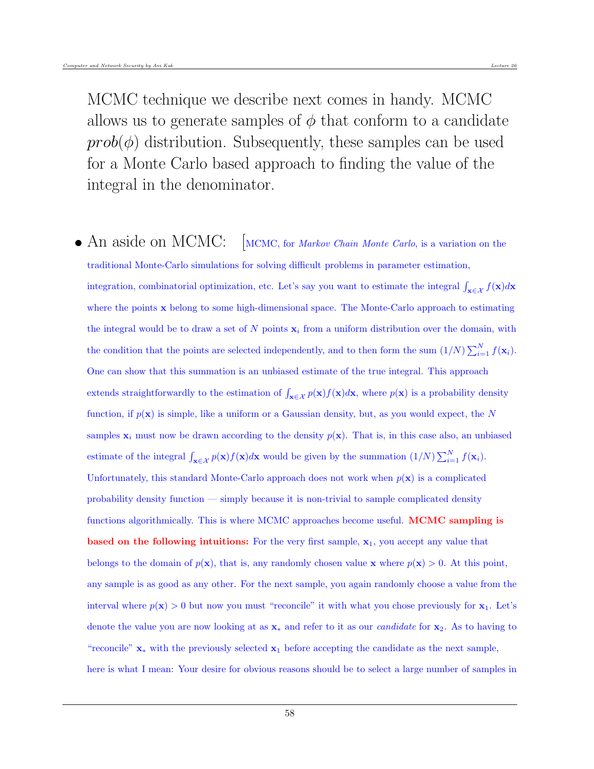MCMC technique we describe next comes in handy. MCMC allows us to generate samples of $\phi$ that conform to a candidate $prob(\phi)$ distribution. Subsequently, these samples can be used for a Monte Carlo based approach to finding the value of the integral in the denominator.

- An aside on MCMC: [MCMC, for *Markov Chain Monte Carlo*, is a variation on the traditional Monte-Carlo simulations for solving difficult problems in parameter estimation, integration, combinatorial optimization, etc. Let's say you want to estimate the integral $\int_{\mathbf{x} \in \mathcal{X}} f(\mathbf{x}) d\mathbf{x}$ where the points $\mathbf{x}$ belong to some high-dimensional space. The Monte-Carlo approach to estimating the integral would be to draw a set of $N$ points $\mathbf{x}_i$ from a uniform distribution over the domain, with the condition that the points are selected independently, and to then form the sum $(1/N) \sum_{i=1}^{N} f(\mathbf{x}_i)$. One can show that this summation is an unbiased estimate of the true integral. This approach extends straightforwardly to the estimation of $\int_{\mathbf{x} \in \mathcal{X}} p(\mathbf{x}) f(\mathbf{x}) d\mathbf{x}$, where $p(\mathbf{x})$ is a probability density function, if $p(\mathbf{x})$ is simple, like a uniform or a Gaussian density, but, as you would expect, the $N$ samples $\mathbf{x}_i$ must now be drawn according to the density $p(\mathbf{x})$. That is, in this case also, an unbiased estimate of the integral $\int_{\mathbf{x} \in \mathcal{X}} p(\mathbf{x}) f(\mathbf{x}) d\mathbf{x}$ would be given by the summation $(1/N) \sum_{i=1}^{N} f(\mathbf{x}_i)$. Unfortunately, this standard Monte-Carlo approach does not work when $p(\mathbf{x})$ is a complicated probability density function — simply because it is non-trivial to sample complicated density functions algorithmically. This is where MCMC approaches become useful. **MCMC sampling is based on the following intuitions:** For the very first sample, $\mathbf{x}_1$, you accept any value that belongs to the domain of $p(\mathbf{x})$, that is, any randomly chosen value $\mathbf{x}$ where $p(\mathbf{x}) > 0$. At this point, any sample is as good as any other. For the next sample, you again randomly choose a value from the interval where $p(\mathbf{x}) > 0$ but now you must "reconcile" it with what you chose previously for $\mathbf{x}_1$. Let's denote the value you are now looking at as $\mathbf{x}_*$ and refer to it as our *candidate* for $\mathbf{x}_2$. As to having to "reconcile" $\mathbf{x}_*$ with the previously selected $\mathbf{x}_1$ before accepting the candidate as the next sample, here is what I mean: Your desire for obvious reasons should be to select a large number of samples in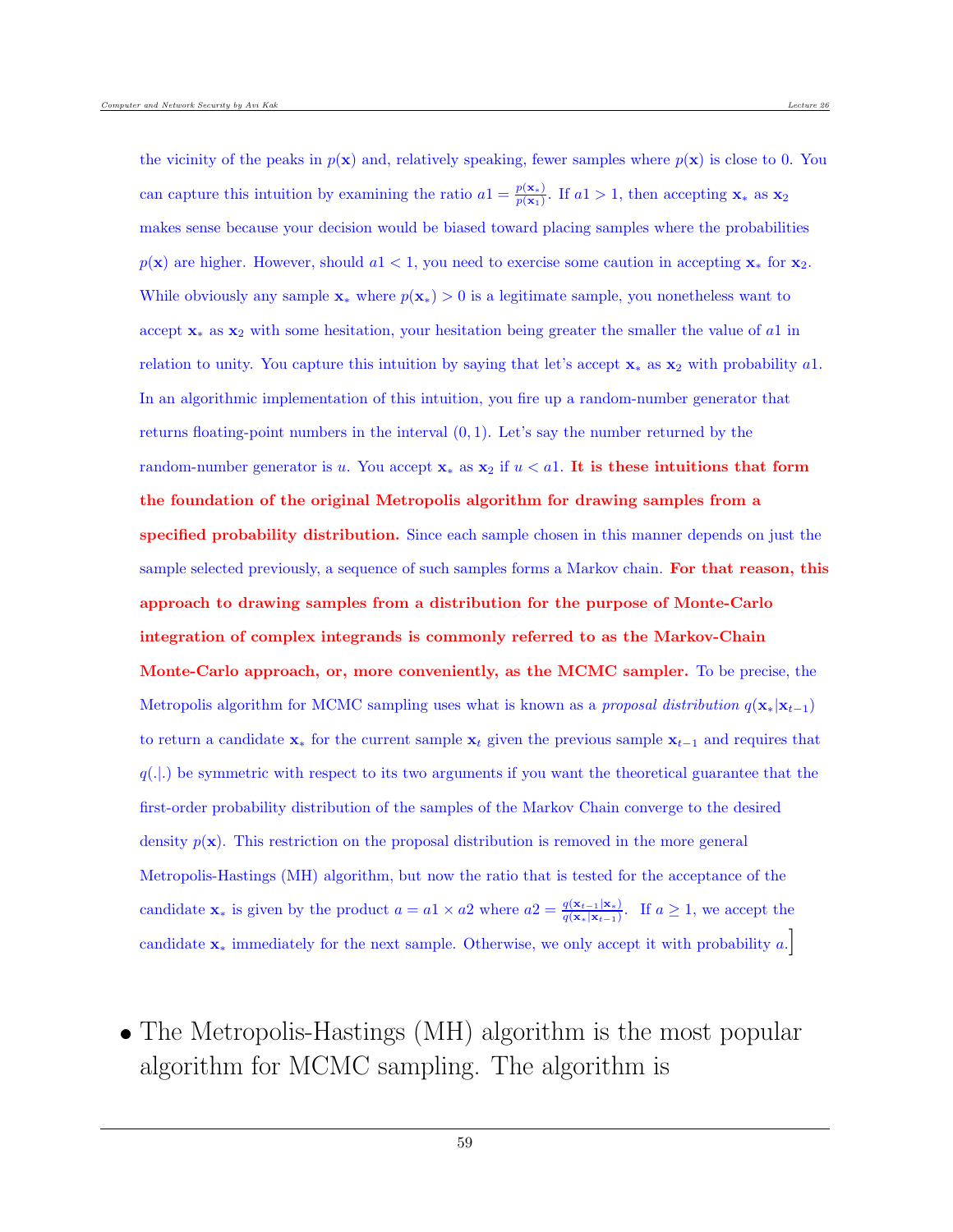the vicinity of the peaks in $p(\mathbf{x})$ and, relatively speaking, fewer samples where $p(\mathbf{x})$ is close to 0. You can capture this intuition by examining the ratio $a1 = \frac{p(\mathbf{x}_*)}{p(\mathbf{x}_1)}$. If $a1 > 1$, then accepting $\mathbf{x}_*$ as $\mathbf{x}_2$ makes sense because your decision would be biased toward placing samples where the probabilities $p(\mathbf{x})$ are higher. However, should $a1 < 1$, you need to exercise some caution in accepting $\mathbf{x}_*$ for $\mathbf{x}_2$. While obviously any sample $\mathbf{x}_*$ where $p(\mathbf{x}_*) > 0$ is a legitimate sample, you nonetheless want to accept $\mathbf{x}_*$ as $\mathbf{x}_2$ with some hesitation, your hesitation being greater the smaller the value of $a1$ in relation to unity. You capture this intuition by saying that let's accept $\mathbf{x}_*$ as $\mathbf{x}_2$ with probability $a1$. In an algorithmic implementation of this intuition, you fire up a random-number generator that returns floating-point numbers in the interval $(0, 1)$. Let's say the number returned by the random-number generator is $u$. You accept $\mathbf{x}_*$ as $\mathbf{x}_2$ if $u < a1$. **It is these intuitions that form the foundation of the original Metropolis algorithm for drawing samples from a specified probability distribution.** Since each sample chosen in this manner depends on just the sample selected previously, a sequence of such samples forms a Markov chain. **For that reason, this approach to drawing samples from a distribution for the purpose of Monte-Carlo integration of complex integrands is commonly referred to as the Markov-Chain Monte-Carlo approach, or, more conveniently, as the MCMC sampler.** To be precise, the Metropolis algorithm for MCMC sampling uses what is known as a *proposal distribution* $q(\mathbf{x}_*|\mathbf{x}_{t-1})$ to return a candidate $\mathbf{x}_*$ for the current sample $\mathbf{x}_t$ given the previous sample $\mathbf{x}_{t-1}$ and requires that $q(.|.)$ be symmetric with respect to its two arguments if you want the theoretical guarantee that the first-order probability distribution of the samples of the Markov Chain converge to the desired density $p(\mathbf{x})$. This restriction on the proposal distribution is removed in the more general Metropolis-Hastings (MH) algorithm, but now the ratio that is tested for the acceptance of the candidate $\mathbf{x}_*$ is given by the product $a = a1 \times a2$ where $a2 = \frac{q(\mathbf{x}_{t-1}|\mathbf{x}_*)}{q(\mathbf{x}_*|\mathbf{x}_{t-1})}$. If $a \geq 1$, we accept the candidate $\mathbf{x}_*$ immediately for the next sample. Otherwise, we only accept it with probability $a$.]

- The Metropolis-Hastings (MH) algorithm is the most popular algorithm for MCMC sampling. The algorithm is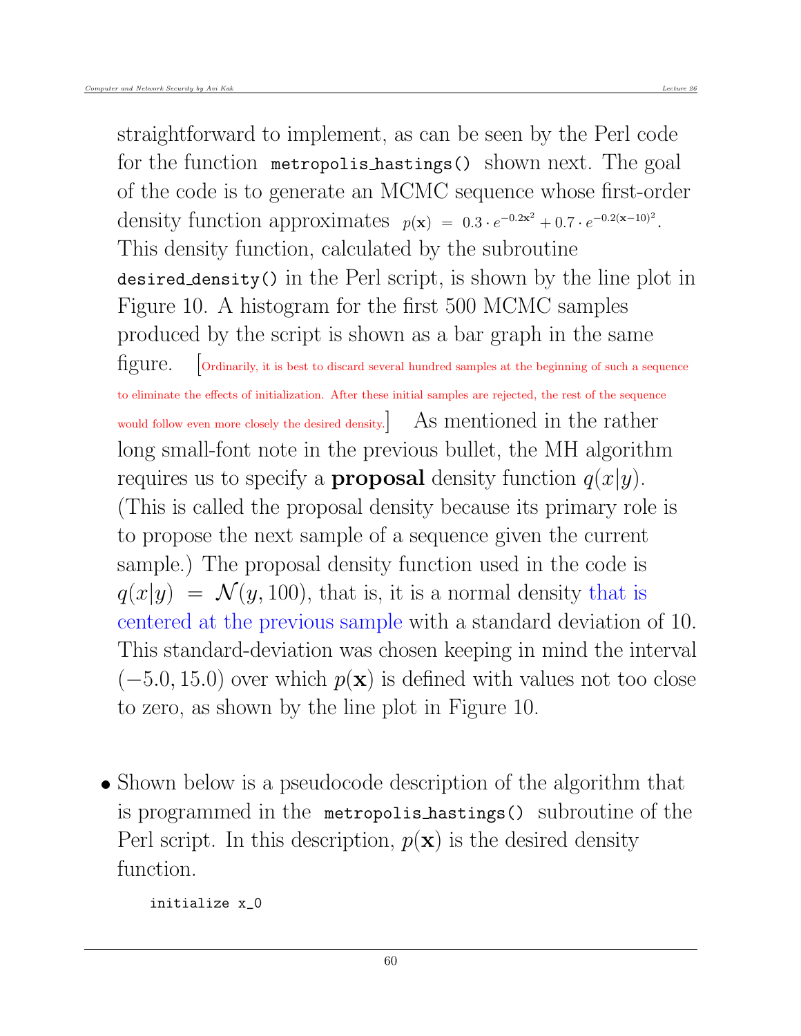straightforward to implement, as can be seen by the Perl code for the function `metropolis_hastings()` shown next. The goal of the code is to generate an MCMC sequence whose first-order density function approximates $p(\mathbf{x}) = 0.3 \cdot e^{-0.2\mathbf{x}^2} + 0.7 \cdot e^{-0.2(\mathbf{x}-10)^2}$. This density function, calculated by the subroutine `desired_density()` in the Perl script, is shown by the line plot in Figure 10. A histogram for the first 500 MCMC samples produced by the script is shown as a bar graph in the same figure. [Ordinarily, it is best to discard several hundred samples at the beginning of such a sequence to eliminate the effects of initialization. After these initial samples are rejected, the rest of the sequence would follow even more closely the desired density.] As mentioned in the rather long small-font note in the previous bullet, the MH algorithm requires us to specify a **proposal** density function $q(x|y)$. (This is called the proposal density because its primary role is to propose the next sample of a sequence given the current sample.) The proposal density function used in the code is $q(x|y) = \mathcal{N}(y, 100)$, that is, it is a normal density that is centered at the previous sample with a standard deviation of 10. This standard-deviation was chosen keeping in mind the interval $(-5.0, 15.0)$ over which $p(\mathbf{x})$ is defined with values not too close to zero, as shown by the line plot in Figure 10.

- Shown below is a pseudocode description of the algorithm that is programmed in the `metropolis_hastings()` subroutine of the Perl script. In this description, $p(\mathbf{x})$ is the desired density function.

```
initialize x_0
```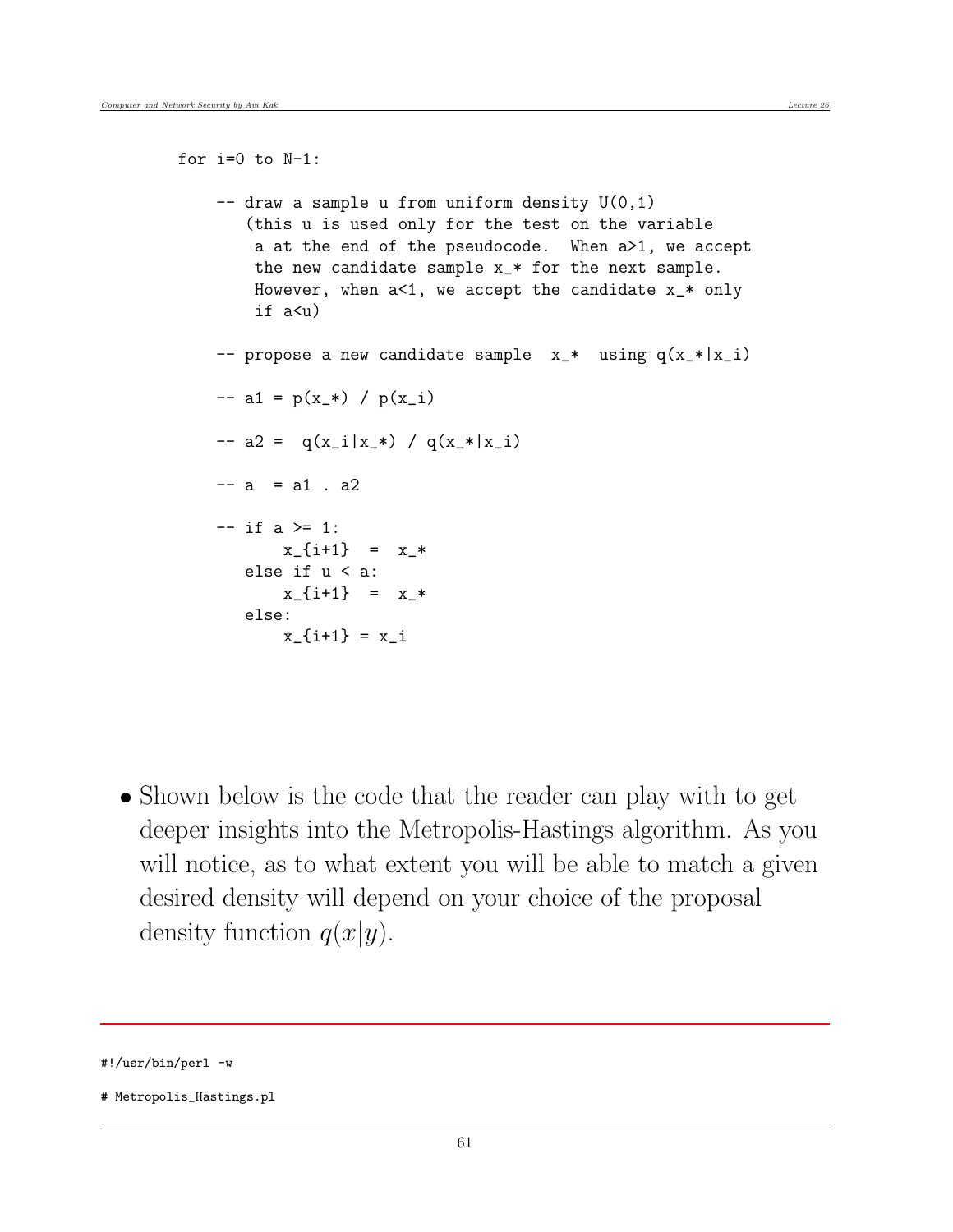```
for i=0 to N-1:

    -- draw a sample u from uniform density U(0,1)
       (this u is used only for the test on the variable
        a at the end of the pseudocode.  When a>1, we accept
        the new candidate sample x_* for the next sample.
        However, when a<1, we accept the candidate x_* only
        if a<u)

    -- propose a new candidate sample  x_*  using q(x_*|x_i)

    -- a1 = p(x_*) / p(x_i)

    -- a2 =  q(x_i|x_*) / q(x_*|x_i)

    -- a  = a1 . a2

    -- if a >= 1:
           x_{i+1}  =  x_*
       else if u < a:
           x_{i+1}  =  x_*
       else:
           x_{i+1} = x_i
```

- Shown below is the code that the reader can play with to get deeper insights into the Metropolis-Hastings algorithm. As you will notice, as to what extent you will be able to match a given desired density will depend on your choice of the proposal density function $q(x|y)$.

---

```
#!/usr/bin/perl -w

# Metropolis_Hastings.pl
```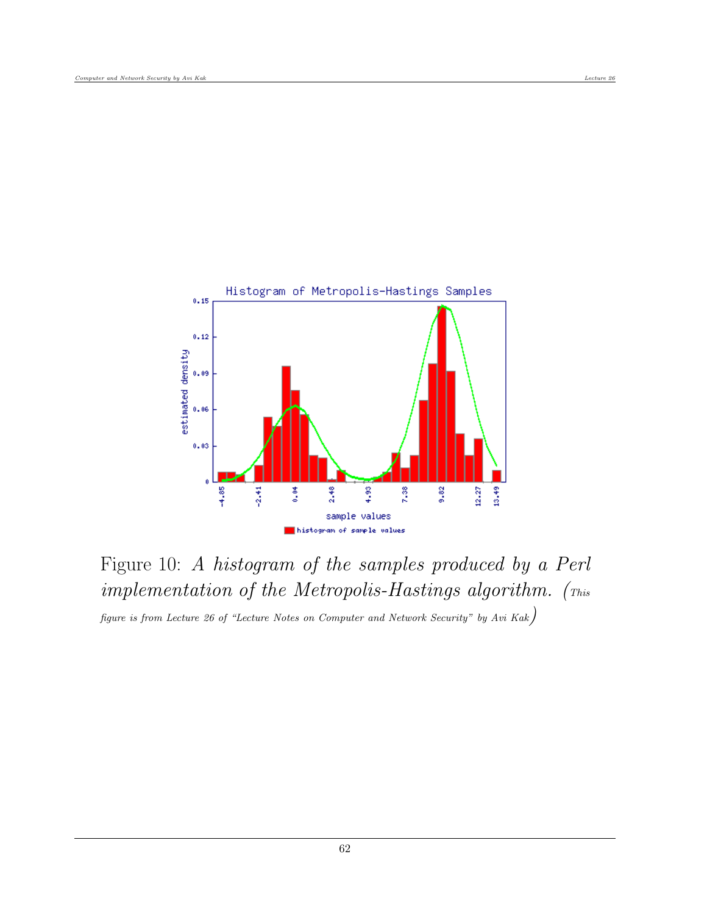Figure 10: *A histogram of the samples produced by a Perl implementation of the Metropolis-Hastings algorithm.* (*This figure is from Lecture 26 of "Lecture Notes on Computer and Network Security" by Avi Kak*)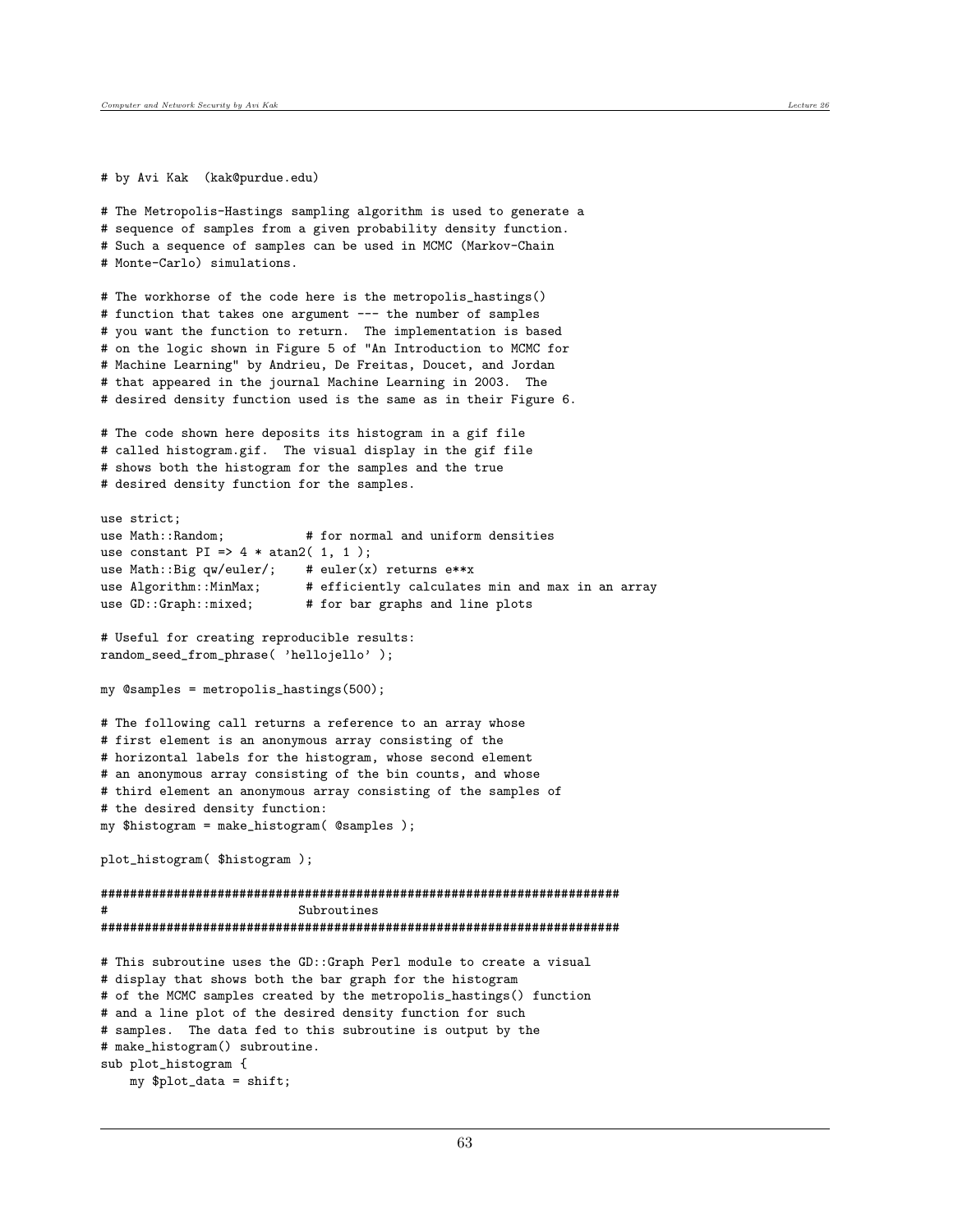```
# by Avi Kak  (kak@purdue.edu)

# The Metropolis-Hastings sampling algorithm is used to generate a
# sequence of samples from a given probability density function.
# Such a sequence of samples can be used in MCMC (Markov-Chain
# Monte-Carlo) simulations.

# The workhorse of the code here is the metropolis_hastings()
# function that takes one argument --- the number of samples
# you want the function to return.  The implementation is based
# on the logic shown in Figure 5 of "An Introduction to MCMC for
# Machine Learning" by Andrieu, De Freitas, Doucet, and Jordan
# that appeared in the journal Machine Learning in 2003.  The
# desired density function used is the same as in their Figure 6.

# The code shown here deposits its histogram in a gif file
# called histogram.gif.  The visual display in the gif file
# shows both the histogram for the samples and the true
# desired density function for the samples.

use strict;
use Math::Random;           # for normal and uniform densities
use constant PI => 4 * atan2( 1, 1 );
use Math::Big qw/euler/;    # euler(x) returns e**x
use Algorithm::MinMax;      # efficiently calculates min and max in an array
use GD::Graph::mixed;       # for bar graphs and line plots

# Useful for creating reproducible results:
random_seed_from_phrase( 'hellojello' );

my @samples = metropolis_hastings(500);

# The following call returns a reference to an array whose
# first element is an anonymous array consisting of the
# horizontal labels for the histogram, whose second element
# an anonymous array consisting of the bin counts, and whose
# third element an anonymous array consisting of the samples of
# the desired density function:
my $histogram = make_histogram( @samples );

plot_histogram( $histogram );

########################################################################
#                           Subroutines
########################################################################

# This subroutine uses the GD::Graph Perl module to create a visual
# display that shows both the bar graph for the histogram
# of the MCMC samples created by the metropolis_hastings() function
# and a line plot of the desired density function for such
# samples.  The data fed to this subroutine is output by the
# make_histogram() subroutine.
sub plot_histogram {
    my $plot_data = shift;
```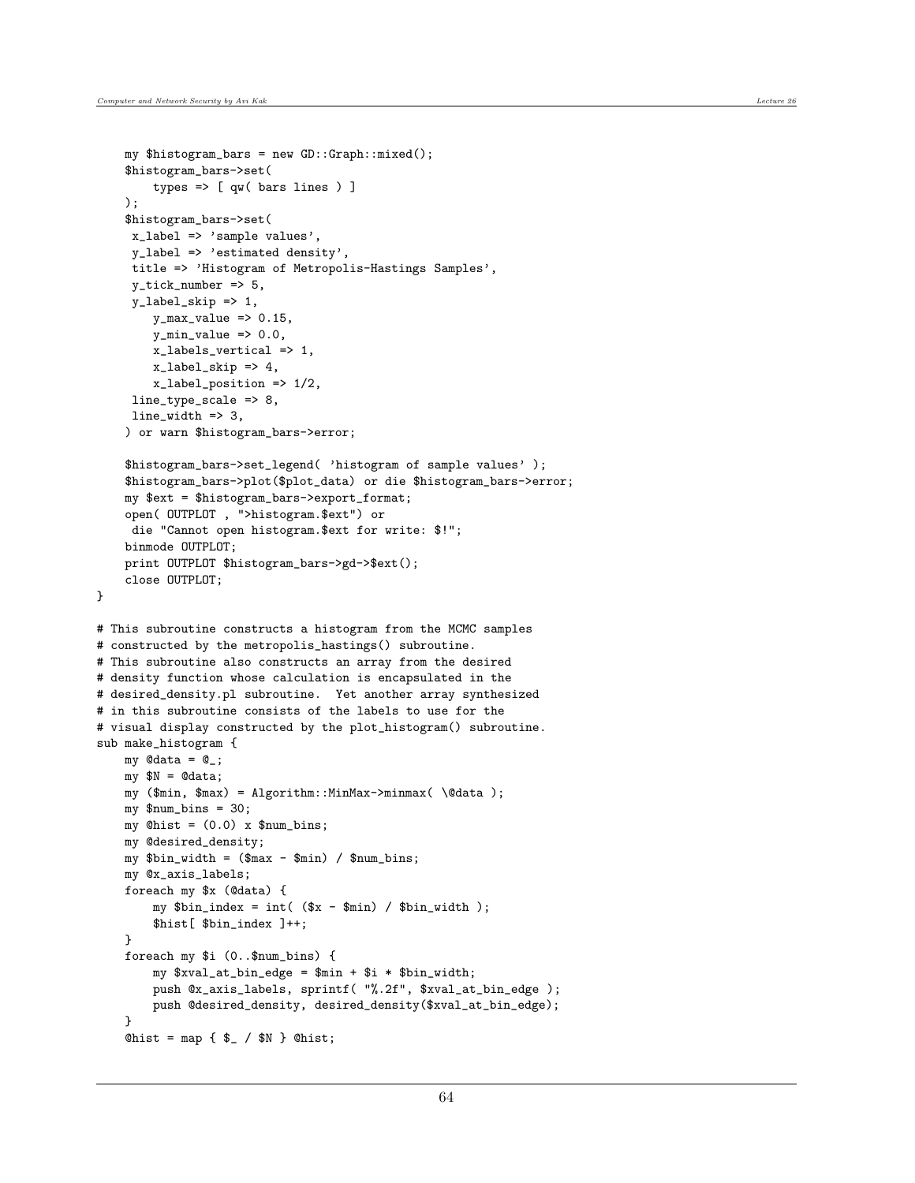```
    my $histogram_bars = new GD::Graph::mixed();
    $histogram_bars->set(
        types => [ qw( bars lines ) ]
    );
    $histogram_bars->set(
     x_label => 'sample values',
     y_label => 'estimated density',
     title => 'Histogram of Metropolis-Hastings Samples',
     y_tick_number => 5,
     y_label_skip => 1,
        y_max_value => 0.15,
        y_min_value => 0.0,
        x_labels_vertical => 1,
        x_label_skip => 4,
        x_label_position => 1/2,
     line_type_scale => 8,
     line_width => 3,
    ) or warn $histogram_bars->error;

    $histogram_bars->set_legend( 'histogram of sample values' );
    $histogram_bars->plot($plot_data) or die $histogram_bars->error;
    my $ext = $histogram_bars->export_format;
    open( OUTPLOT , ">histogram.$ext") or
     die "Cannot open histogram.$ext for write: $!";
    binmode OUTPLOT;
    print OUTPLOT $histogram_bars->gd->$ext();
    close OUTPLOT;
}

# This subroutine constructs a histogram from the MCMC samples
# constructed by the metropolis_hastings() subroutine.
# This subroutine also constructs an array from the desired
# density function whose calculation is encapsulated in the
# desired_density.pl subroutine.  Yet another array synthesized
# in this subroutine consists of the labels to use for the
# visual display constructed by the plot_histogram() subroutine.
sub make_histogram {
    my @data = @_;
    my $N = @data;
    my ($min, $max) = Algorithm::MinMax->minmax( \@data );
    my $num_bins = 30;
    my @hist = (0.0) x $num_bins;
    my @desired_density;
    my $bin_width = ($max - $min) / $num_bins;
    my @x_axis_labels;
    foreach my $x (@data) {
        my $bin_index = int( ($x - $min) / $bin_width );
        $hist[ $bin_index ]++;
    }
    foreach my $i (0..$num_bins) {
        my $xval_at_bin_edge = $min + $i * $bin_width;
        push @x_axis_labels, sprintf( "%.2f", $xval_at_bin_edge );
        push @desired_density, desired_density($xval_at_bin_edge);
    }
    @hist = map { $_ / $N } @hist;
```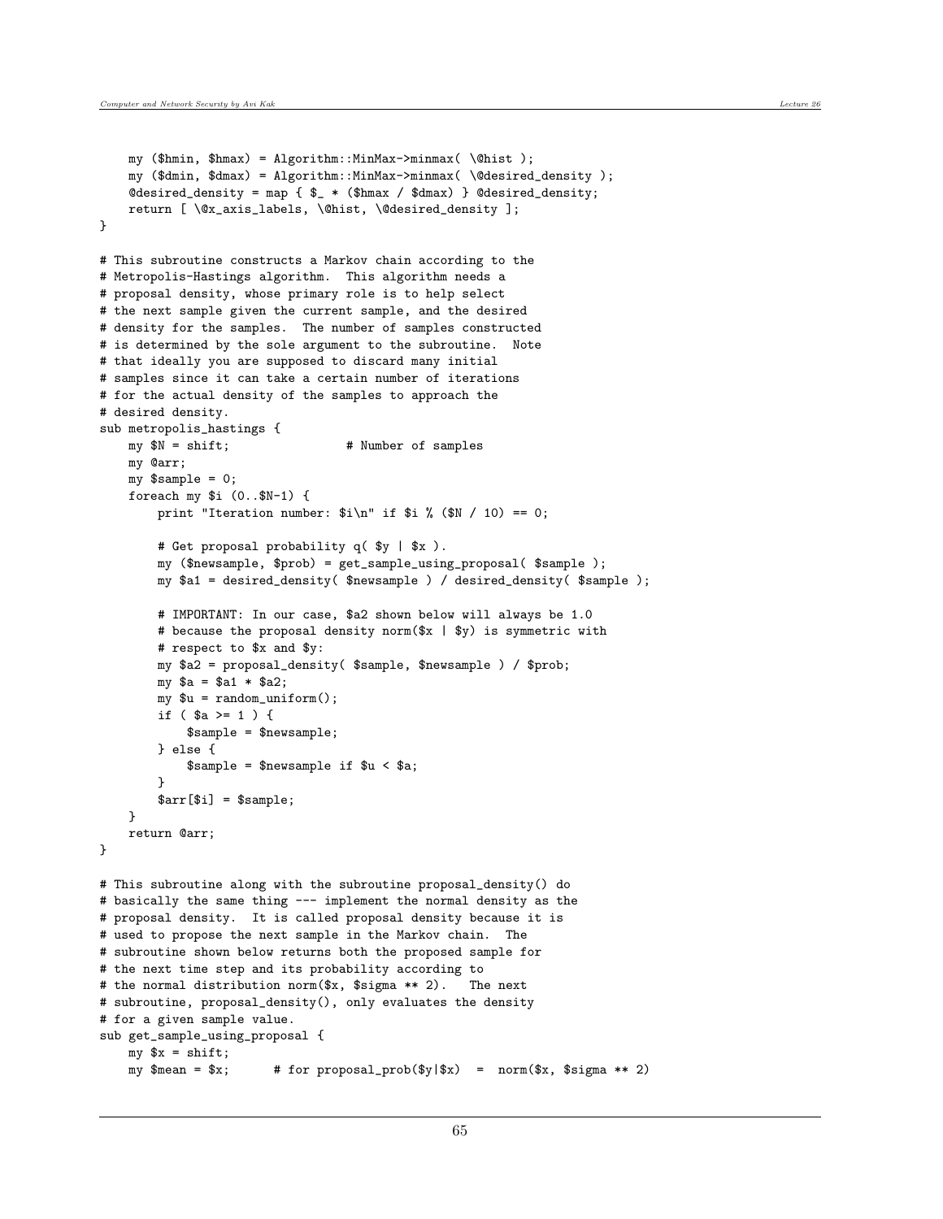```
    my ($hmin, $hmax) = Algorithm::MinMax->minmax( \@hist );
    my ($dmin, $dmax) = Algorithm::MinMax->minmax( \@desired_density );
    @desired_density = map { $_ * ($hmax / $dmax) } @desired_density;
    return [ \@x_axis_labels, \@hist, \@desired_density ];
}

# This subroutine constructs a Markov chain according to the
# Metropolis-Hastings algorithm.  This algorithm needs a
# proposal density, whose primary role is to help select
# the next sample given the current sample, and the desired
# density for the samples.  The number of samples constructed
# is determined by the sole argument to the subroutine.  Note
# that ideally you are supposed to discard many initial
# samples since it can take a certain number of iterations
# for the actual density of the samples to approach the
# desired density.
sub metropolis_hastings {
    my $N = shift;                # Number of samples
    my @arr;
    my $sample = 0;
    foreach my $i (0..$N-1) {
        print "Iteration number: $i\n" if $i % ($N / 10) == 0;

        # Get proposal probability q( $y | $x ).
        my ($newsample, $prob) = get_sample_using_proposal( $sample );
        my $a1 = desired_density( $newsample ) / desired_density( $sample );

        # IMPORTANT: In our case, $a2 shown below will always be 1.0
        # because the proposal density norm($x | $y) is symmetric with
        # respect to $x and $y:
        my $a2 = proposal_density( $sample, $newsample ) / $prob;
        my $a = $a1 * $a2;
        my $u = random_uniform();
        if ( $a >= 1 ) {
            $sample = $newsample;
        } else {
            $sample = $newsample if $u < $a;
        }
        $arr[$i] = $sample;
    }
    return @arr;
}

# This subroutine along with the subroutine proposal_density() do
# basically the same thing --- implement the normal density as the
# proposal density.  It is called proposal density because it is
# used to propose the next sample in the Markov chain.  The
# subroutine shown below returns both the proposed sample for
# the next time step and its probability according to
# the normal distribution norm($x, $sigma ** 2).   The next
# subroutine, proposal_density(), only evaluates the density
# for a given sample value.
sub get_sample_using_proposal {
    my $x = shift;
    my $mean = $x;      # for proposal_prob($y|$x)  =  norm($x, $sigma ** 2)
```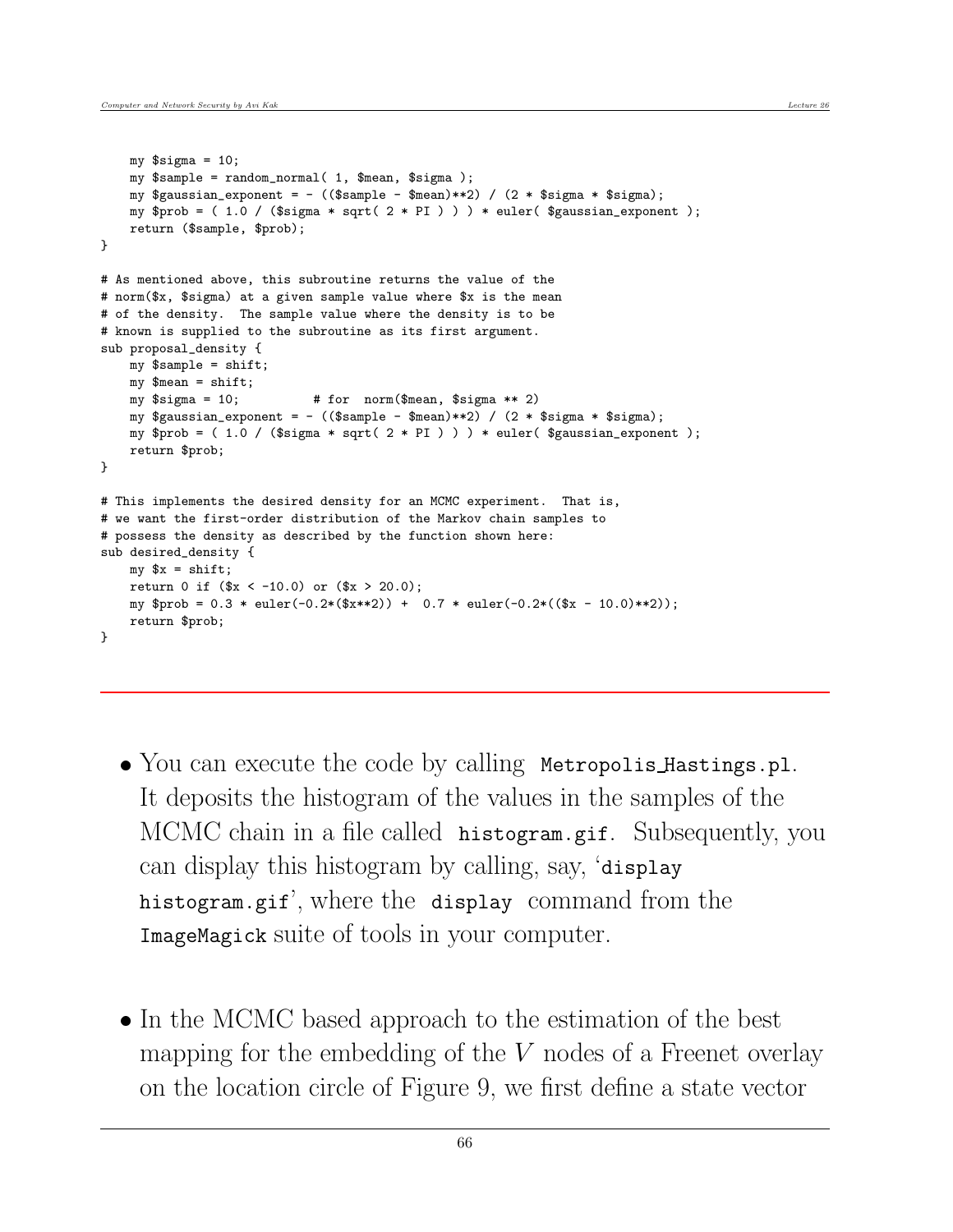```
    my $sigma = 10;
    my $sample = random_normal( 1, $mean, $sigma );
    my $gaussian_exponent = - (($sample - $mean)**2) / (2 * $sigma * $sigma);
    my $prob = ( 1.0 / ($sigma * sqrt( 2 * PI ) ) ) * euler( $gaussian_exponent );
    return ($sample, $prob);
}

# As mentioned above, this subroutine returns the value of the
# norm($x, $sigma) at a given sample value where $x is the mean
# of the density.  The sample value where the density is to be
# known is supplied to the subroutine as its first argument.
sub proposal_density {
    my $sample = shift;
    my $mean = shift;
    my $sigma = 10;          # for  norm($mean, $sigma ** 2)
    my $gaussian_exponent = - (($sample - $mean)**2) / (2 * $sigma * $sigma);
    my $prob = ( 1.0 / ($sigma * sqrt( 2 * PI ) ) ) * euler( $gaussian_exponent );
    return $prob;
}

# This implements the desired density for an MCMC experiment.  That is,
# we want the first-order distribution of the Markov chain samples to
# possess the density as described by the function shown here:
sub desired_density {
    my $x = shift;
    return 0 if ($x < -10.0) or ($x > 20.0);
    my $prob = 0.3 * euler(-0.2*($x**2)) +  0.7 * euler(-0.2*(($x - 10.0)**2));
    return $prob;
}
```

---

- You can execute the code by calling `Metropolis_Hastings.pl`. It deposits the histogram of the values in the samples of the MCMC chain in a file called `histogram.gif`. Subsequently, you can display this histogram by calling, say, '`display histogram.gif`', where the `display` command from the `ImageMagick` suite of tools in your computer.

- In the MCMC based approach to the estimation of the best mapping for the embedding of the $V$ nodes of a Freenet overlay on the location circle of Figure 9, we first define a state vector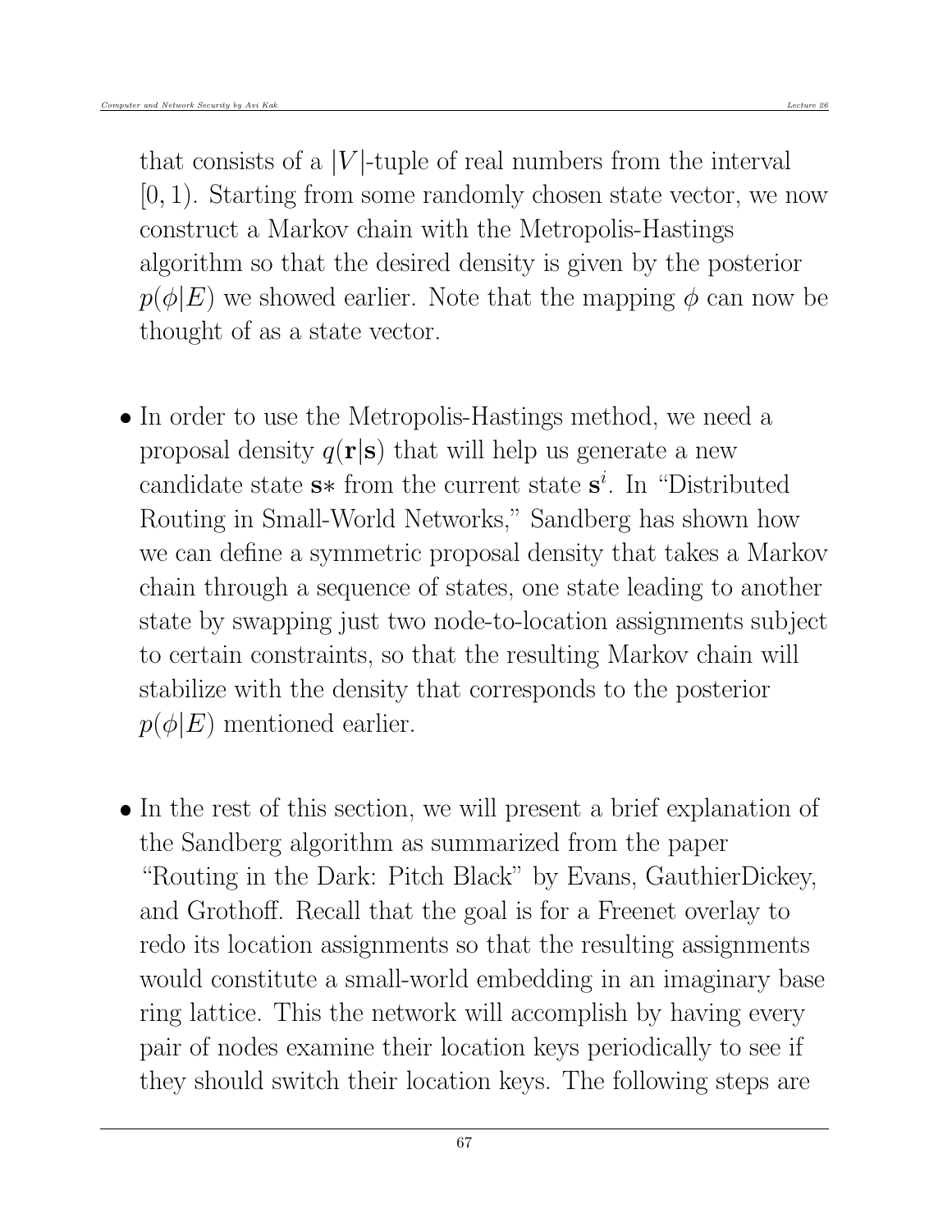that consists of a $|V|$-tuple of real numbers from the interval $[0, 1)$. Starting from some randomly chosen state vector, we now construct a Markov chain with the Metropolis-Hastings algorithm so that the desired density is given by the posterior $p(\phi|E)$ we showed earlier. Note that the mapping $\phi$ can now be thought of as a state vector.

- In order to use the Metropolis-Hastings method, we need a proposal density $q(\mathbf{r}|\mathbf{s})$ that will help us generate a new candidate state $\mathbf{s}*$ from the current state $\mathbf{s}^i$. In "Distributed Routing in Small-World Networks," Sandberg has shown how we can define a symmetric proposal density that takes a Markov chain through a sequence of states, one state leading to another state by swapping just two node-to-location assignments subject to certain constraints, so that the resulting Markov chain will stabilize with the density that corresponds to the posterior $p(\phi|E)$ mentioned earlier.

- In the rest of this section, we will present a brief explanation of the Sandberg algorithm as summarized from the paper "Routing in the Dark: Pitch Black" by Evans, GauthierDickey, and Grothoff. Recall that the goal is for a Freenet overlay to redo its location assignments so that the resulting assignments would constitute a small-world embedding in an imaginary base ring lattice. This the network will accomplish by having every pair of nodes examine their location keys periodically to see if they should switch their location keys. The following steps are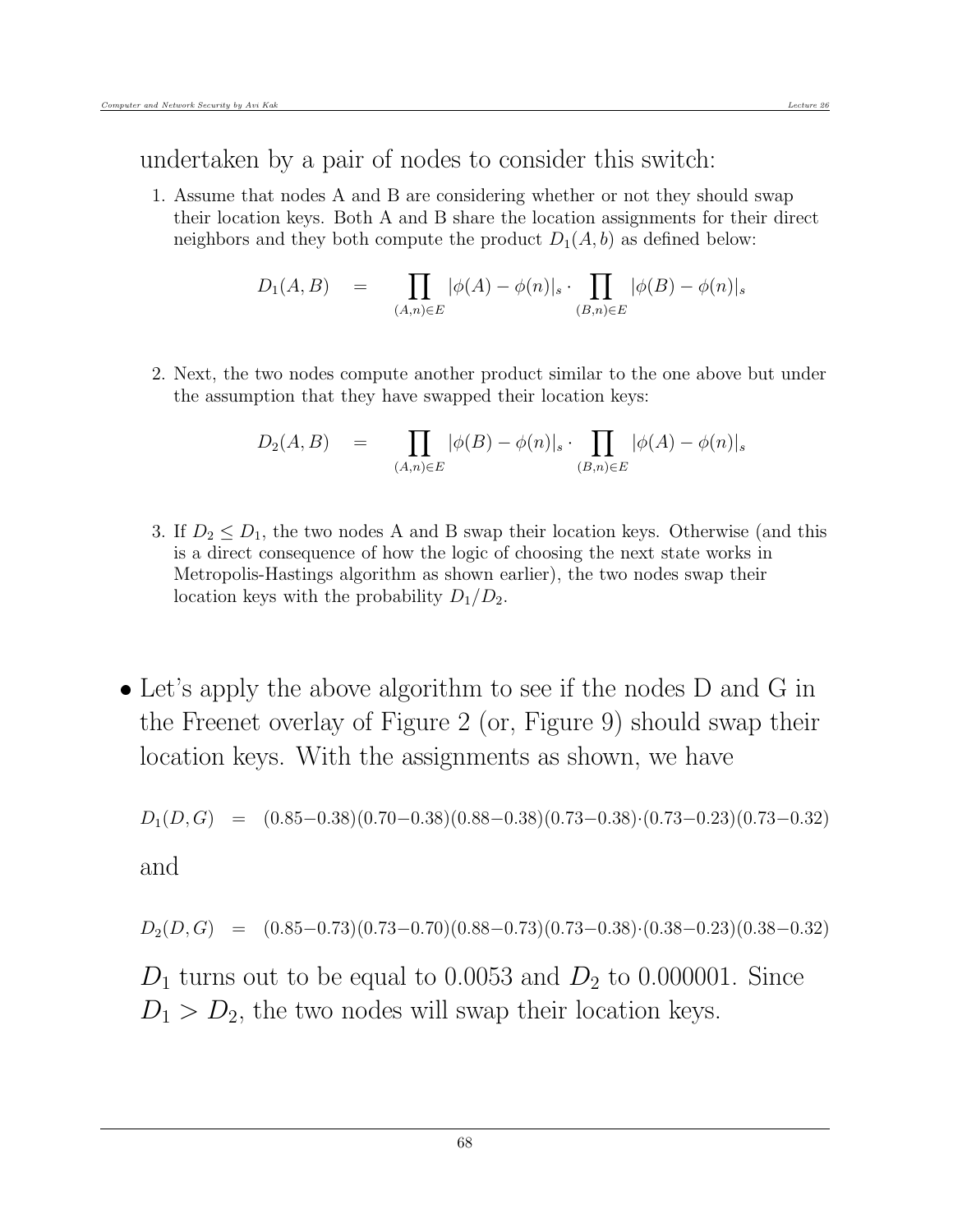undertaken by a pair of nodes to consider this switch:

1. Assume that nodes A and B are considering whether or not they should swap their location keys. Both A and B share the location assignments for their direct neighbors and they both compute the product $D_1(A, b)$ as defined below:

$$D_1(A, B) \quad = \quad \prod_{(A,n)\in E} |\phi(A) - \phi(n)|_s \cdot \prod_{(B,n)\in E} |\phi(B) - \phi(n)|_s$$

2. Next, the two nodes compute another product similar to the one above but under the assumption that they have swapped their location keys:

$$D_2(A, B) \quad = \quad \prod_{(A,n)\in E} |\phi(B) - \phi(n)|_s \cdot \prod_{(B,n)\in E} |\phi(A) - \phi(n)|_s$$

3. If $D_2 \leq D_1$, the two nodes A and B swap their location keys. Otherwise (and this is a direct consequence of how the logic of choosing the next state works in Metropolis-Hastings algorithm as shown earlier), the two nodes swap their location keys with the probability $D_1/D_2$.

- Let's apply the above algorithm to see if the nodes D and G in the Freenet overlay of Figure 2 (or, Figure 9) should swap their location keys. With the assignments as shown, we have

$$D_1(D, G) \quad = \quad (0.85{-}0.38)(0.70{-}0.38)(0.88{-}0.38)(0.73{-}0.38)\cdot(0.73{-}0.23)(0.73{-}0.32)$$

and

$$D_2(D, G) \quad = \quad (0.85{-}0.73)(0.73{-}0.70)(0.88{-}0.73)(0.73{-}0.38)\cdot(0.38{-}0.23)(0.38{-}0.32)$$

$D_1$ turns out to be equal to 0.0053 and $D_2$ to 0.000001. Since $D_1 > D_2$, the two nodes will swap their location keys.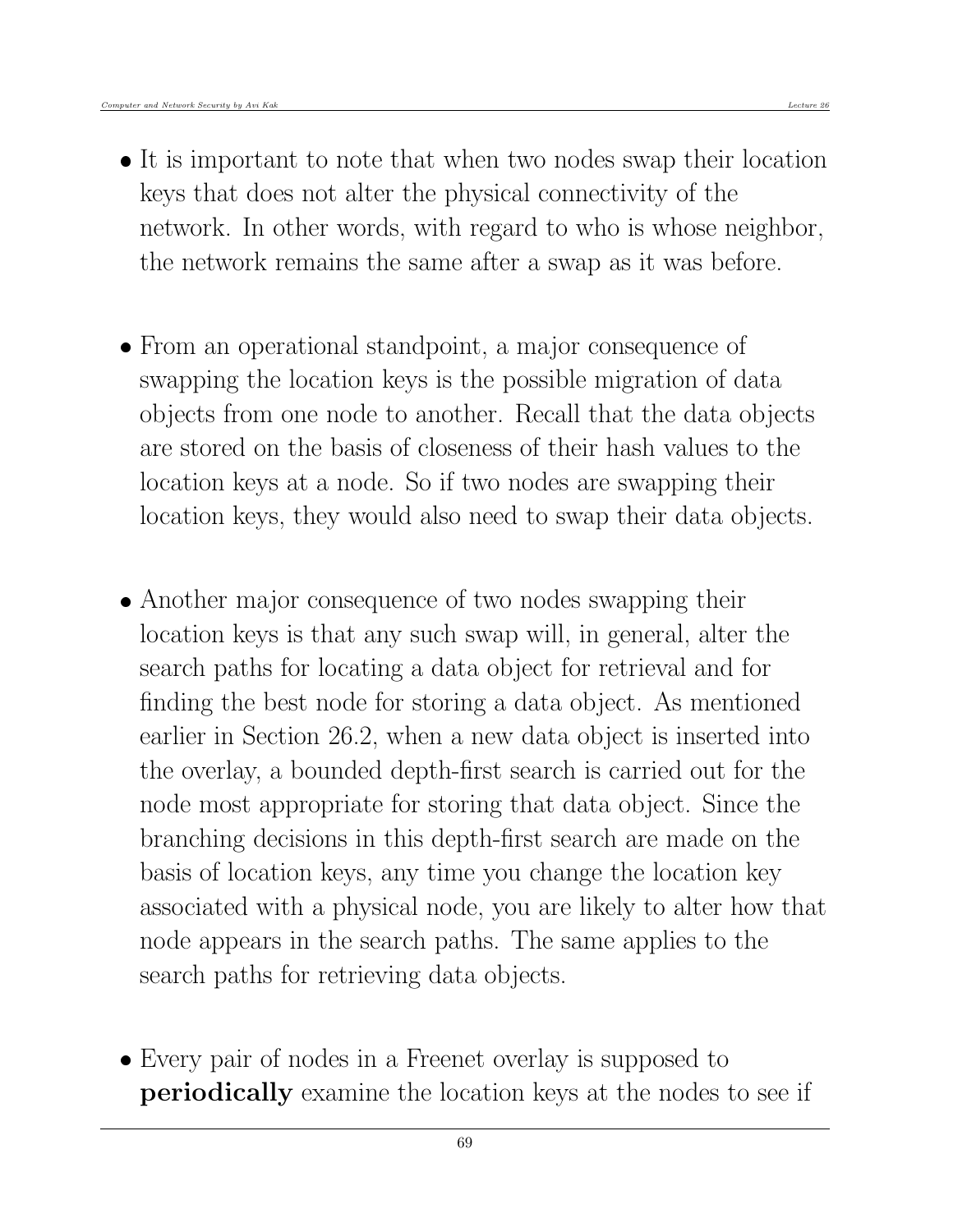- It is important to note that when two nodes swap their location keys that does not alter the physical connectivity of the network. In other words, with regard to who is whose neighbor, the network remains the same after a swap as it was before.

- From an operational standpoint, a major consequence of swapping the location keys is the possible migration of data objects from one node to another. Recall that the data objects are stored on the basis of closeness of their hash values to the location keys at a node. So if two nodes are swapping their location keys, they would also need to swap their data objects.

- Another major consequence of two nodes swapping their location keys is that any such swap will, in general, alter the search paths for locating a data object for retrieval and for finding the best node for storing a data object. As mentioned earlier in Section 26.2, when a new data object is inserted into the overlay, a bounded depth-first search is carried out for the node most appropriate for storing that data object. Since the branching decisions in this depth-first search are made on the basis of location keys, any time you change the location key associated with a physical node, you are likely to alter how that node appears in the search paths. The same applies to the search paths for retrieving data objects.

- Every pair of nodes in a Freenet overlay is supposed to **periodically** examine the location keys at the nodes to see if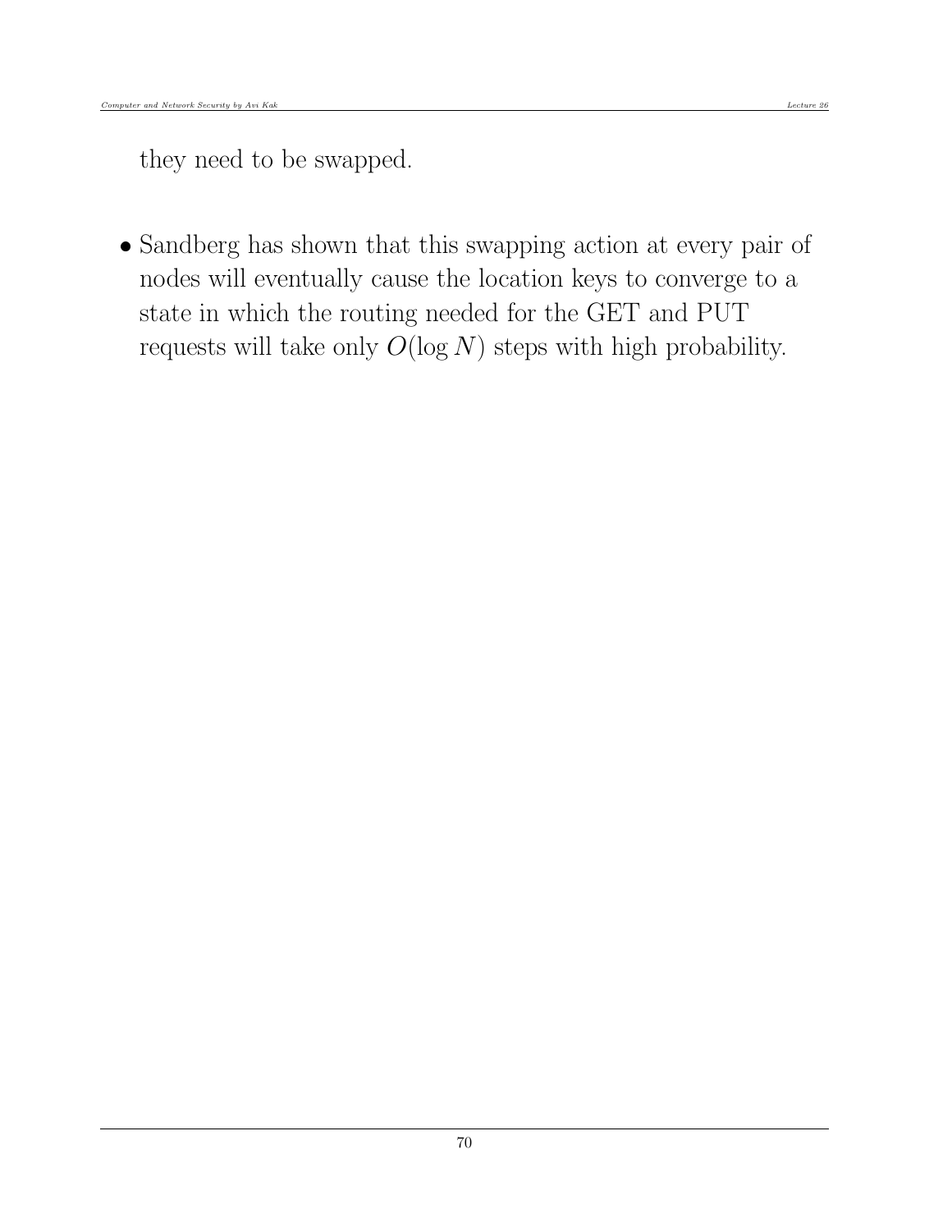they need to be swapped.

- Sandberg has shown that this swapping action at every pair of nodes will eventually cause the location keys to converge to a state in which the routing needed for the GET and PUT requests will take only $O(\log N)$ steps with high probability.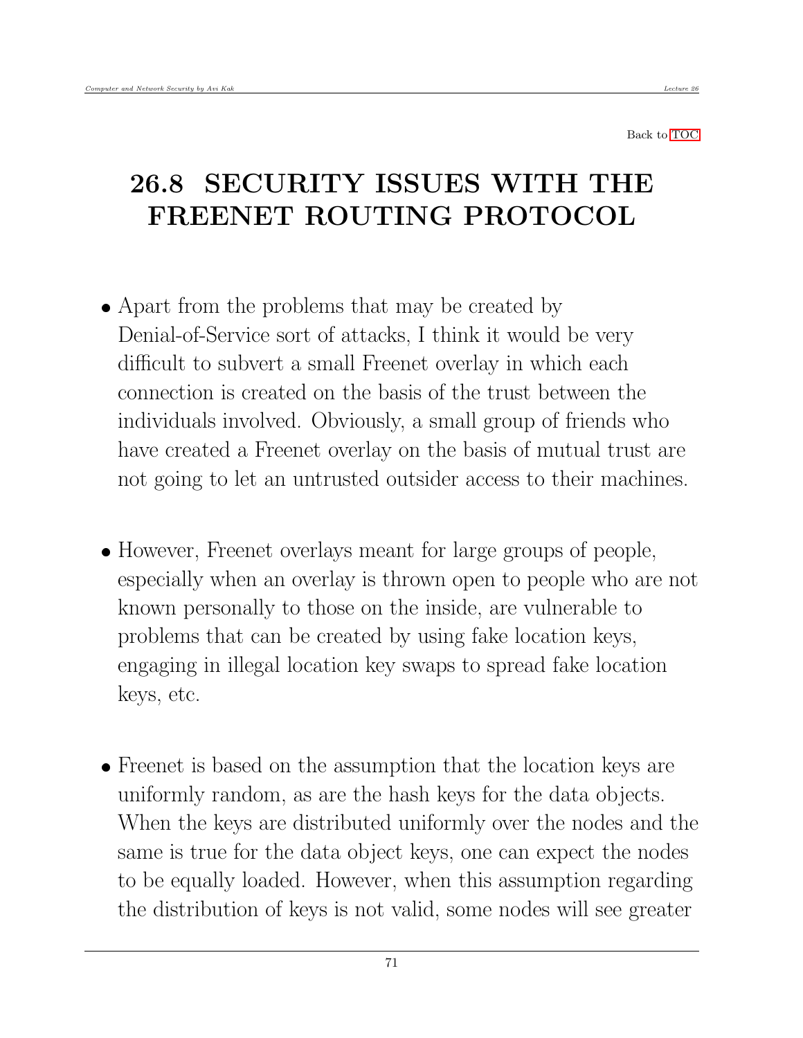Back to TOC

# 26.8 SECURITY ISSUES WITH THE FREENET ROUTING PROTOCOL

- Apart from the problems that may be created by Denial-of-Service sort of attacks, I think it would be very difficult to subvert a small Freenet overlay in which each connection is created on the basis of the trust between the individuals involved. Obviously, a small group of friends who have created a Freenet overlay on the basis of mutual trust are not going to let an untrusted outsider access to their machines.

- However, Freenet overlays meant for large groups of people, especially when an overlay is thrown open to people who are not known personally to those on the inside, are vulnerable to problems that can be created by using fake location keys, engaging in illegal location key swaps to spread fake location keys, etc.

- Freenet is based on the assumption that the location keys are uniformly random, as are the hash keys for the data objects. When the keys are distributed uniformly over the nodes and the same is true for the data object keys, one can expect the nodes to be equally loaded. However, when this assumption regarding the distribution of keys is not valid, some nodes will see greater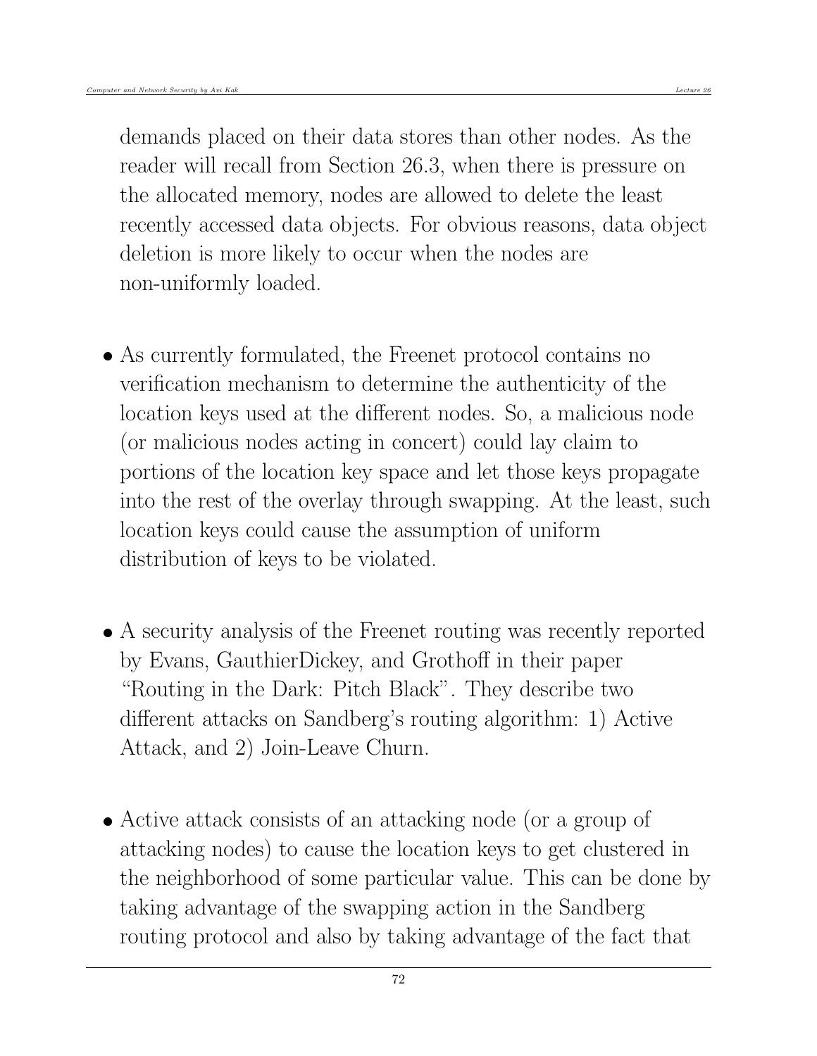demands placed on their data stores than other nodes. As the reader will recall from Section 26.3, when there is pressure on the allocated memory, nodes are allowed to delete the least recently accessed data objects. For obvious reasons, data object deletion is more likely to occur when the nodes are non-uniformly loaded.

- As currently formulated, the Freenet protocol contains no verification mechanism to determine the authenticity of the location keys used at the different nodes. So, a malicious node (or malicious nodes acting in concert) could lay claim to portions of the location key space and let those keys propagate into the rest of the overlay through swapping. At the least, such location keys could cause the assumption of uniform distribution of keys to be violated.

- A security analysis of the Freenet routing was recently reported by Evans, GauthierDickey, and Grothoff in their paper "Routing in the Dark: Pitch Black". They describe two different attacks on Sandberg's routing algorithm: 1) Active Attack, and 2) Join-Leave Churn.

- Active attack consists of an attacking node (or a group of attacking nodes) to cause the location keys to get clustered in the neighborhood of some particular value. This can be done by taking advantage of the swapping action in the Sandberg routing protocol and also by taking advantage of the fact that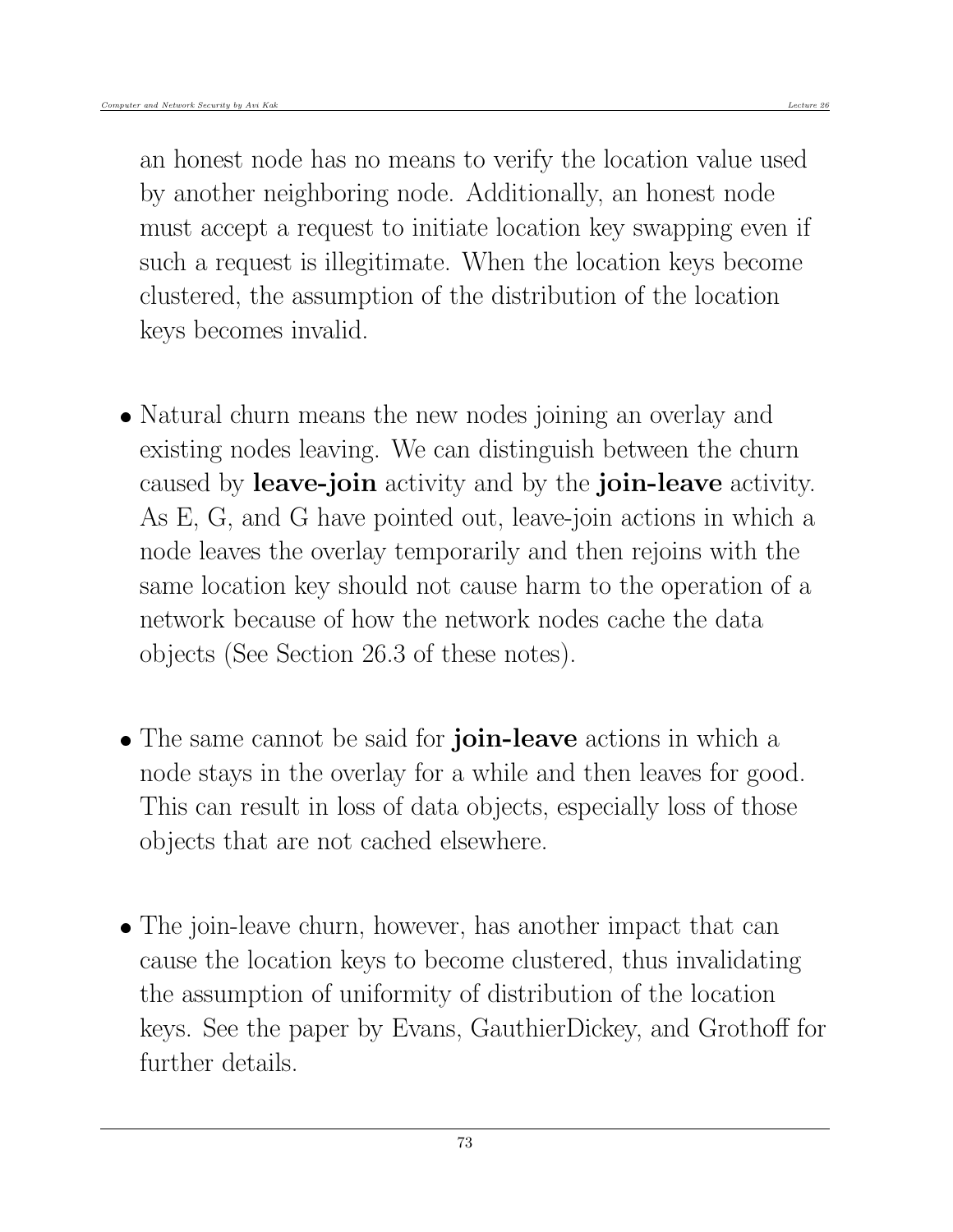an honest node has no means to verify the location value used by another neighboring node. Additionally, an honest node must accept a request to initiate location key swapping even if such a request is illegitimate. When the location keys become clustered, the assumption of the distribution of the location keys becomes invalid.

- Natural churn means the new nodes joining an overlay and existing nodes leaving. We can distinguish between the churn caused by **leave-join** activity and by the **join-leave** activity. As E, G, and G have pointed out, leave-join actions in which a node leaves the overlay temporarily and then rejoins with the same location key should not cause harm to the operation of a network because of how the network nodes cache the data objects (See Section 26.3 of these notes).

- The same cannot be said for **join-leave** actions in which a node stays in the overlay for a while and then leaves for good. This can result in loss of data objects, especially loss of those objects that are not cached elsewhere.

- The join-leave churn, however, has another impact that can cause the location keys to become clustered, thus invalidating the assumption of uniformity of distribution of the location keys. See the paper by Evans, GauthierDickey, and Grothoff for further details.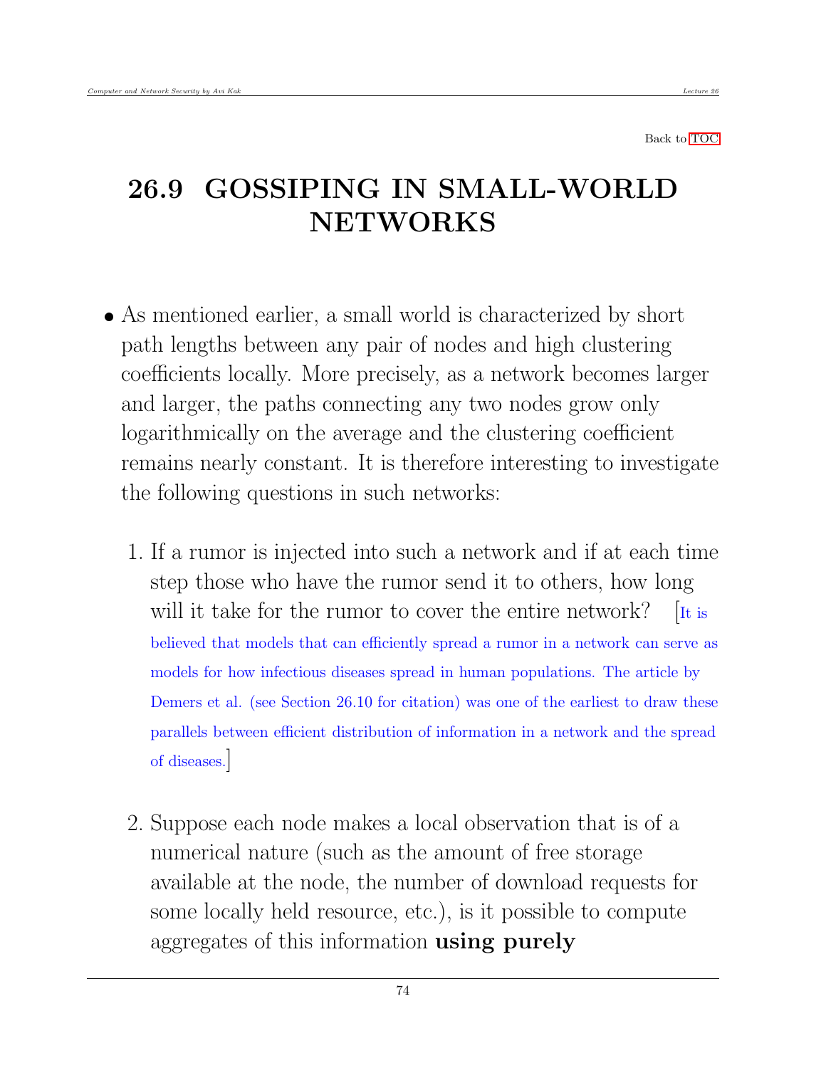Back to TOC

# 26.9 GOSSIPING IN SMALL-WORLD NETWORKS

- As mentioned earlier, a small world is characterized by short path lengths between any pair of nodes and high clustering coefficients locally. More precisely, as a network becomes larger and larger, the paths connecting any two nodes grow only logarithmically on the average and the clustering coefficient remains nearly constant. It is therefore interesting to investigate the following questions in such networks:

  1. If a rumor is injected into such a network and if at each time step those who have the rumor send it to others, how long will it take for the rumor to cover the entire network? [It is believed that models that can efficiently spread a rumor in a network can serve as models for how infectious diseases spread in human populations. The article by Demers et al. (see Section 26.10 for citation) was one of the earliest to draw these parallels between efficient distribution of information in a network and the spread of diseases.]

  2. Suppose each node makes a local observation that is of a numerical nature (such as the amount of free storage available at the node, the number of download requests for some locally held resource, etc.), is it possible to compute aggregates of this information **using purely**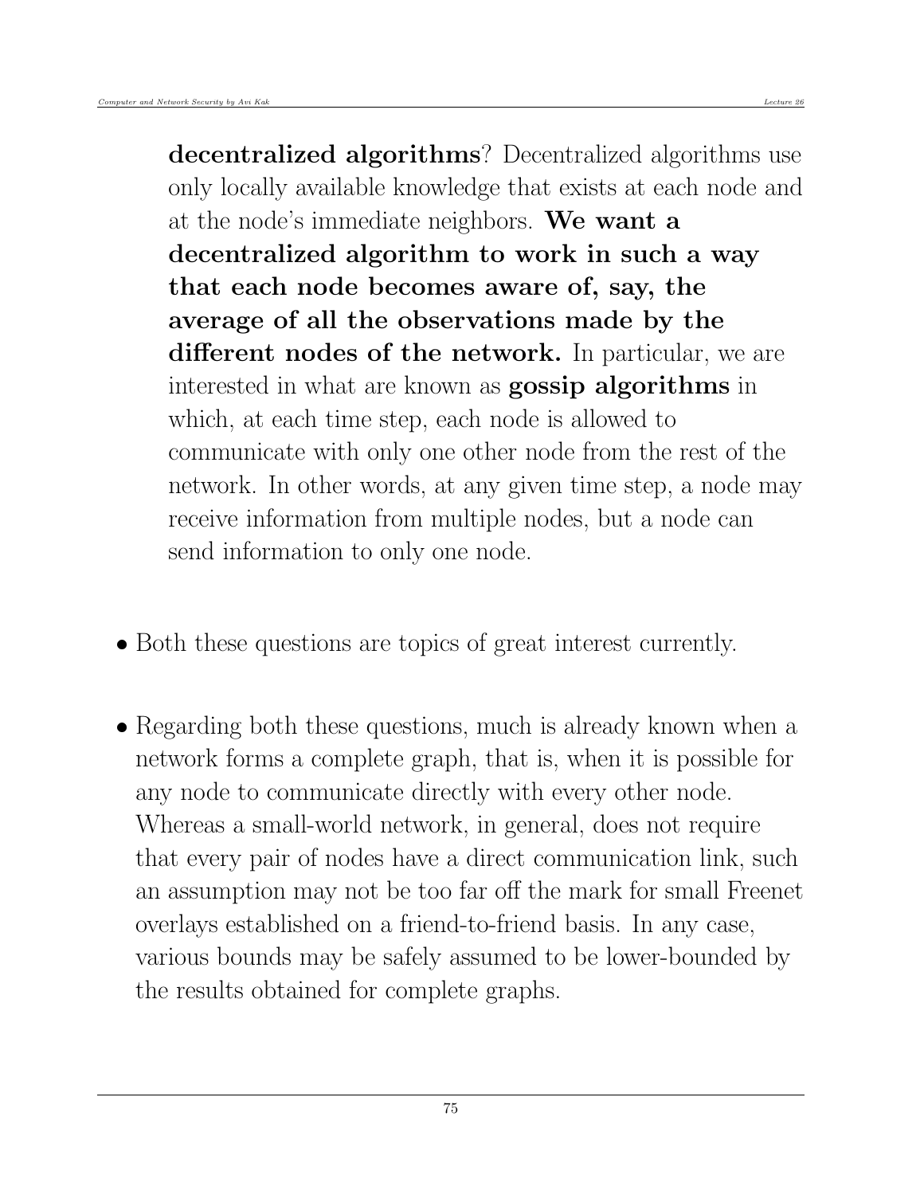**decentralized algorithms**? Decentralized algorithms use only locally available knowledge that exists at each node and at the node's immediate neighbors. **We want a decentralized algorithm to work in such a way that each node becomes aware of, say, the average of all the observations made by the different nodes of the network.** In particular, we are interested in what are known as **gossip algorithms** in which, at each time step, each node is allowed to communicate with only one other node from the rest of the network. In other words, at any given time step, a node may receive information from multiple nodes, but a node can send information to only one node.

- Both these questions are topics of great interest currently.

- Regarding both these questions, much is already known when a network forms a complete graph, that is, when it is possible for any node to communicate directly with every other node. Whereas a small-world network, in general, does not require that every pair of nodes have a direct communication link, such an assumption may not be too far off the mark for small Freenet overlays established on a friend-to-friend basis. In any case, various bounds may be safely assumed to be lower-bounded by the results obtained for complete graphs.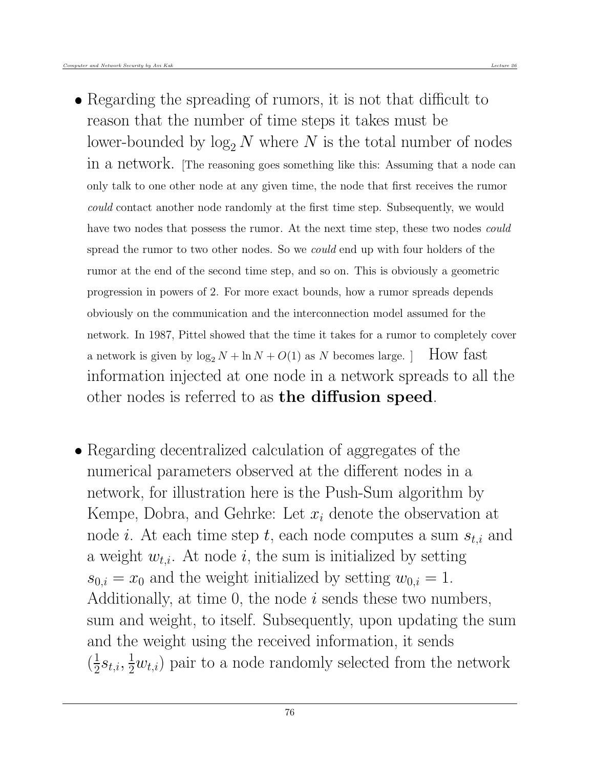- Regarding the spreading of rumors, it is not that difficult to reason that the number of time steps it takes must be lower-bounded by $\log_2 N$ where $N$ is the total number of nodes in a network. [The reasoning goes something like this: Assuming that a node can only talk to one other node at any given time, the node that first receives the rumor *could* contact another node randomly at the first time step. Subsequently, we would have two nodes that possess the rumor. At the next time step, these two nodes *could* spread the rumor to two other nodes. So we *could* end up with four holders of the rumor at the end of the second time step, and so on. This is obviously a geometric progression in powers of 2. For more exact bounds, how a rumor spreads depends obviously on the communication and the interconnection model assumed for the network. In 1987, Pittel showed that the time it takes for a rumor to completely cover a network is given by $\log_2 N + \ln N + O(1)$ as $N$ becomes large. ] How fast information injected at one node in a network spreads to all the other nodes is referred to as **the diffusion speed**.

- Regarding decentralized calculation of aggregates of the numerical parameters observed at the different nodes in a network, for illustration here is the Push-Sum algorithm by Kempe, Dobra, and Gehrke: Let $x_i$ denote the observation at node $i$. At each time step $t$, each node computes a sum $s_{t,i}$ and a weight $w_{t,i}$. At node $i$, the sum is initialized by setting $s_{0,i} = x_0$ and the weight initialized by setting $w_{0,i} = 1$. Additionally, at time 0, the node $i$ sends these two numbers, sum and weight, to itself. Subsequently, upon updating the sum and the weight using the received information, it sends $(\frac{1}{2}s_{t,i}, \frac{1}{2}w_{t,i})$ pair to a node randomly selected from the network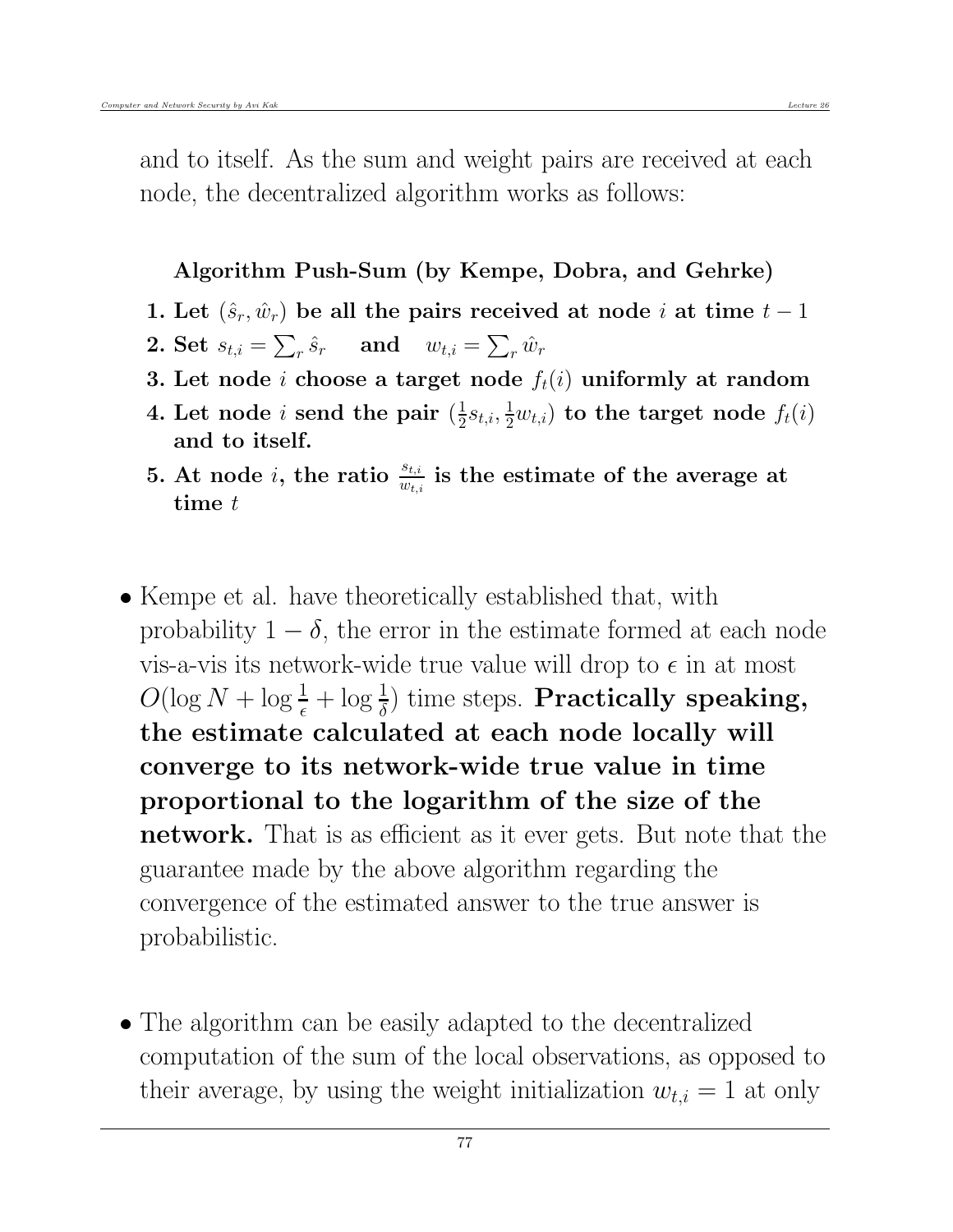and to itself. As the sum and weight pairs are received at each node, the decentralized algorithm works as follows:

**Algorithm Push-Sum (by Kempe, Dobra, and Gehrke)**

1. **Let $(\hat{s}_r, \hat{w}_r)$ be all the pairs received at node $i$ at time $t-1$**
2. **Set $s_{t,i} = \sum_r \hat{s}_r$ and $w_{t,i} = \sum_r \hat{w}_r$**
3. **Let node $i$ choose a target node $f_t(i)$ uniformly at random**
4. **Let node $i$ send the pair $(\frac{1}{2}s_{t,i}, \frac{1}{2}w_{t,i})$ to the target node $f_t(i)$ and to itself.**
5. **At node $i$, the ratio $\frac{s_{t,i}}{w_{t,i}}$ is the estimate of the average at time $t$**

- Kempe et al. have theoretically established that, with probability $1-\delta$, the error in the estimate formed at each node vis-a-vis its network-wide true value will drop to $\epsilon$ in at most $O(\log N + \log\frac{1}{\epsilon} + \log\frac{1}{\delta})$ time steps. **Practically speaking, the estimate calculated at each node locally will converge to its network-wide true value in time proportional to the logarithm of the size of the network.** That is as efficient as it ever gets. But note that the guarantee made by the above algorithm regarding the convergence of the estimated answer to the true answer is probabilistic.

- The algorithm can be easily adapted to the decentralized computation of the sum of the local observations, as opposed to their average, by using the weight initialization $w_{t,i} = 1$ at only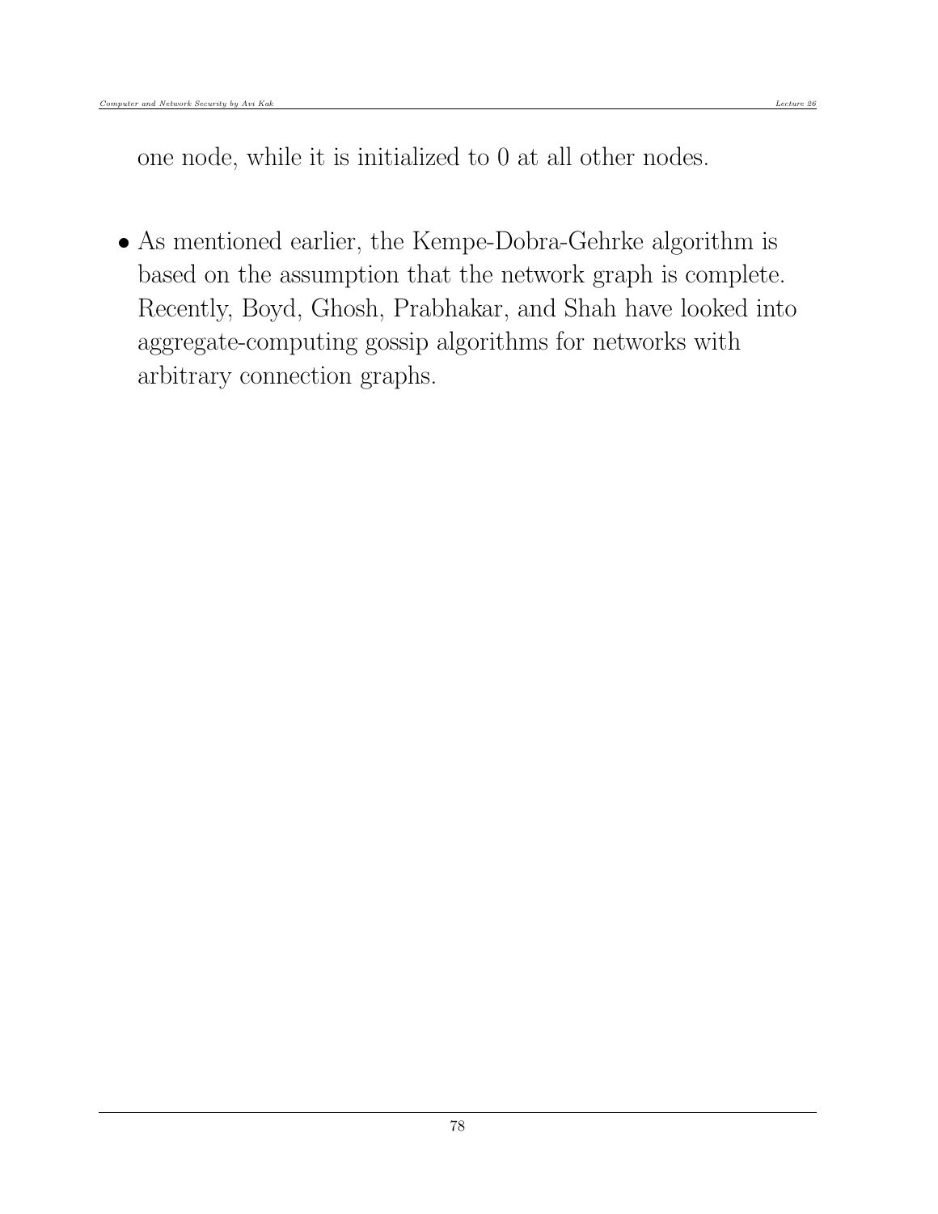one node, while it is initialized to 0 at all other nodes.

- As mentioned earlier, the Kempe-Dobra-Gehrke algorithm is based on the assumption that the network graph is complete. Recently, Boyd, Ghosh, Prabhakar, and Shah have looked into aggregate-computing gossip algorithms for networks with arbitrary connection graphs.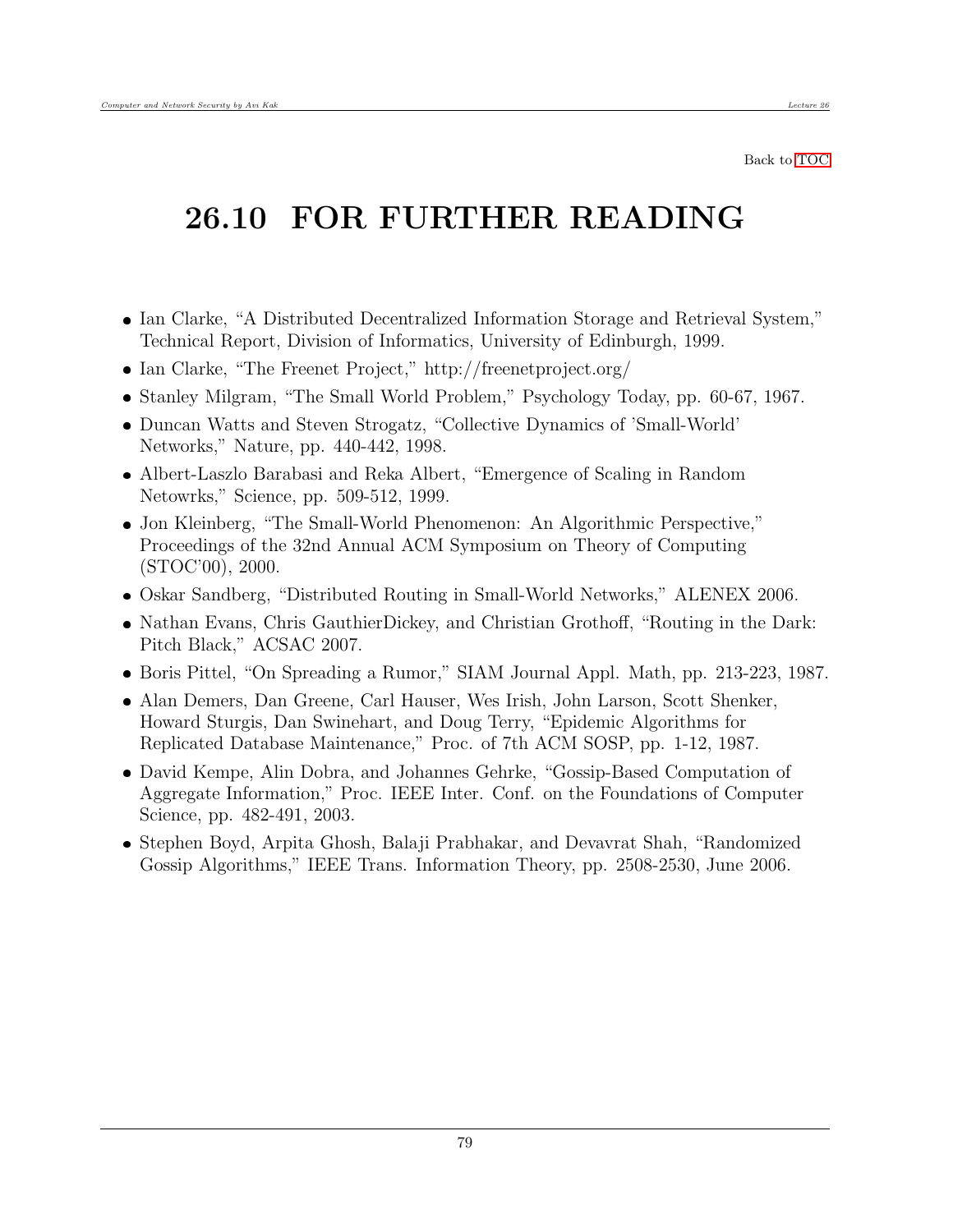Back to TOC

# 26.10 FOR FURTHER READING

- Ian Clarke, "A Distributed Decentralized Information Storage and Retrieval System," Technical Report, Division of Informatics, University of Edinburgh, 1999.
- Ian Clarke, "The Freenet Project," http://freenetproject.org/
- Stanley Milgram, "The Small World Problem," Psychology Today, pp. 60-67, 1967.
- Duncan Watts and Steven Strogatz, "Collective Dynamics of 'Small-World' Networks," Nature, pp. 440-442, 1998.
- Albert-Laszlo Barabasi and Reka Albert, "Emergence of Scaling in Random Netowrks," Science, pp. 509-512, 1999.
- Jon Kleinberg, "The Small-World Phenomenon: An Algorithmic Perspective," Proceedings of the 32nd Annual ACM Symposium on Theory of Computing (STOC'00), 2000.
- Oskar Sandberg, "Distributed Routing in Small-World Networks," ALENEX 2006.
- Nathan Evans, Chris GauthierDickey, and Christian Grothoff, "Routing in the Dark: Pitch Black," ACSAC 2007.
- Boris Pittel, "On Spreading a Rumor," SIAM Journal Appl. Math, pp. 213-223, 1987.
- Alan Demers, Dan Greene, Carl Hauser, Wes Irish, John Larson, Scott Shenker, Howard Sturgis, Dan Swinehart, and Doug Terry, "Epidemic Algorithms for Replicated Database Maintenance," Proc. of 7th ACM SOSP, pp. 1-12, 1987.
- David Kempe, Alin Dobra, and Johannes Gehrke, "Gossip-Based Computation of Aggregate Information," Proc. IEEE Inter. Conf. on the Foundations of Computer Science, pp. 482-491, 2003.
- Stephen Boyd, Arpita Ghosh, Balaji Prabhakar, and Devavrat Shah, "Randomized Gossip Algorithms," IEEE Trans. Information Theory, pp. 2508-2530, June 2006.